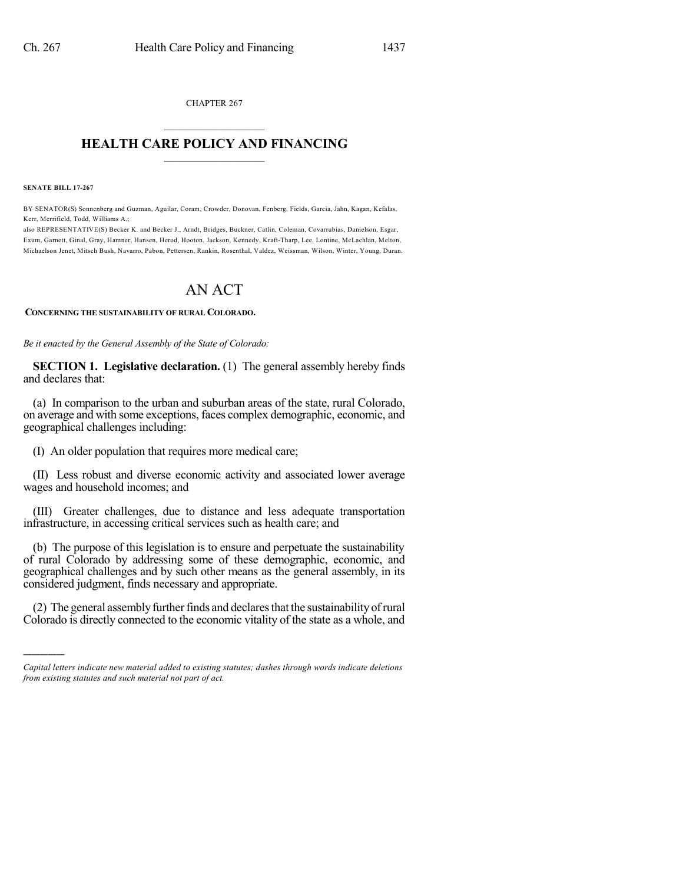CHAPTER 267

# HEALTH CARE POLICY AND FINANCING

**SENATE BILL 17-267**

BY SENATOR(S) Sonnenberg and Guzman, Aguilar, Coram, Crowder, Donovan, Fenberg, Fields, Garcia, Jahn, Kagan, Kefalas, Kerr, Merrifield, Todd, Williams A.;
also REPRESENTATIVE(S) Becker K. and Becker J., Arndt, Bridges, Buckner, Catlin, Coleman, Covarrubias, Danielson, Esgar, Exum, Garnett, Ginal, Gray, Hamner, Hansen, Herod, Hooton, Jackson, Kennedy, Kraft-Tharp, Lee, Lontine, McLachlan, Melton, Michaelson Jenet, Mitsch Bush, Navarro, Pabon, Pettersen, Rankin, Rosenthal, Valdez, Weissman, Wilson, Winter, Young, Duran.

# AN ACT

**CONCERNING THE SUSTAINABILITY OF RURAL COLORADO.**

*Be it enacted by the General Assembly of the State of Colorado:*

**SECTION 1. Legislative declaration.** (1) The general assembly hereby finds and declares that:

(a) In comparison to the urban and suburban areas of the state, rural Colorado, on average and with some exceptions, faces complex demographic, economic, and geographical challenges including:

(I) An older population that requires more medical care;

(II) Less robust and diverse economic activity and associated lower average wages and household incomes; and

(III) Greater challenges, due to distance and less adequate transportation infrastructure, in accessing critical services such as health care; and

(b) The purpose of this legislation is to ensure and perpetuate the sustainability of rural Colorado by addressing some of these demographic, economic, and geographical challenges and by such other means as the general assembly, in its considered judgment, finds necessary and appropriate.

(2) The general assembly further finds and declares that the sustainability of rural Colorado is directly connected to the economic vitality of the state as a whole, and

*Capital letters indicate new material added to existing statutes; dashes through words indicate deletions from existing statutes and such material not part of act.*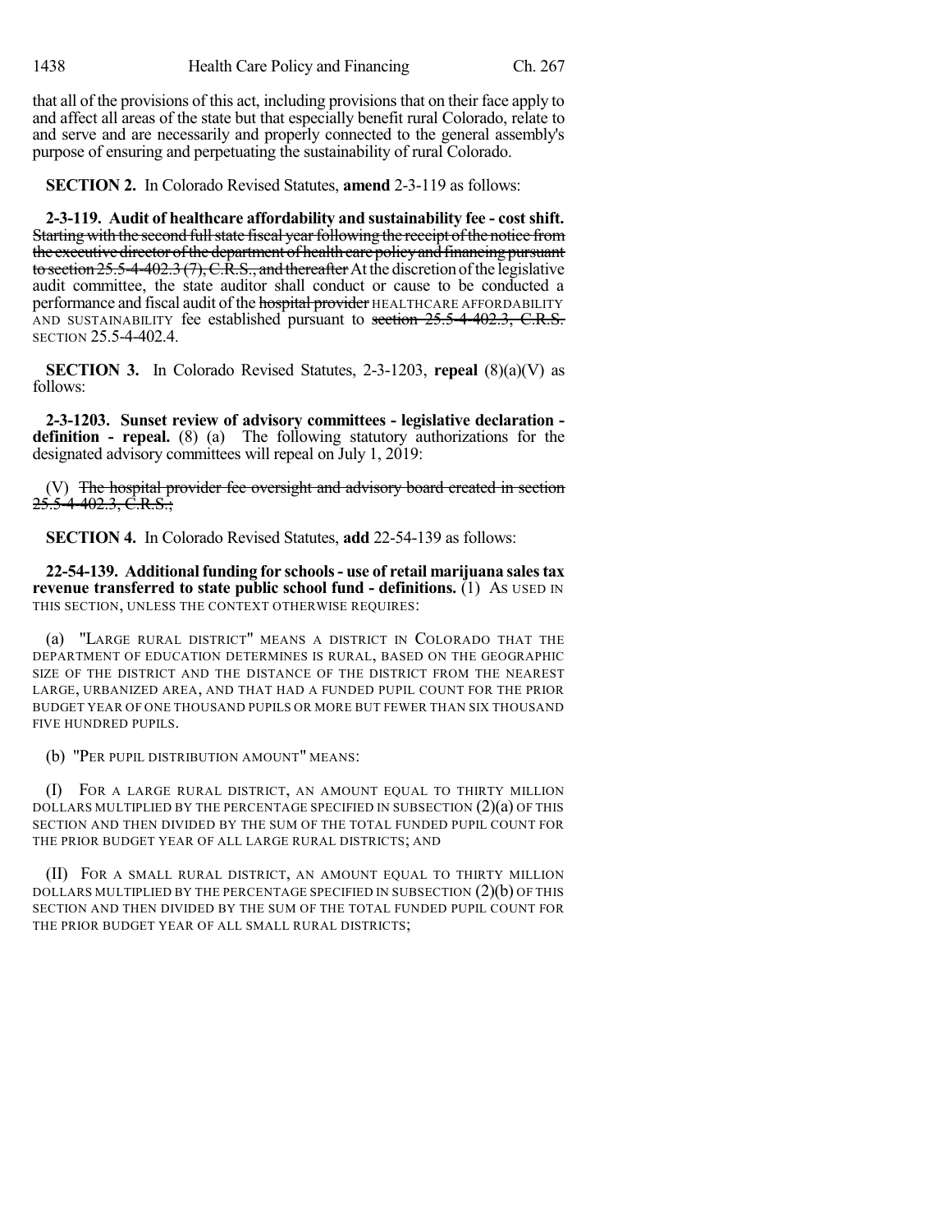that all of the provisions of this act, including provisions that on their face apply to and affect all areas of the state but that especially benefit rural Colorado, relate to and serve and are necessarily and properly connected to the general assembly's purpose of ensuring and perpetuating the sustainability of rural Colorado.

**SECTION 2.** In Colorado Revised Statutes, **amend** 2-3-119 as follows:

**2-3-119. Audit of healthcare affordability and sustainability fee - cost shift.** ~~Starting with the second full state fiscal year following the receipt of the notice from the executive director of the department of health care policy and financing pursuant to section 25.5-4-402.3 (7), C.R.S., and thereafter~~ At the discretion of the legislative audit committee, the state auditor shall conduct or cause to be conducted a performance and fiscal audit of the ~~hospital provider~~ HEALTHCARE AFFORDABILITY AND SUSTAINABILITY fee established pursuant to ~~section 25.5-4-402.3, C.R.S.~~ SECTION 25.5-4-402.4.

**SECTION 3.** In Colorado Revised Statutes, 2-3-1203, **repeal** (8)(a)(V) as follows:

**2-3-1203. Sunset review of advisory committees - legislative declaration - definition - repeal.** (8) (a) The following statutory authorizations for the designated advisory committees will repeal on July 1, 2019:

(V) ~~The hospital provider fee oversight and advisory board created in section 25.5-4-402.3, C.R.S.;~~

**SECTION 4.** In Colorado Revised Statutes, **add** 22-54-139 as follows:

**22-54-139. Additional funding for schools - use of retail marijuana sales tax revenue transferred to state public school fund - definitions.** (1) AS USED IN THIS SECTION, UNLESS THE CONTEXT OTHERWISE REQUIRES:

(a) "LARGE RURAL DISTRICT" MEANS A DISTRICT IN COLORADO THAT THE DEPARTMENT OF EDUCATION DETERMINES IS RURAL, BASED ON THE GEOGRAPHIC SIZE OF THE DISTRICT AND THE DISTANCE OF THE DISTRICT FROM THE NEAREST LARGE, URBANIZED AREA, AND THAT HAD A FUNDED PUPIL COUNT FOR THE PRIOR BUDGET YEAR OF ONE THOUSAND PUPILS OR MORE BUT FEWER THAN SIX THOUSAND FIVE HUNDRED PUPILS.

(b) "PER PUPIL DISTRIBUTION AMOUNT" MEANS:

(I) FOR A LARGE RURAL DISTRICT, AN AMOUNT EQUAL TO THIRTY MILLION DOLLARS MULTIPLIED BY THE PERCENTAGE SPECIFIED IN SUBSECTION (2)(a) OF THIS SECTION AND THEN DIVIDED BY THE SUM OF THE TOTAL FUNDED PUPIL COUNT FOR THE PRIOR BUDGET YEAR OF ALL LARGE RURAL DISTRICTS; AND

(II) FOR A SMALL RURAL DISTRICT, AN AMOUNT EQUAL TO THIRTY MILLION DOLLARS MULTIPLIED BY THE PERCENTAGE SPECIFIED IN SUBSECTION (2)(b) OF THIS SECTION AND THEN DIVIDED BY THE SUM OF THE TOTAL FUNDED PUPIL COUNT FOR THE PRIOR BUDGET YEAR OF ALL SMALL RURAL DISTRICTS;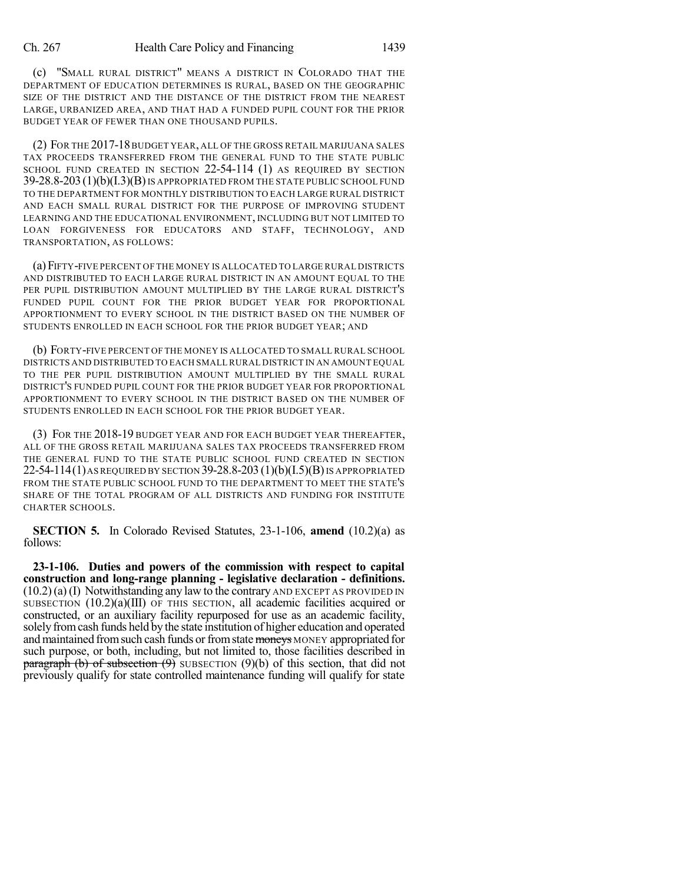(c) "SMALL RURAL DISTRICT" MEANS A DISTRICT IN COLORADO THAT THE DEPARTMENT OF EDUCATION DETERMINES IS RURAL, BASED ON THE GEOGRAPHIC SIZE OF THE DISTRICT AND THE DISTANCE OF THE DISTRICT FROM THE NEAREST LARGE, URBANIZED AREA, AND THAT HAD A FUNDED PUPIL COUNT FOR THE PRIOR BUDGET YEAR OF FEWER THAN ONE THOUSAND PUPILS.

(2) FOR THE 2017-18 BUDGET YEAR, ALL OF THE GROSS RETAIL MARIJUANA SALES TAX PROCEEDS TRANSFERRED FROM THE GENERAL FUND TO THE STATE PUBLIC SCHOOL FUND CREATED IN SECTION 22-54-114 (1) AS REQUIRED BY SECTION 39-28.8-203 (1)(b)(I.3)(B) IS APPROPRIATED FROM THE STATE PUBLIC SCHOOL FUND TO THE DEPARTMENT FOR MONTHLY DISTRIBUTION TO EACH LARGE RURAL DISTRICT AND EACH SMALL RURAL DISTRICT FOR THE PURPOSE OF IMPROVING STUDENT LEARNING AND THE EDUCATIONAL ENVIRONMENT, INCLUDING BUT NOT LIMITED TO LOAN FORGIVENESS FOR EDUCATORS AND STAFF, TECHNOLOGY, AND TRANSPORTATION, AS FOLLOWS:

(a) FIFTY-FIVE PERCENT OF THE MONEY IS ALLOCATED TO LARGE RURAL DISTRICTS AND DISTRIBUTED TO EACH LARGE RURAL DISTRICT IN AN AMOUNT EQUAL TO THE PER PUPIL DISTRIBUTION AMOUNT MULTIPLIED BY THE LARGE RURAL DISTRICT'S FUNDED PUPIL COUNT FOR THE PRIOR BUDGET YEAR FOR PROPORTIONAL APPORTIONMENT TO EVERY SCHOOL IN THE DISTRICT BASED ON THE NUMBER OF STUDENTS ENROLLED IN EACH SCHOOL FOR THE PRIOR BUDGET YEAR; AND

(b) FORTY-FIVE PERCENT OF THE MONEY IS ALLOCATED TO SMALL RURAL SCHOOL DISTRICTS AND DISTRIBUTED TO EACH SMALL RURAL DISTRICT IN AN AMOUNT EQUAL TO THE PER PUPIL DISTRIBUTION AMOUNT MULTIPLIED BY THE SMALL RURAL DISTRICT'S FUNDED PUPIL COUNT FOR THE PRIOR BUDGET YEAR FOR PROPORTIONAL APPORTIONMENT TO EVERY SCHOOL IN THE DISTRICT BASED ON THE NUMBER OF STUDENTS ENROLLED IN EACH SCHOOL FOR THE PRIOR BUDGET YEAR.

(3) FOR THE 2018-19 BUDGET YEAR AND FOR EACH BUDGET YEAR THEREAFTER, ALL OF THE GROSS RETAIL MARIJUANA SALES TAX PROCEEDS TRANSFERRED FROM THE GENERAL FUND TO THE STATE PUBLIC SCHOOL FUND CREATED IN SECTION 22-54-114 (1) AS REQUIRED BY SECTION 39-28.8-203 (1)(b)(I.5)(B) IS APPROPRIATED FROM THE STATE PUBLIC SCHOOL FUND TO THE DEPARTMENT TO MEET THE STATE'S SHARE OF THE TOTAL PROGRAM OF ALL DISTRICTS AND FUNDING FOR INSTITUTE CHARTER SCHOOLS.

**SECTION 5.** In Colorado Revised Statutes, 23-1-106, **amend** (10.2)(a) as follows:

**23-1-106. Duties and powers of the commission with respect to capital construction and long-range planning - legislative declaration - definitions.** (10.2) (a) (I) Notwithstanding any law to the contrary AND EXCEPT AS PROVIDED IN SUBSECTION (10.2)(a)(III) OF THIS SECTION, all academic facilities acquired or constructed, or an auxiliary facility repurposed for use as an academic facility, solely from cash funds held by the state institution of higher education and operated and maintained from such cash funds or from state ~~moneys~~ MONEY appropriated for such purpose, or both, including, but not limited to, those facilities described in ~~paragraph (b) of subsection (9)~~ SUBSECTION (9)(b) of this section, that did not previously qualify for state controlled maintenance funding will qualify for state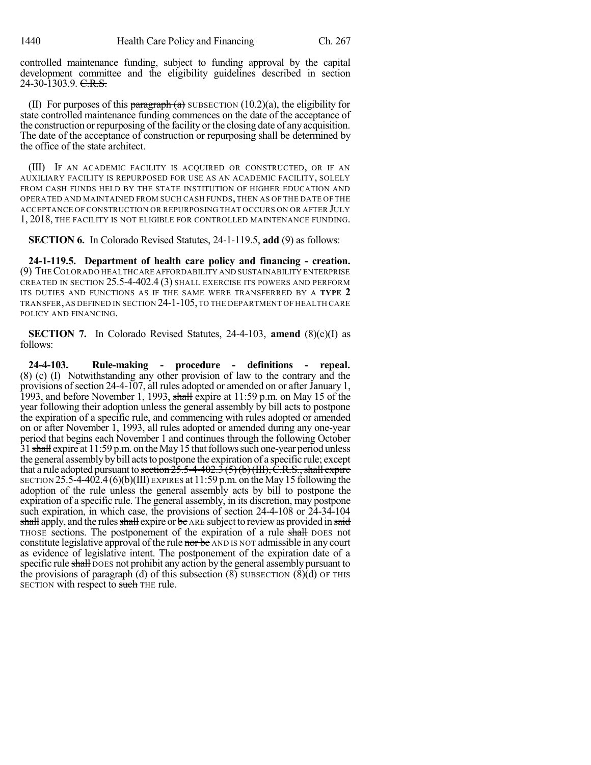controlled maintenance funding, subject to funding approval by the capital development committee and the eligibility guidelines described in section 24-30-1303.9. ~~C.R.S.~~

(II) For purposes of this ~~paragraph (a)~~ SUBSECTION (10.2)(a), the eligibility for state controlled maintenance funding commences on the date of the acceptance of the construction or repurposing of the facility or the closing date of any acquisition. The date of the acceptance of construction or repurposing shall be determined by the office of the state architect.

(III) IF AN ACADEMIC FACILITY IS ACQUIRED OR CONSTRUCTED, OR IF AN AUXILIARY FACILITY IS REPURPOSED FOR USE AS AN ACADEMIC FACILITY, SOLELY FROM CASH FUNDS HELD BY THE STATE INSTITUTION OF HIGHER EDUCATION AND OPERATED AND MAINTAINED FROM SUCH CASH FUNDS, THEN AS OF THE DATE OF THE ACCEPTANCE OF CONSTRUCTION OR REPURPOSING THAT OCCURS ON OR AFTER JULY 1, 2018, THE FACILITY IS NOT ELIGIBLE FOR CONTROLLED MAINTENANCE FUNDING.

**SECTION 6.** In Colorado Revised Statutes, 24-1-119.5, **add** (9) as follows:

**24-1-119.5. Department of health care policy and financing - creation.** (9) THE COLORADO HEALTHCARE AFFORDABILITY AND SUSTAINABILITY ENTERPRISE CREATED IN SECTION 25.5-4-402.4 (3) SHALL EXERCISE ITS POWERS AND PERFORM ITS DUTIES AND FUNCTIONS AS IF THE SAME WERE TRANSFERRED BY A **TYPE 2** TRANSFER, AS DEFINED IN SECTION 24-1-105, TO THE DEPARTMENT OF HEALTH CARE POLICY AND FINANCING.

**SECTION 7.** In Colorado Revised Statutes, 24-4-103, **amend** (8)(c)(I) as follows:

**24-4-103. Rule-making - procedure - definitions - repeal.** (8) (c) (I) Notwithstanding any other provision of law to the contrary and the provisions of section 24-4-107, all rules adopted or amended on or after January 1, 1993, and before November 1, 1993, ~~shall~~ expire at 11:59 p.m. on May 15 of the year following their adoption unless the general assembly by bill acts to postpone the expiration of a specific rule, and commencing with rules adopted or amended on or after November 1, 1993, all rules adopted or amended during any one-year period that begins each November 1 and continues through the following October 31 ~~shall~~ expire at 11:59 p.m. on the May 15 that follows such one-year period unless the general assembly by bill acts to postpone the expiration of a specific rule; except that a rule adopted pursuant to ~~section 25.5-4-402.3 (5) (b) (III), C.R.S., shall expire~~ SECTION 25.5-4-402.4 (6)(b)(III) EXPIRES at 11:59 p.m. on the May 15 following the adoption of the rule unless the general assembly acts by bill to postpone the expiration of a specific rule. The general assembly, in its discretion, may postpone such expiration, in which case, the provisions of section 24-4-108 or 24-34-104 ~~shall~~ apply, and the rules ~~shall~~ expire or ~~be~~ ARE subject to review as provided in ~~said~~ THOSE sections. The postponement of the expiration of a rule ~~shall~~ DOES not constitute legislative approval of the rule ~~nor be~~ AND IS NOT admissible in any court as evidence of legislative intent. The postponement of the expiration date of a specific rule ~~shall~~ DOES not prohibit any action by the general assembly pursuant to the provisions of ~~paragraph (d) of this subsection (8)~~ SUBSECTION (8)(d) OF THIS SECTION with respect to ~~such~~ THE rule.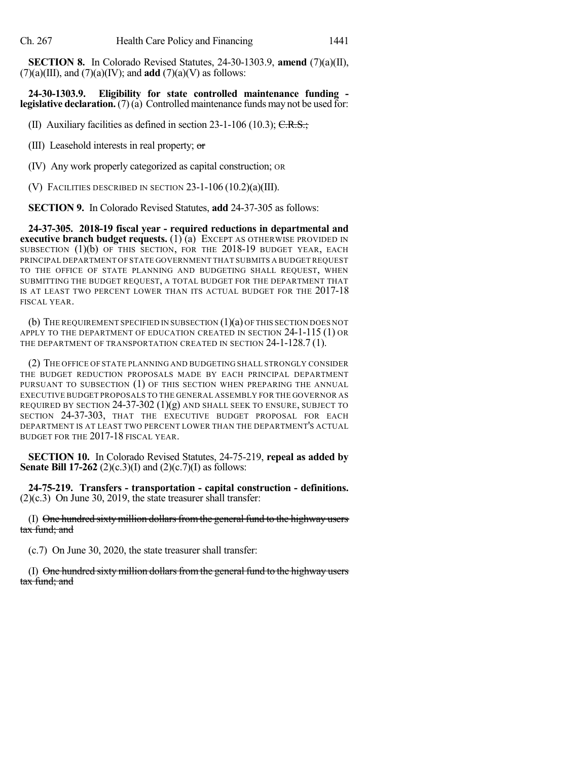**SECTION 8.** In Colorado Revised Statutes, 24-30-1303.9, **amend** (7)(a)(II), (7)(a)(III), and (7)(a)(IV); and **add** (7)(a)(V) as follows:

**24-30-1303.9. Eligibility for state controlled maintenance funding - legislative declaration.** (7) (a) Controlled maintenance funds may not be used for:

(II) Auxiliary facilities as defined in section 23-1-106 (10.3); ~~C.R.S.;~~

(III) Leasehold interests in real property; ~~or~~

(IV) Any work properly categorized as capital construction; OR

(V) FACILITIES DESCRIBED IN SECTION 23-1-106 (10.2)(a)(III).

**SECTION 9.** In Colorado Revised Statutes, **add** 24-37-305 as follows:

**24-37-305. 2018-19 fiscal year - required reductions in departmental and executive branch budget requests.** (1) (a) EXCEPT AS OTHERWISE PROVIDED IN SUBSECTION (1)(b) OF THIS SECTION, FOR THE 2018-19 BUDGET YEAR, EACH PRINCIPAL DEPARTMENT OF STATE GOVERNMENT THAT SUBMITS A BUDGET REQUEST TO THE OFFICE OF STATE PLANNING AND BUDGETING SHALL REQUEST, WHEN SUBMITTING THE BUDGET REQUEST, A TOTAL BUDGET FOR THE DEPARTMENT THAT IS AT LEAST TWO PERCENT LOWER THAN ITS ACTUAL BUDGET FOR THE 2017-18 FISCAL YEAR.

(b) THE REQUIREMENT SPECIFIED IN SUBSECTION (1)(a) OF THIS SECTION DOES NOT APPLY TO THE DEPARTMENT OF EDUCATION CREATED IN SECTION 24-1-115 (1) OR THE DEPARTMENT OF TRANSPORTATION CREATED IN SECTION 24-1-128.7 (1).

(2) THE OFFICE OF STATE PLANNING AND BUDGETING SHALL STRONGLY CONSIDER THE BUDGET REDUCTION PROPOSALS MADE BY EACH PRINCIPAL DEPARTMENT PURSUANT TO SUBSECTION (1) OF THIS SECTION WHEN PREPARING THE ANNUAL EXECUTIVE BUDGET PROPOSALS TO THE GENERAL ASSEMBLY FOR THE GOVERNOR AS REQUIRED BY SECTION 24-37-302 (1)(g) AND SHALL SEEK TO ENSURE, SUBJECT TO SECTION 24-37-303, THAT THE EXECUTIVE BUDGET PROPOSAL FOR EACH DEPARTMENT IS AT LEAST TWO PERCENT LOWER THAN THE DEPARTMENT'S ACTUAL BUDGET FOR THE 2017-18 FISCAL YEAR.

**SECTION 10.** In Colorado Revised Statutes, 24-75-219, **repeal as added by Senate Bill 17-262** (2)(c.3)(I) and (2)(c.7)(I) as follows:

**24-75-219. Transfers - transportation - capital construction - definitions.** (2)(c.3) On June 30, 2019, the state treasurer shall transfer:

(I) ~~One hundred sixty million dollars from the general fund to the highway users tax fund; and~~

(c.7) On June 30, 2020, the state treasurer shall transfer:

(I) ~~One hundred sixty million dollars from the general fund to the highway users tax fund; and~~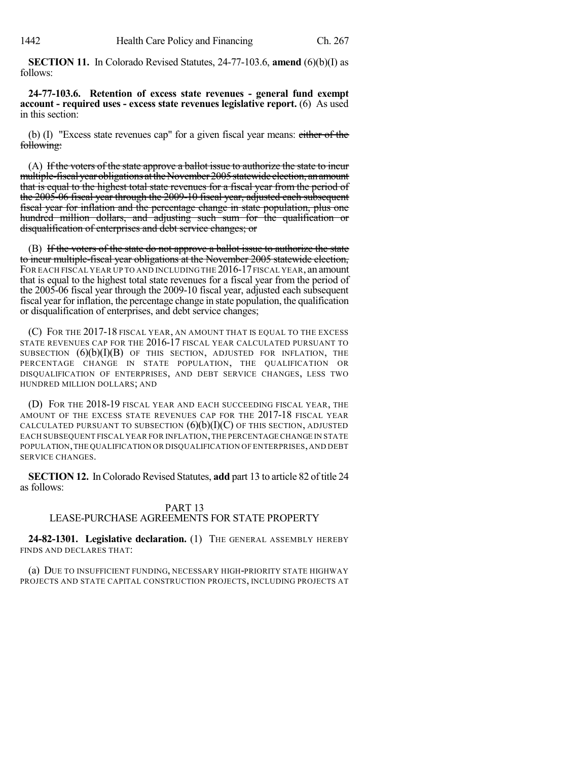**SECTION 11.** In Colorado Revised Statutes, 24-77-103.6, **amend** (6)(b)(I) as follows:

**24-77-103.6. Retention of excess state revenues - general fund exempt account - required uses - excess state revenues legislative report.** (6) As used in this section:

(b) (I) "Excess state revenues cap" for a given fiscal year means: ~~either of the following:~~

(A) ~~If the voters of the state approve a ballot issue to authorize the state to incur multiple-fiscal year obligations at the November 2005 statewide election, an amount that is equal to the highest total state revenues for a fiscal year from the period of the 2005-06 fiscal year through the 2009-10 fiscal year, adjusted each subsequent fiscal year for inflation and the percentage change in state population, plus one hundred million dollars, and adjusting such sum for the qualification or disqualification of enterprises and debt service changes; or~~

(B) ~~If the voters of the state do not approve a ballot issue to authorize the state to incur multiple-fiscal year obligations at the November 2005 statewide election,~~ FOR EACH FISCAL YEAR UP TO AND INCLUDING THE 2016-17 FISCAL YEAR, an amount that is equal to the highest total state revenues for a fiscal year from the period of the 2005-06 fiscal year through the 2009-10 fiscal year, adjusted each subsequent fiscal year for inflation, the percentage change in state population, the qualification or disqualification of enterprises, and debt service changes;

(C) FOR THE 2017-18 FISCAL YEAR, AN AMOUNT THAT IS EQUAL TO THE EXCESS STATE REVENUES CAP FOR THE 2016-17 FISCAL YEAR CALCULATED PURSUANT TO SUBSECTION (6)(b)(I)(B) OF THIS SECTION, ADJUSTED FOR INFLATION, THE PERCENTAGE CHANGE IN STATE POPULATION, THE QUALIFICATION OR DISQUALIFICATION OF ENTERPRISES, AND DEBT SERVICE CHANGES, LESS TWO HUNDRED MILLION DOLLARS; AND

(D) FOR THE 2018-19 FISCAL YEAR AND EACH SUCCEEDING FISCAL YEAR, THE AMOUNT OF THE EXCESS STATE REVENUES CAP FOR THE 2017-18 FISCAL YEAR CALCULATED PURSUANT TO SUBSECTION (6)(b)(I)(C) OF THIS SECTION, ADJUSTED EACH SUBSEQUENT FISCAL YEAR FOR INFLATION, THE PERCENTAGE CHANGE IN STATE POPULATION, THE QUALIFICATION OR DISQUALIFICATION OF ENTERPRISES, AND DEBT SERVICE CHANGES.

**SECTION 12.** In Colorado Revised Statutes, **add** part 13 to article 82 of title 24 as follows:

PART 13
LEASE-PURCHASE AGREEMENTS FOR STATE PROPERTY

**24-82-1301. Legislative declaration.** (1) THE GENERAL ASSEMBLY HEREBY FINDS AND DECLARES THAT:

(a) DUE TO INSUFFICIENT FUNDING, NECESSARY HIGH-PRIORITY STATE HIGHWAY PROJECTS AND STATE CAPITAL CONSTRUCTION PROJECTS, INCLUDING PROJECTS AT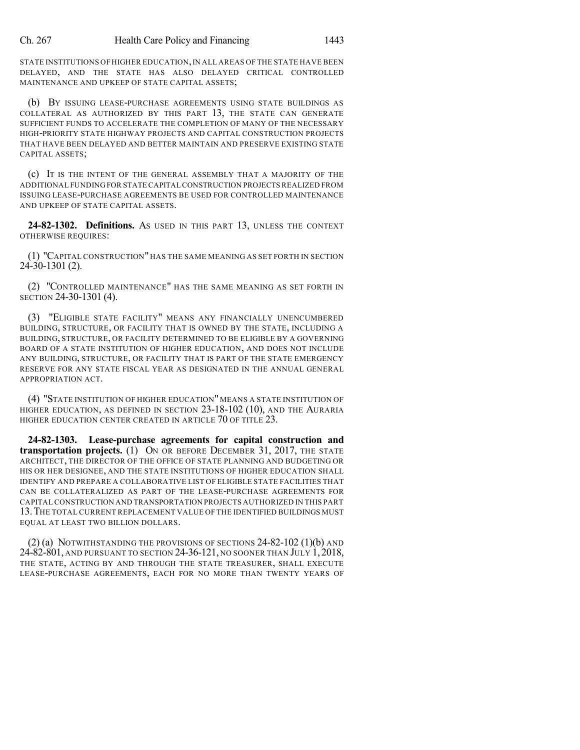STATE INSTITUTIONS OF HIGHER EDUCATION, IN ALL AREAS OF THE STATE HAVE BEEN DELAYED, AND THE STATE HAS ALSO DELAYED CRITICAL CONTROLLED MAINTENANCE AND UPKEEP OF STATE CAPITAL ASSETS;

(b) BY ISSUING LEASE-PURCHASE AGREEMENTS USING STATE BUILDINGS AS COLLATERAL AS AUTHORIZED BY THIS PART 13, THE STATE CAN GENERATE SUFFICIENT FUNDS TO ACCELERATE THE COMPLETION OF MANY OF THE NECESSARY HIGH-PRIORITY STATE HIGHWAY PROJECTS AND CAPITAL CONSTRUCTION PROJECTS THAT HAVE BEEN DELAYED AND BETTER MAINTAIN AND PRESERVE EXISTING STATE CAPITAL ASSETS;

(c) IT IS THE INTENT OF THE GENERAL ASSEMBLY THAT A MAJORITY OF THE ADDITIONAL FUNDING FOR STATE CAPITAL CONSTRUCTION PROJECTS REALIZED FROM ISSUING LEASE-PURCHASE AGREEMENTS BE USED FOR CONTROLLED MAINTENANCE AND UPKEEP OF STATE CAPITAL ASSETS.

**24-82-1302. Definitions.** AS USED IN THIS PART 13, UNLESS THE CONTEXT OTHERWISE REQUIRES:

(1) "CAPITAL CONSTRUCTION" HAS THE SAME MEANING AS SET FORTH IN SECTION 24-30-1301 (2).

(2) "CONTROLLED MAINTENANCE" HAS THE SAME MEANING AS SET FORTH IN SECTION 24-30-1301 (4).

(3) "ELIGIBLE STATE FACILITY" MEANS ANY FINANCIALLY UNENCUMBERED BUILDING, STRUCTURE, OR FACILITY THAT IS OWNED BY THE STATE, INCLUDING A BUILDING, STRUCTURE, OR FACILITY DETERMINED TO BE ELIGIBLE BY A GOVERNING BOARD OF A STATE INSTITUTION OF HIGHER EDUCATION, AND DOES NOT INCLUDE ANY BUILDING, STRUCTURE, OR FACILITY THAT IS PART OF THE STATE EMERGENCY RESERVE FOR ANY STATE FISCAL YEAR AS DESIGNATED IN THE ANNUAL GENERAL APPROPRIATION ACT.

(4) "STATE INSTITUTION OF HIGHER EDUCATION" MEANS A STATE INSTITUTION OF HIGHER EDUCATION, AS DEFINED IN SECTION 23-18-102 (10), AND THE AURARIA HIGHER EDUCATION CENTER CREATED IN ARTICLE 70 OF TITLE 23.

**24-82-1303. Lease-purchase agreements for capital construction and transportation projects.** (1) ON OR BEFORE DECEMBER 31, 2017, THE STATE ARCHITECT, THE DIRECTOR OF THE OFFICE OF STATE PLANNING AND BUDGETING OR HIS OR HER DESIGNEE, AND THE STATE INSTITUTIONS OF HIGHER EDUCATION SHALL IDENTIFY AND PREPARE A COLLABORATIVE LIST OF ELIGIBLE STATE FACILITIES THAT CAN BE COLLATERALIZED AS PART OF THE LEASE-PURCHASE AGREEMENTS FOR CAPITAL CONSTRUCTION AND TRANSPORTATION PROJECTS AUTHORIZED IN THIS PART 13. THE TOTAL CURRENT REPLACEMENT VALUE OF THE IDENTIFIED BUILDINGS MUST EQUAL AT LEAST TWO BILLION DOLLARS.

(2) (a) NOTWITHSTANDING THE PROVISIONS OF SECTIONS 24-82-102 (1)(b) AND 24-82-801, AND PURSUANT TO SECTION 24-36-121, NO SOONER THAN JULY 1, 2018, THE STATE, ACTING BY AND THROUGH THE STATE TREASURER, SHALL EXECUTE LEASE-PURCHASE AGREEMENTS, EACH FOR NO MORE THAN TWENTY YEARS OF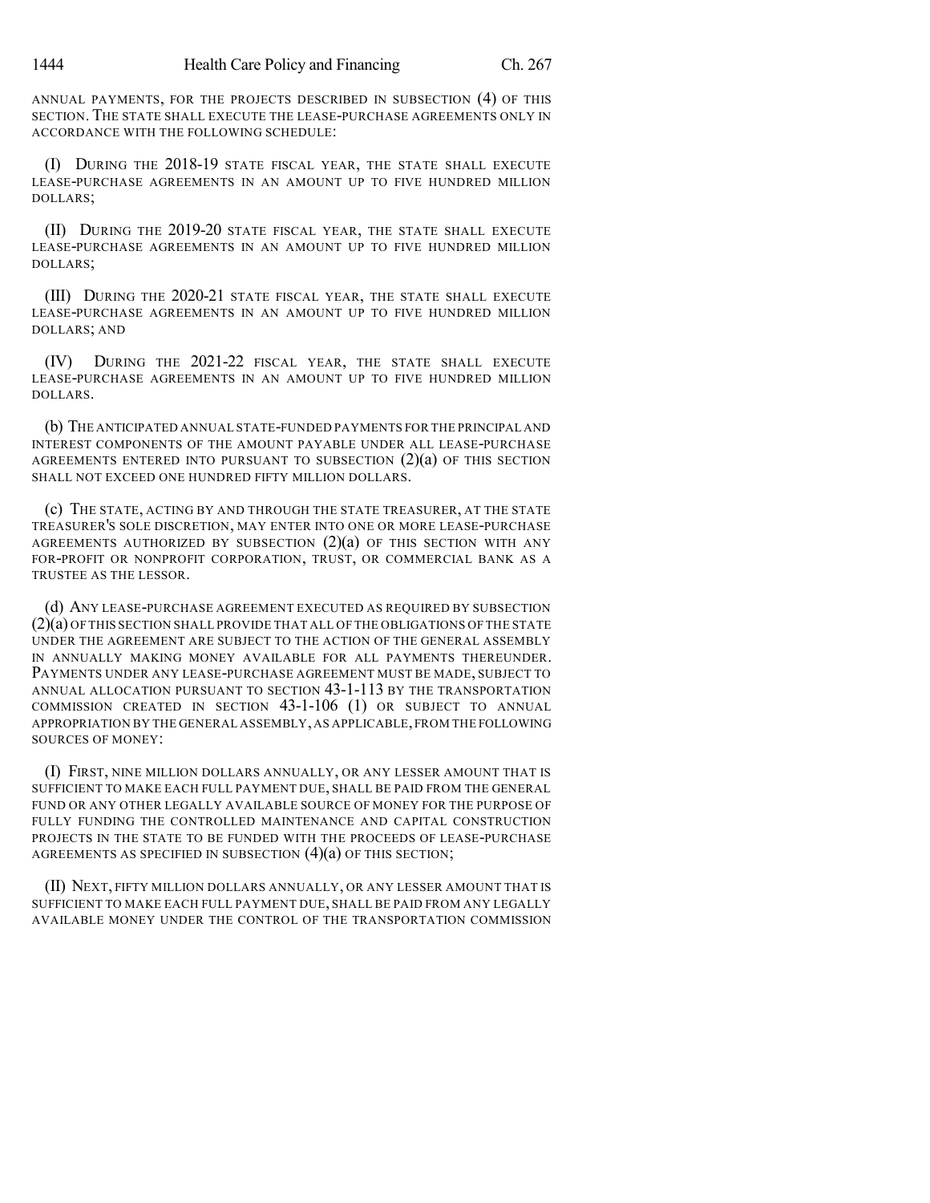ANNUAL PAYMENTS, FOR THE PROJECTS DESCRIBED IN SUBSECTION (4) OF THIS SECTION. THE STATE SHALL EXECUTE THE LEASE-PURCHASE AGREEMENTS ONLY IN ACCORDANCE WITH THE FOLLOWING SCHEDULE:

(I) DURING THE 2018-19 STATE FISCAL YEAR, THE STATE SHALL EXECUTE LEASE-PURCHASE AGREEMENTS IN AN AMOUNT UP TO FIVE HUNDRED MILLION DOLLARS;

(II) DURING THE 2019-20 STATE FISCAL YEAR, THE STATE SHALL EXECUTE LEASE-PURCHASE AGREEMENTS IN AN AMOUNT UP TO FIVE HUNDRED MILLION DOLLARS;

(III) DURING THE 2020-21 STATE FISCAL YEAR, THE STATE SHALL EXECUTE LEASE-PURCHASE AGREEMENTS IN AN AMOUNT UP TO FIVE HUNDRED MILLION DOLLARS; AND

(IV) DURING THE 2021-22 FISCAL YEAR, THE STATE SHALL EXECUTE LEASE-PURCHASE AGREEMENTS IN AN AMOUNT UP TO FIVE HUNDRED MILLION DOLLARS.

(b) THE ANTICIPATED ANNUAL STATE-FUNDED PAYMENTS FOR THE PRINCIPAL AND INTEREST COMPONENTS OF THE AMOUNT PAYABLE UNDER ALL LEASE-PURCHASE AGREEMENTS ENTERED INTO PURSUANT TO SUBSECTION (2)(a) OF THIS SECTION SHALL NOT EXCEED ONE HUNDRED FIFTY MILLION DOLLARS.

(c) THE STATE, ACTING BY AND THROUGH THE STATE TREASURER, AT THE STATE TREASURER'S SOLE DISCRETION, MAY ENTER INTO ONE OR MORE LEASE-PURCHASE AGREEMENTS AUTHORIZED BY SUBSECTION (2)(a) OF THIS SECTION WITH ANY FOR-PROFIT OR NONPROFIT CORPORATION, TRUST, OR COMMERCIAL BANK AS A TRUSTEE AS THE LESSOR.

(d) ANY LEASE-PURCHASE AGREEMENT EXECUTED AS REQUIRED BY SUBSECTION (2)(a) OF THIS SECTION SHALL PROVIDE THAT ALL OF THE OBLIGATIONS OF THE STATE UNDER THE AGREEMENT ARE SUBJECT TO THE ACTION OF THE GENERAL ASSEMBLY IN ANNUALLY MAKING MONEY AVAILABLE FOR ALL PAYMENTS THEREUNDER. PAYMENTS UNDER ANY LEASE-PURCHASE AGREEMENT MUST BE MADE, SUBJECT TO ANNUAL ALLOCATION PURSUANT TO SECTION 43-1-113 BY THE TRANSPORTATION COMMISSION CREATED IN SECTION 43-1-106 (1) OR SUBJECT TO ANNUAL APPROPRIATION BY THE GENERAL ASSEMBLY, AS APPLICABLE, FROM THE FOLLOWING SOURCES OF MONEY:

(I) FIRST, NINE MILLION DOLLARS ANNUALLY, OR ANY LESSER AMOUNT THAT IS SUFFICIENT TO MAKE EACH FULL PAYMENT DUE, SHALL BE PAID FROM THE GENERAL FUND OR ANY OTHER LEGALLY AVAILABLE SOURCE OF MONEY FOR THE PURPOSE OF FULLY FUNDING THE CONTROLLED MAINTENANCE AND CAPITAL CONSTRUCTION PROJECTS IN THE STATE TO BE FUNDED WITH THE PROCEEDS OF LEASE-PURCHASE AGREEMENTS AS SPECIFIED IN SUBSECTION (4)(a) OF THIS SECTION;

(II) NEXT, FIFTY MILLION DOLLARS ANNUALLY, OR ANY LESSER AMOUNT THAT IS SUFFICIENT TO MAKE EACH FULL PAYMENT DUE, SHALL BE PAID FROM ANY LEGALLY AVAILABLE MONEY UNDER THE CONTROL OF THE TRANSPORTATION COMMISSION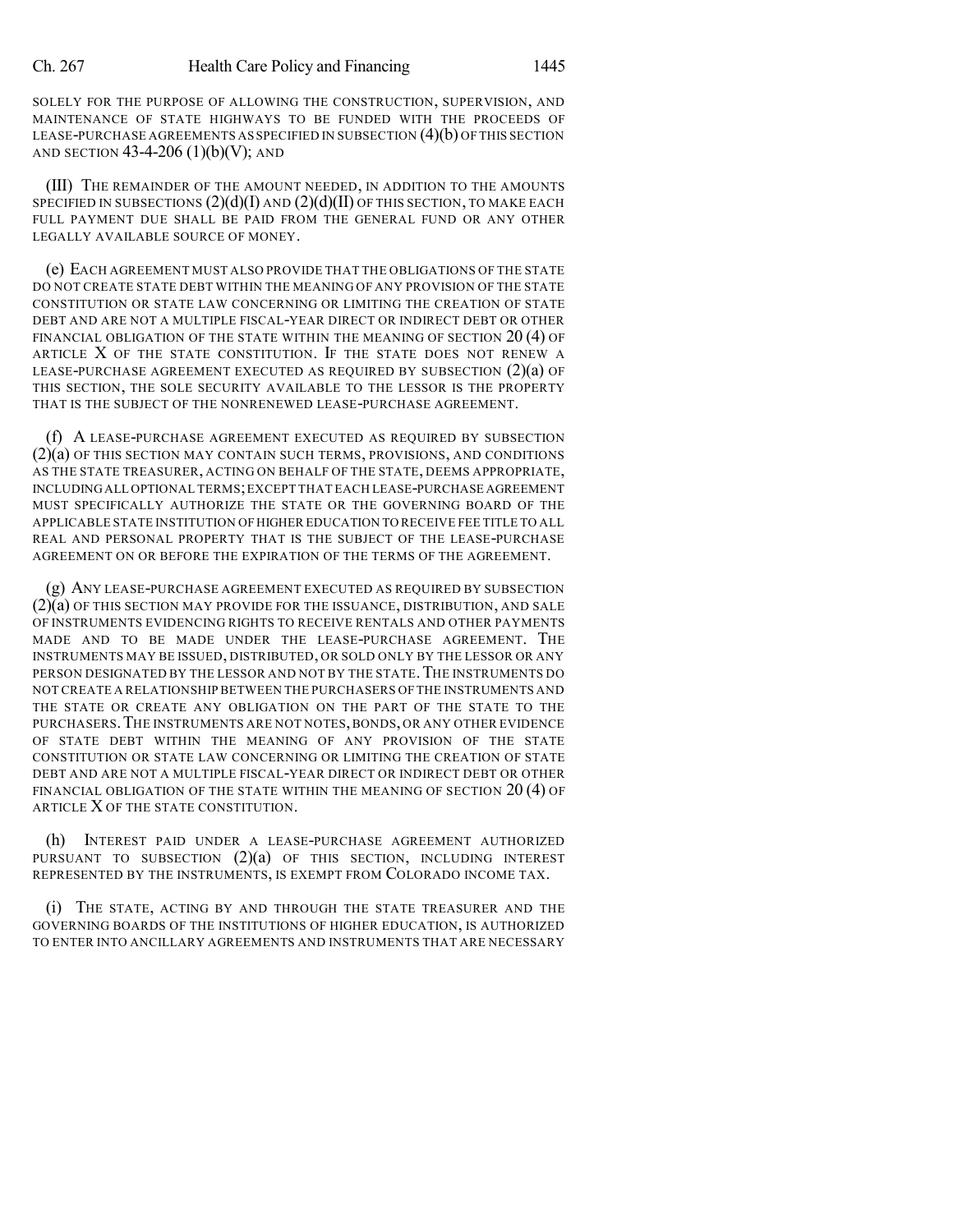SOLELY FOR THE PURPOSE OF ALLOWING THE CONSTRUCTION, SUPERVISION, AND MAINTENANCE OF STATE HIGHWAYS TO BE FUNDED WITH THE PROCEEDS OF LEASE-PURCHASE AGREEMENTS AS SPECIFIED IN SUBSECTION (4)(b) OF THIS SECTION AND SECTION 43-4-206 (1)(b)(V); AND

(III) THE REMAINDER OF THE AMOUNT NEEDED, IN ADDITION TO THE AMOUNTS SPECIFIED IN SUBSECTIONS (2)(d)(I) AND (2)(d)(II) OF THIS SECTION, TO MAKE EACH FULL PAYMENT DUE SHALL BE PAID FROM THE GENERAL FUND OR ANY OTHER LEGALLY AVAILABLE SOURCE OF MONEY.

(e) EACH AGREEMENT MUST ALSO PROVIDE THAT THE OBLIGATIONS OF THE STATE DO NOT CREATE STATE DEBT WITHIN THE MEANING OF ANY PROVISION OF THE STATE CONSTITUTION OR STATE LAW CONCERNING OR LIMITING THE CREATION OF STATE DEBT AND ARE NOT A MULTIPLE FISCAL-YEAR DIRECT OR INDIRECT DEBT OR OTHER FINANCIAL OBLIGATION OF THE STATE WITHIN THE MEANING OF SECTION 20 (4) OF ARTICLE X OF THE STATE CONSTITUTION. IF THE STATE DOES NOT RENEW A LEASE-PURCHASE AGREEMENT EXECUTED AS REQUIRED BY SUBSECTION (2)(a) OF THIS SECTION, THE SOLE SECURITY AVAILABLE TO THE LESSOR IS THE PROPERTY THAT IS THE SUBJECT OF THE NONRENEWED LEASE-PURCHASE AGREEMENT.

(f) A LEASE-PURCHASE AGREEMENT EXECUTED AS REQUIRED BY SUBSECTION (2)(a) OF THIS SECTION MAY CONTAIN SUCH TERMS, PROVISIONS, AND CONDITIONS AS THE STATE TREASURER, ACTING ON BEHALF OF THE STATE, DEEMS APPROPRIATE, INCLUDING ALL OPTIONAL TERMS; EXCEPT THAT EACH LEASE-PURCHASE AGREEMENT MUST SPECIFICALLY AUTHORIZE THE STATE OR THE GOVERNING BOARD OF THE APPLICABLE STATE INSTITUTION OF HIGHER EDUCATION TO RECEIVE FEE TITLE TO ALL REAL AND PERSONAL PROPERTY THAT IS THE SUBJECT OF THE LEASE-PURCHASE AGREEMENT ON OR BEFORE THE EXPIRATION OF THE TERMS OF THE AGREEMENT.

(g) ANY LEASE-PURCHASE AGREEMENT EXECUTED AS REQUIRED BY SUBSECTION (2)(a) OF THIS SECTION MAY PROVIDE FOR THE ISSUANCE, DISTRIBUTION, AND SALE OF INSTRUMENTS EVIDENCING RIGHTS TO RECEIVE RENTALS AND OTHER PAYMENTS MADE AND TO BE MADE UNDER THE LEASE-PURCHASE AGREEMENT. THE INSTRUMENTS MAY BE ISSUED, DISTRIBUTED, OR SOLD ONLY BY THE LESSOR OR ANY PERSON DESIGNATED BY THE LESSOR AND NOT BY THE STATE. THE INSTRUMENTS DO NOT CREATE A RELATIONSHIP BETWEEN THE PURCHASERS OF THE INSTRUMENTS AND THE STATE OR CREATE ANY OBLIGATION ON THE PART OF THE STATE TO THE PURCHASERS. THE INSTRUMENTS ARE NOT NOTES, BONDS, OR ANY OTHER EVIDENCE OF STATE DEBT WITHIN THE MEANING OF ANY PROVISION OF THE STATE CONSTITUTION OR STATE LAW CONCERNING OR LIMITING THE CREATION OF STATE DEBT AND ARE NOT A MULTIPLE FISCAL-YEAR DIRECT OR INDIRECT DEBT OR OTHER FINANCIAL OBLIGATION OF THE STATE WITHIN THE MEANING OF SECTION 20 (4) OF ARTICLE X OF THE STATE CONSTITUTION.

(h) INTEREST PAID UNDER A LEASE-PURCHASE AGREEMENT AUTHORIZED PURSUANT TO SUBSECTION (2)(a) OF THIS SECTION, INCLUDING INTEREST REPRESENTED BY THE INSTRUMENTS, IS EXEMPT FROM COLORADO INCOME TAX.

(i) THE STATE, ACTING BY AND THROUGH THE STATE TREASURER AND THE GOVERNING BOARDS OF THE INSTITUTIONS OF HIGHER EDUCATION, IS AUTHORIZED TO ENTER INTO ANCILLARY AGREEMENTS AND INSTRUMENTS THAT ARE NECESSARY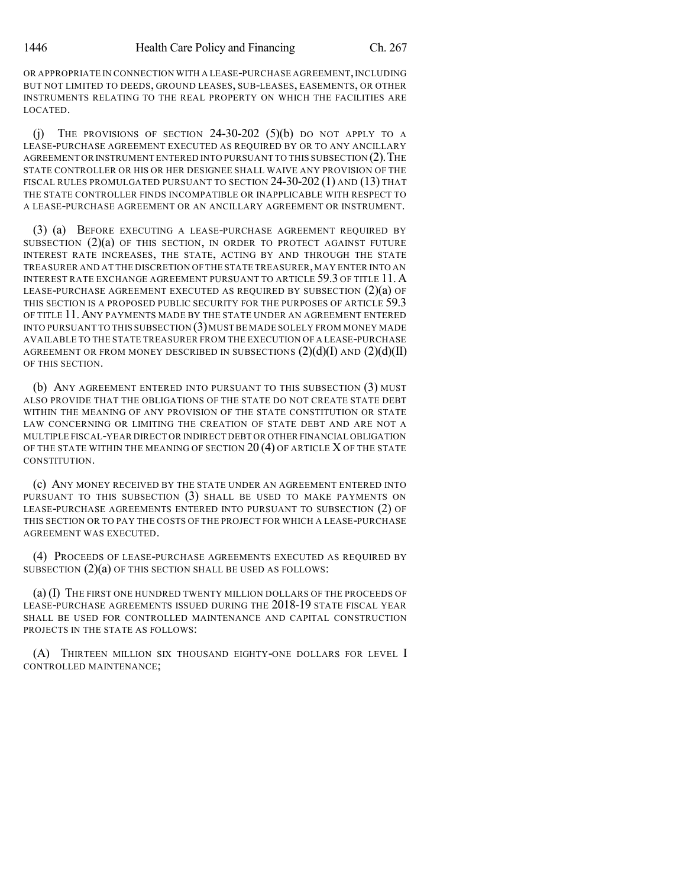OR APPROPRIATE IN CONNECTION WITH A LEASE-PURCHASE AGREEMENT, INCLUDING BUT NOT LIMITED TO DEEDS, GROUND LEASES, SUB-LEASES, EASEMENTS, OR OTHER INSTRUMENTS RELATING TO THE REAL PROPERTY ON WHICH THE FACILITIES ARE LOCATED.

(j) THE PROVISIONS OF SECTION 24-30-202 (5)(b) DO NOT APPLY TO A LEASE-PURCHASE AGREEMENT EXECUTED AS REQUIRED BY OR TO ANY ANCILLARY AGREEMENT OR INSTRUMENT ENTERED INTO PURSUANT TO THIS SUBSECTION (2). THE STATE CONTROLLER OR HIS OR HER DESIGNEE SHALL WAIVE ANY PROVISION OF THE FISCAL RULES PROMULGATED PURSUANT TO SECTION 24-30-202 (1) AND (13) THAT THE STATE CONTROLLER FINDS INCOMPATIBLE OR INAPPLICABLE WITH RESPECT TO A LEASE-PURCHASE AGREEMENT OR AN ANCILLARY AGREEMENT OR INSTRUMENT.

(3) (a) BEFORE EXECUTING A LEASE-PURCHASE AGREEMENT REQUIRED BY SUBSECTION (2)(a) OF THIS SECTION, IN ORDER TO PROTECT AGAINST FUTURE INTEREST RATE INCREASES, THE STATE, ACTING BY AND THROUGH THE STATE TREASURER AND AT THE DISCRETION OF THE STATE TREASURER, MAY ENTER INTO AN INTEREST RATE EXCHANGE AGREEMENT PURSUANT TO ARTICLE 59.3 OF TITLE 11. A LEASE-PURCHASE AGREEMENT EXECUTED AS REQUIRED BY SUBSECTION (2)(a) OF THIS SECTION IS A PROPOSED PUBLIC SECURITY FOR THE PURPOSES OF ARTICLE 59.3 OF TITLE 11. ANY PAYMENTS MADE BY THE STATE UNDER AN AGREEMENT ENTERED INTO PURSUANT TO THIS SUBSECTION (3) MUST BE MADE SOLELY FROM MONEY MADE AVAILABLE TO THE STATE TREASURER FROM THE EXECUTION OF A LEASE-PURCHASE AGREEMENT OR FROM MONEY DESCRIBED IN SUBSECTIONS (2)(d)(I) AND (2)(d)(II) OF THIS SECTION.

(b) ANY AGREEMENT ENTERED INTO PURSUANT TO THIS SUBSECTION (3) MUST ALSO PROVIDE THAT THE OBLIGATIONS OF THE STATE DO NOT CREATE STATE DEBT WITHIN THE MEANING OF ANY PROVISION OF THE STATE CONSTITUTION OR STATE LAW CONCERNING OR LIMITING THE CREATION OF STATE DEBT AND ARE NOT A MULTIPLE FISCAL-YEAR DIRECT OR INDIRECT DEBT OR OTHER FINANCIAL OBLIGATION OF THE STATE WITHIN THE MEANING OF SECTION 20 (4) OF ARTICLE X OF THE STATE CONSTITUTION.

(c) ANY MONEY RECEIVED BY THE STATE UNDER AN AGREEMENT ENTERED INTO PURSUANT TO THIS SUBSECTION (3) SHALL BE USED TO MAKE PAYMENTS ON LEASE-PURCHASE AGREEMENTS ENTERED INTO PURSUANT TO SUBSECTION (2) OF THIS SECTION OR TO PAY THE COSTS OF THE PROJECT FOR WHICH A LEASE-PURCHASE AGREEMENT WAS EXECUTED.

(4) PROCEEDS OF LEASE-PURCHASE AGREEMENTS EXECUTED AS REQUIRED BY SUBSECTION (2)(a) OF THIS SECTION SHALL BE USED AS FOLLOWS:

(a) (I) THE FIRST ONE HUNDRED TWENTY MILLION DOLLARS OF THE PROCEEDS OF LEASE-PURCHASE AGREEMENTS ISSUED DURING THE 2018-19 STATE FISCAL YEAR SHALL BE USED FOR CONTROLLED MAINTENANCE AND CAPITAL CONSTRUCTION PROJECTS IN THE STATE AS FOLLOWS:

(A) THIRTEEN MILLION SIX THOUSAND EIGHTY-ONE DOLLARS FOR LEVEL I CONTROLLED MAINTENANCE;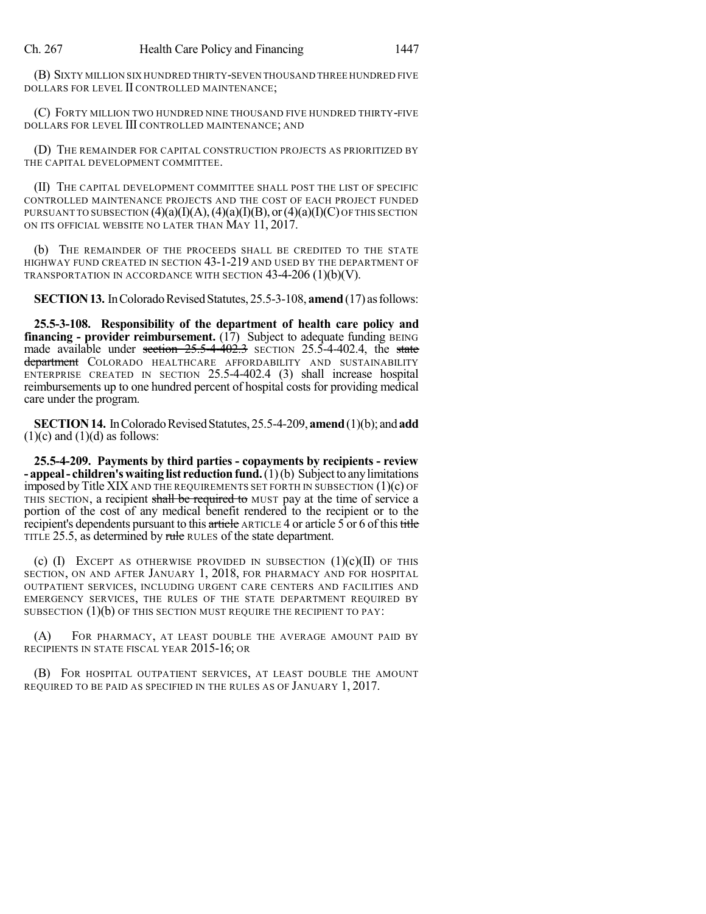(B) SIXTY MILLION SIX HUNDRED THIRTY-SEVEN THOUSAND THREE HUNDRED FIVE DOLLARS FOR LEVEL II CONTROLLED MAINTENANCE;

(C) FORTY MILLION TWO HUNDRED NINE THOUSAND FIVE HUNDRED THIRTY-FIVE DOLLARS FOR LEVEL III CONTROLLED MAINTENANCE; AND

(D) THE REMAINDER FOR CAPITAL CONSTRUCTION PROJECTS AS PRIORITIZED BY THE CAPITAL DEVELOPMENT COMMITTEE.

(II) THE CAPITAL DEVELOPMENT COMMITTEE SHALL POST THE LIST OF SPECIFIC CONTROLLED MAINTENANCE PROJECTS AND THE COST OF EACH PROJECT FUNDED PURSUANT TO SUBSECTION (4)(a)(I)(A), (4)(a)(I)(B), OR (4)(a)(I)(C) OF THIS SECTION ON ITS OFFICIAL WEBSITE NO LATER THAN MAY 11, 2017.

(b) THE REMAINDER OF THE PROCEEDS SHALL BE CREDITED TO THE STATE HIGHWAY FUND CREATED IN SECTION 43-1-219 AND USED BY THE DEPARTMENT OF TRANSPORTATION IN ACCORDANCE WITH SECTION 43-4-206 (1)(b)(V).

**SECTION 13.** In Colorado Revised Statutes, 25.5-3-108, **amend** (17) as follows:

**25.5-3-108. Responsibility of the department of health care policy and financing - provider reimbursement.** (17) Subject to adequate funding BEING made available under ~~section 25.5-4-402.3~~ SECTION 25.5-4-402.4, the ~~state department~~ COLORADO HEALTHCARE AFFORDABILITY AND SUSTAINABILITY ENTERPRISE CREATED IN SECTION 25.5-4-402.4 (3) shall increase hospital reimbursements up to one hundred percent of hospital costs for providing medical care under the program.

**SECTION 14.** In Colorado Revised Statutes, 25.5-4-209, **amend** (1)(b); and **add** (1)(c) and (1)(d) as follows:

**25.5-4-209. Payments by third parties - copayments by recipients - review - appeal - children's waiting list reduction fund.** (1) (b) Subject to any limitations imposed by Title XIX AND THE REQUIREMENTS SET FORTH IN SUBSECTION (1)(c) OF THIS SECTION, a recipient ~~shall be required to~~ MUST pay at the time of service a portion of the cost of any medical benefit rendered to the recipient or to the recipient's dependents pursuant to this ~~article~~ ARTICLE 4 or article 5 or 6 of this ~~title~~ TITLE 25.5, as determined by ~~rule~~ RULES of the state department.

(c) (I) EXCEPT AS OTHERWISE PROVIDED IN SUBSECTION (1)(c)(II) OF THIS SECTION, ON AND AFTER JANUARY 1, 2018, FOR PHARMACY AND FOR HOSPITAL OUTPATIENT SERVICES, INCLUDING URGENT CARE CENTERS AND FACILITIES AND EMERGENCY SERVICES, THE RULES OF THE STATE DEPARTMENT REQUIRED BY SUBSECTION (1)(b) OF THIS SECTION MUST REQUIRE THE RECIPIENT TO PAY:

(A) FOR PHARMACY, AT LEAST DOUBLE THE AVERAGE AMOUNT PAID BY RECIPIENTS IN STATE FISCAL YEAR 2015-16; OR

(B) FOR HOSPITAL OUTPATIENT SERVICES, AT LEAST DOUBLE THE AMOUNT REQUIRED TO BE PAID AS SPECIFIED IN THE RULES AS OF JANUARY 1, 2017.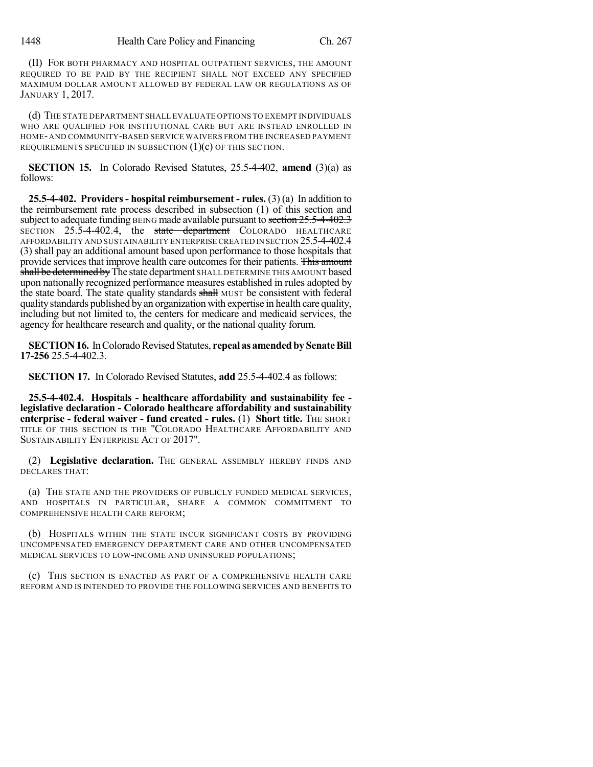(II) FOR BOTH PHARMACY AND HOSPITAL OUTPATIENT SERVICES, THE AMOUNT REQUIRED TO BE PAID BY THE RECIPIENT SHALL NOT EXCEED ANY SPECIFIED MAXIMUM DOLLAR AMOUNT ALLOWED BY FEDERAL LAW OR REGULATIONS AS OF JANUARY 1, 2017.

(d) THE STATE DEPARTMENT SHALL EVALUATE OPTIONS TO EXEMPT INDIVIDUALS WHO ARE QUALIFIED FOR INSTITUTIONAL CARE BUT ARE INSTEAD ENROLLED IN HOME- AND COMMUNITY-BASED SERVICE WAIVERS FROM THE INCREASED PAYMENT REQUIREMENTS SPECIFIED IN SUBSECTION (1)(c) OF THIS SECTION.

**SECTION 15.** In Colorado Revised Statutes, 25.5-4-402, **amend** (3)(a) as follows:

**25.5-4-402. Providers - hospital reimbursement - rules.** (3) (a) In addition to the reimbursement rate process described in subsection (1) of this section and subject to adequate funding BEING made available pursuant to ~~section 25.5-4-402.3~~ SECTION 25.5-4-402.4, the ~~state department~~ COLORADO HEALTHCARE AFFORDABILITY AND SUSTAINABILITY ENTERPRISE CREATED IN SECTION 25.5-4-402.4 (3) shall pay an additional amount based upon performance to those hospitals that provide services that improve health care outcomes for their patients. ~~This amount shall be determined by~~ The state department SHALL DETERMINE THIS AMOUNT based upon nationally recognized performance measures established in rules adopted by the state board. The state quality standards ~~shall~~ MUST be consistent with federal quality standards published by an organization with expertise in health care quality, including but not limited to, the centers for medicare and medicaid services, the agency for healthcare research and quality, or the national quality forum.

**SECTION 16.** In Colorado Revised Statutes, **repeal as amended by Senate Bill 17-256** 25.5-4-402.3.

**SECTION 17.** In Colorado Revised Statutes, **add** 25.5-4-402.4 as follows:

**25.5-4-402.4. Hospitals - healthcare affordability and sustainability fee - legislative declaration - Colorado healthcare affordability and sustainability enterprise - federal waiver - fund created - rules.** (1) **Short title.** THE SHORT TITLE OF THIS SECTION IS THE "COLORADO HEALTHCARE AFFORDABILITY AND SUSTAINABILITY ENTERPRISE ACT OF 2017".

(2) **Legislative declaration.** THE GENERAL ASSEMBLY HEREBY FINDS AND DECLARES THAT:

(a) THE STATE AND THE PROVIDERS OF PUBLICLY FUNDED MEDICAL SERVICES, AND HOSPITALS IN PARTICULAR, SHARE A COMMON COMMITMENT TO COMPREHENSIVE HEALTH CARE REFORM;

(b) HOSPITALS WITHIN THE STATE INCUR SIGNIFICANT COSTS BY PROVIDING UNCOMPENSATED EMERGENCY DEPARTMENT CARE AND OTHER UNCOMPENSATED MEDICAL SERVICES TO LOW-INCOME AND UNINSURED POPULATIONS;

(c) THIS SECTION IS ENACTED AS PART OF A COMPREHENSIVE HEALTH CARE REFORM AND IS INTENDED TO PROVIDE THE FOLLOWING SERVICES AND BENEFITS TO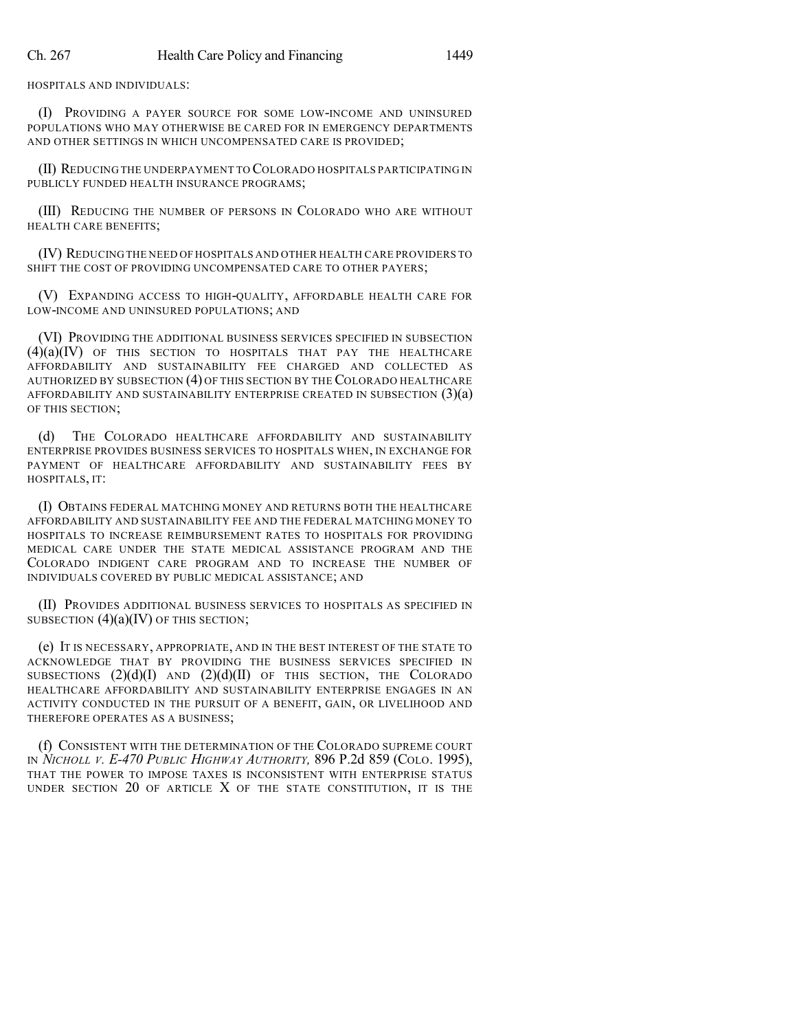HOSPITALS AND INDIVIDUALS:

(I) PROVIDING A PAYER SOURCE FOR SOME LOW-INCOME AND UNINSURED POPULATIONS WHO MAY OTHERWISE BE CARED FOR IN EMERGENCY DEPARTMENTS AND OTHER SETTINGS IN WHICH UNCOMPENSATED CARE IS PROVIDED;

(II) REDUCING THE UNDERPAYMENT TO COLORADO HOSPITALS PARTICIPATING IN PUBLICLY FUNDED HEALTH INSURANCE PROGRAMS;

(III) REDUCING THE NUMBER OF PERSONS IN COLORADO WHO ARE WITHOUT HEALTH CARE BENEFITS;

(IV) REDUCING THE NEED OF HOSPITALS AND OTHER HEALTH CARE PROVIDERS TO SHIFT THE COST OF PROVIDING UNCOMPENSATED CARE TO OTHER PAYERS;

(V) EXPANDING ACCESS TO HIGH-QUALITY, AFFORDABLE HEALTH CARE FOR LOW-INCOME AND UNINSURED POPULATIONS; AND

(VI) PROVIDING THE ADDITIONAL BUSINESS SERVICES SPECIFIED IN SUBSECTION (4)(a)(IV) OF THIS SECTION TO HOSPITALS THAT PAY THE HEALTHCARE AFFORDABILITY AND SUSTAINABILITY FEE CHARGED AND COLLECTED AS AUTHORIZED BY SUBSECTION (4) OF THIS SECTION BY THE COLORADO HEALTHCARE AFFORDABILITY AND SUSTAINABILITY ENTERPRISE CREATED IN SUBSECTION (3)(a) OF THIS SECTION;

(d) THE COLORADO HEALTHCARE AFFORDABILITY AND SUSTAINABILITY ENTERPRISE PROVIDES BUSINESS SERVICES TO HOSPITALS WHEN, IN EXCHANGE FOR PAYMENT OF HEALTHCARE AFFORDABILITY AND SUSTAINABILITY FEES BY HOSPITALS, IT:

(I) OBTAINS FEDERAL MATCHING MONEY AND RETURNS BOTH THE HEALTHCARE AFFORDABILITY AND SUSTAINABILITY FEE AND THE FEDERAL MATCHING MONEY TO HOSPITALS TO INCREASE REIMBURSEMENT RATES TO HOSPITALS FOR PROVIDING MEDICAL CARE UNDER THE STATE MEDICAL ASSISTANCE PROGRAM AND THE COLORADO INDIGENT CARE PROGRAM AND TO INCREASE THE NUMBER OF INDIVIDUALS COVERED BY PUBLIC MEDICAL ASSISTANCE; AND

(II) PROVIDES ADDITIONAL BUSINESS SERVICES TO HOSPITALS AS SPECIFIED IN SUBSECTION (4)(a)(IV) OF THIS SECTION;

(e) IT IS NECESSARY, APPROPRIATE, AND IN THE BEST INTEREST OF THE STATE TO ACKNOWLEDGE THAT BY PROVIDING THE BUSINESS SERVICES SPECIFIED IN SUBSECTIONS (2)(d)(I) AND (2)(d)(II) OF THIS SECTION, THE COLORADO HEALTHCARE AFFORDABILITY AND SUSTAINABILITY ENTERPRISE ENGAGES IN AN ACTIVITY CONDUCTED IN THE PURSUIT OF A BENEFIT, GAIN, OR LIVELIHOOD AND THEREFORE OPERATES AS A BUSINESS;

(f) CONSISTENT WITH THE DETERMINATION OF THE COLORADO SUPREME COURT IN *NICHOLL V. E-470 PUBLIC HIGHWAY AUTHORITY,* 896 P.2d 859 (COLO. 1995), THAT THE POWER TO IMPOSE TAXES IS INCONSISTENT WITH ENTERPRISE STATUS UNDER SECTION 20 OF ARTICLE X OF THE STATE CONSTITUTION, IT IS THE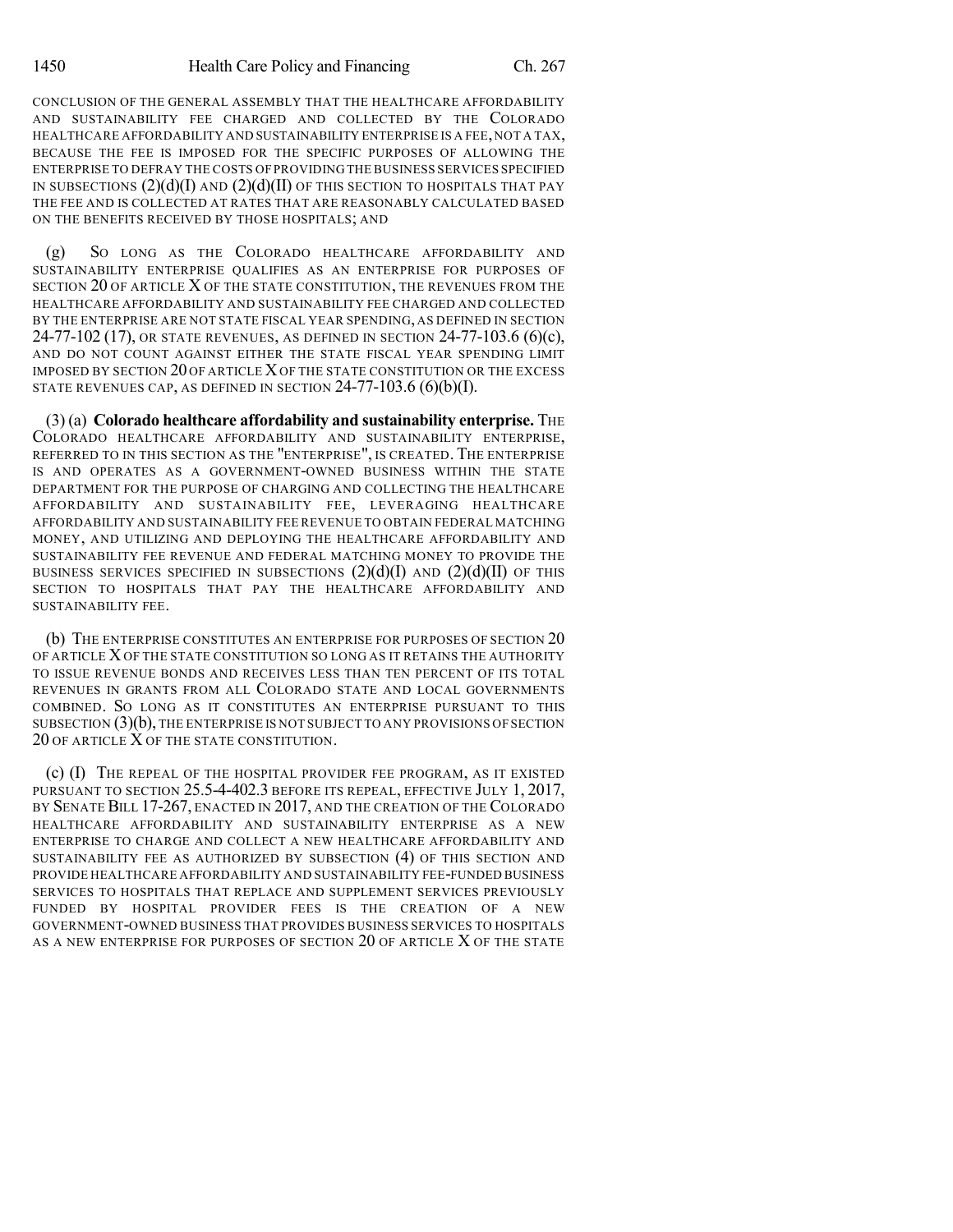CONCLUSION OF THE GENERAL ASSEMBLY THAT THE HEALTHCARE AFFORDABILITY AND SUSTAINABILITY FEE CHARGED AND COLLECTED BY THE COLORADO HEALTHCARE AFFORDABILITY AND SUSTAINABILITY ENTERPRISE IS A FEE, NOT A TAX, BECAUSE THE FEE IS IMPOSED FOR THE SPECIFIC PURPOSES OF ALLOWING THE ENTERPRISE TO DEFRAY THE COSTS OF PROVIDING THE BUSINESS SERVICES SPECIFIED IN SUBSECTIONS (2)(d)(I) AND (2)(d)(II) OF THIS SECTION TO HOSPITALS THAT PAY THE FEE AND IS COLLECTED AT RATES THAT ARE REASONABLY CALCULATED BASED ON THE BENEFITS RECEIVED BY THOSE HOSPITALS; AND

(g) SO LONG AS THE COLORADO HEALTHCARE AFFORDABILITY AND SUSTAINABILITY ENTERPRISE QUALIFIES AS AN ENTERPRISE FOR PURPOSES OF SECTION 20 OF ARTICLE X OF THE STATE CONSTITUTION, THE REVENUES FROM THE HEALTHCARE AFFORDABILITY AND SUSTAINABILITY FEE CHARGED AND COLLECTED BY THE ENTERPRISE ARE NOT STATE FISCAL YEAR SPENDING, AS DEFINED IN SECTION 24-77-102 (17), OR STATE REVENUES, AS DEFINED IN SECTION 24-77-103.6 (6)(c), AND DO NOT COUNT AGAINST EITHER THE STATE FISCAL YEAR SPENDING LIMIT IMPOSED BY SECTION 20 OF ARTICLE X OF THE STATE CONSTITUTION OR THE EXCESS STATE REVENUES CAP, AS DEFINED IN SECTION 24-77-103.6 (6)(b)(I).

(3) (a) **Colorado healthcare affordability and sustainability enterprise.** THE COLORADO HEALTHCARE AFFORDABILITY AND SUSTAINABILITY ENTERPRISE, REFERRED TO IN THIS SECTION AS THE "ENTERPRISE", IS CREATED. THE ENTERPRISE IS AND OPERATES AS A GOVERNMENT-OWNED BUSINESS WITHIN THE STATE DEPARTMENT FOR THE PURPOSE OF CHARGING AND COLLECTING THE HEALTHCARE AFFORDABILITY AND SUSTAINABILITY FEE, LEVERAGING HEALTHCARE AFFORDABILITY AND SUSTAINABILITY FEE REVENUE TO OBTAIN FEDERAL MATCHING MONEY, AND UTILIZING AND DEPLOYING THE HEALTHCARE AFFORDABILITY AND SUSTAINABILITY FEE REVENUE AND FEDERAL MATCHING MONEY TO PROVIDE THE BUSINESS SERVICES SPECIFIED IN SUBSECTIONS (2)(d)(I) AND (2)(d)(II) OF THIS SECTION TO HOSPITALS THAT PAY THE HEALTHCARE AFFORDABILITY AND SUSTAINABILITY FEE.

(b) THE ENTERPRISE CONSTITUTES AN ENTERPRISE FOR PURPOSES OF SECTION 20 OF ARTICLE X OF THE STATE CONSTITUTION SO LONG AS IT RETAINS THE AUTHORITY TO ISSUE REVENUE BONDS AND RECEIVES LESS THAN TEN PERCENT OF ITS TOTAL REVENUES IN GRANTS FROM ALL COLORADO STATE AND LOCAL GOVERNMENTS COMBINED. SO LONG AS IT CONSTITUTES AN ENTERPRISE PURSUANT TO THIS SUBSECTION (3)(b), THE ENTERPRISE IS NOT SUBJECT TO ANY PROVISIONS OF SECTION 20 OF ARTICLE X OF THE STATE CONSTITUTION.

(c) (I) THE REPEAL OF THE HOSPITAL PROVIDER FEE PROGRAM, AS IT EXISTED PURSUANT TO SECTION 25.5-4-402.3 BEFORE ITS REPEAL, EFFECTIVE JULY 1, 2017, BY SENATE BILL 17-267, ENACTED IN 2017, AND THE CREATION OF THE COLORADO HEALTHCARE AFFORDABILITY AND SUSTAINABILITY ENTERPRISE AS A NEW ENTERPRISE TO CHARGE AND COLLECT A NEW HEALTHCARE AFFORDABILITY AND SUSTAINABILITY FEE AS AUTHORIZED BY SUBSECTION (4) OF THIS SECTION AND PROVIDE HEALTHCARE AFFORDABILITY AND SUSTAINABILITY FEE-FUNDED BUSINESS SERVICES TO HOSPITALS THAT REPLACE AND SUPPLEMENT SERVICES PREVIOUSLY FUNDED BY HOSPITAL PROVIDER FEES IS THE CREATION OF A NEW GOVERNMENT-OWNED BUSINESS THAT PROVIDES BUSINESS SERVICES TO HOSPITALS AS A NEW ENTERPRISE FOR PURPOSES OF SECTION 20 OF ARTICLE X OF THE STATE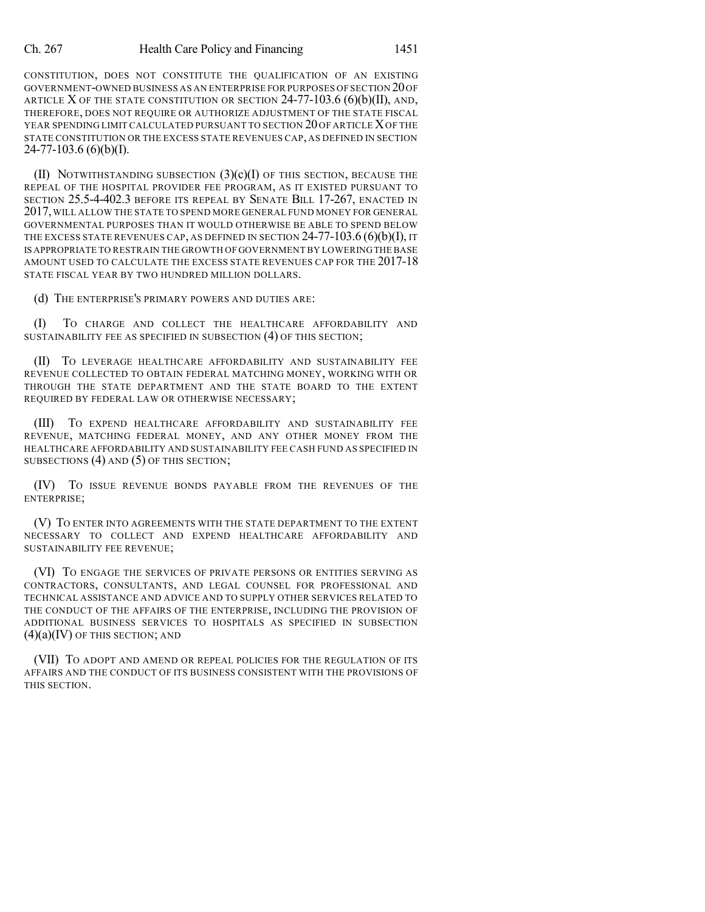CONSTITUTION, DOES NOT CONSTITUTE THE QUALIFICATION OF AN EXISTING GOVERNMENT-OWNED BUSINESS AS AN ENTERPRISE FOR PURPOSES OF SECTION 20 OF ARTICLE X OF THE STATE CONSTITUTION OR SECTION 24-77-103.6 (6)(b)(II), AND, THEREFORE, DOES NOT REQUIRE OR AUTHORIZE ADJUSTMENT OF THE STATE FISCAL YEAR SPENDING LIMIT CALCULATED PURSUANT TO SECTION 20 OF ARTICLE X OF THE STATE CONSTITUTION OR THE EXCESS STATE REVENUES CAP, AS DEFINED IN SECTION 24-77-103.6 (6)(b)(I).

(II) NOTWITHSTANDING SUBSECTION (3)(c)(I) OF THIS SECTION, BECAUSE THE REPEAL OF THE HOSPITAL PROVIDER FEE PROGRAM, AS IT EXISTED PURSUANT TO SECTION 25.5-4-402.3 BEFORE ITS REPEAL BY SENATE BILL 17-267, ENACTED IN 2017, WILL ALLOW THE STATE TO SPEND MORE GENERAL FUND MONEY FOR GENERAL GOVERNMENTAL PURPOSES THAN IT WOULD OTHERWISE BE ABLE TO SPEND BELOW THE EXCESS STATE REVENUES CAP, AS DEFINED IN SECTION 24-77-103.6 (6)(b)(I), IT IS APPROPRIATE TO RESTRAIN THE GROWTH OF GOVERNMENT BY LOWERING THE BASE AMOUNT USED TO CALCULATE THE EXCESS STATE REVENUES CAP FOR THE 2017-18 STATE FISCAL YEAR BY TWO HUNDRED MILLION DOLLARS.

(d) THE ENTERPRISE'S PRIMARY POWERS AND DUTIES ARE:

(I) TO CHARGE AND COLLECT THE HEALTHCARE AFFORDABILITY AND SUSTAINABILITY FEE AS SPECIFIED IN SUBSECTION (4) OF THIS SECTION;

(II) TO LEVERAGE HEALTHCARE AFFORDABILITY AND SUSTAINABILITY FEE REVENUE COLLECTED TO OBTAIN FEDERAL MATCHING MONEY, WORKING WITH OR THROUGH THE STATE DEPARTMENT AND THE STATE BOARD TO THE EXTENT REQUIRED BY FEDERAL LAW OR OTHERWISE NECESSARY;

(III) TO EXPEND HEALTHCARE AFFORDABILITY AND SUSTAINABILITY FEE REVENUE, MATCHING FEDERAL MONEY, AND ANY OTHER MONEY FROM THE HEALTHCARE AFFORDABILITY AND SUSTAINABILITY FEE CASH FUND AS SPECIFIED IN SUBSECTIONS (4) AND (5) OF THIS SECTION;

(IV) TO ISSUE REVENUE BONDS PAYABLE FROM THE REVENUES OF THE ENTERPRISE;

(V) TO ENTER INTO AGREEMENTS WITH THE STATE DEPARTMENT TO THE EXTENT NECESSARY TO COLLECT AND EXPEND HEALTHCARE AFFORDABILITY AND SUSTAINABILITY FEE REVENUE;

(VI) TO ENGAGE THE SERVICES OF PRIVATE PERSONS OR ENTITIES SERVING AS CONTRACTORS, CONSULTANTS, AND LEGAL COUNSEL FOR PROFESSIONAL AND TECHNICAL ASSISTANCE AND ADVICE AND TO SUPPLY OTHER SERVICES RELATED TO THE CONDUCT OF THE AFFAIRS OF THE ENTERPRISE, INCLUDING THE PROVISION OF ADDITIONAL BUSINESS SERVICES TO HOSPITALS AS SPECIFIED IN SUBSECTION (4)(a)(IV) OF THIS SECTION; AND

(VII) TO ADOPT AND AMEND OR REPEAL POLICIES FOR THE REGULATION OF ITS AFFAIRS AND THE CONDUCT OF ITS BUSINESS CONSISTENT WITH THE PROVISIONS OF THIS SECTION.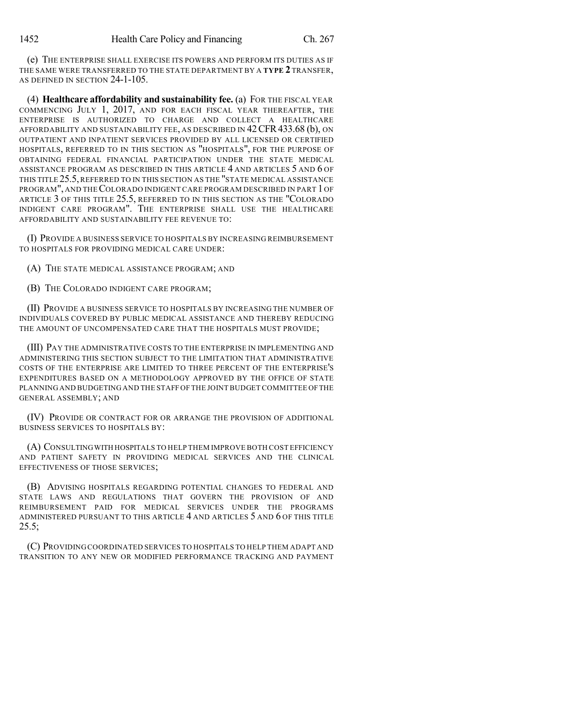(e) THE ENTERPRISE SHALL EXERCISE ITS POWERS AND PERFORM ITS DUTIES AS IF THE SAME WERE TRANSFERRED TO THE STATE DEPARTMENT BY A **TYPE 2** TRANSFER, AS DEFINED IN SECTION 24-1-105.

(4) **Healthcare affordability and sustainability fee.** (a) FOR THE FISCAL YEAR COMMENCING JULY 1, 2017, AND FOR EACH FISCAL YEAR THEREAFTER, THE ENTERPRISE IS AUTHORIZED TO CHARGE AND COLLECT A HEALTHCARE AFFORDABILITY AND SUSTAINABILITY FEE, AS DESCRIBED IN 42 CFR 433.68 (b), ON OUTPATIENT AND INPATIENT SERVICES PROVIDED BY ALL LICENSED OR CERTIFIED HOSPITALS, REFERRED TO IN THIS SECTION AS "HOSPITALS", FOR THE PURPOSE OF OBTAINING FEDERAL FINANCIAL PARTICIPATION UNDER THE STATE MEDICAL ASSISTANCE PROGRAM AS DESCRIBED IN THIS ARTICLE 4 AND ARTICLES 5 AND 6 OF THIS TITLE 25.5, REFERRED TO IN THIS SECTION AS THE "STATE MEDICAL ASSISTANCE PROGRAM", AND THE COLORADO INDIGENT CARE PROGRAM DESCRIBED IN PART 1 OF ARTICLE 3 OF THIS TITLE 25.5, REFERRED TO IN THIS SECTION AS THE "COLORADO INDIGENT CARE PROGRAM". THE ENTERPRISE SHALL USE THE HEALTHCARE AFFORDABILITY AND SUSTAINABILITY FEE REVENUE TO:

(I) PROVIDE A BUSINESS SERVICE TO HOSPITALS BY INCREASING REIMBURSEMENT TO HOSPITALS FOR PROVIDING MEDICAL CARE UNDER:

(A) THE STATE MEDICAL ASSISTANCE PROGRAM; AND

(B) THE COLORADO INDIGENT CARE PROGRAM;

(II) PROVIDE A BUSINESS SERVICE TO HOSPITALS BY INCREASING THE NUMBER OF INDIVIDUALS COVERED BY PUBLIC MEDICAL ASSISTANCE AND THEREBY REDUCING THE AMOUNT OF UNCOMPENSATED CARE THAT THE HOSPITALS MUST PROVIDE;

(III) PAY THE ADMINISTRATIVE COSTS TO THE ENTERPRISE IN IMPLEMENTING AND ADMINISTERING THIS SECTION SUBJECT TO THE LIMITATION THAT ADMINISTRATIVE COSTS OF THE ENTERPRISE ARE LIMITED TO THREE PERCENT OF THE ENTERPRISE'S EXPENDITURES BASED ON A METHODOLOGY APPROVED BY THE OFFICE OF STATE PLANNING AND BUDGETING AND THE STAFF OF THE JOINT BUDGET COMMITTEE OF THE GENERAL ASSEMBLY; AND

(IV) PROVIDE OR CONTRACT FOR OR ARRANGE THE PROVISION OF ADDITIONAL BUSINESS SERVICES TO HOSPITALS BY:

(A) CONSULTING WITH HOSPITALS TO HELP THEM IMPROVE BOTH COST EFFICIENCY AND PATIENT SAFETY IN PROVIDING MEDICAL SERVICES AND THE CLINICAL EFFECTIVENESS OF THOSE SERVICES;

(B) ADVISING HOSPITALS REGARDING POTENTIAL CHANGES TO FEDERAL AND STATE LAWS AND REGULATIONS THAT GOVERN THE PROVISION OF AND REIMBURSEMENT PAID FOR MEDICAL SERVICES UNDER THE PROGRAMS ADMINISTERED PURSUANT TO THIS ARTICLE 4 AND ARTICLES 5 AND 6 OF THIS TITLE 25.5;

(C) PROVIDING COORDINATED SERVICES TO HOSPITALS TO HELP THEM ADAPT AND TRANSITION TO ANY NEW OR MODIFIED PERFORMANCE TRACKING AND PAYMENT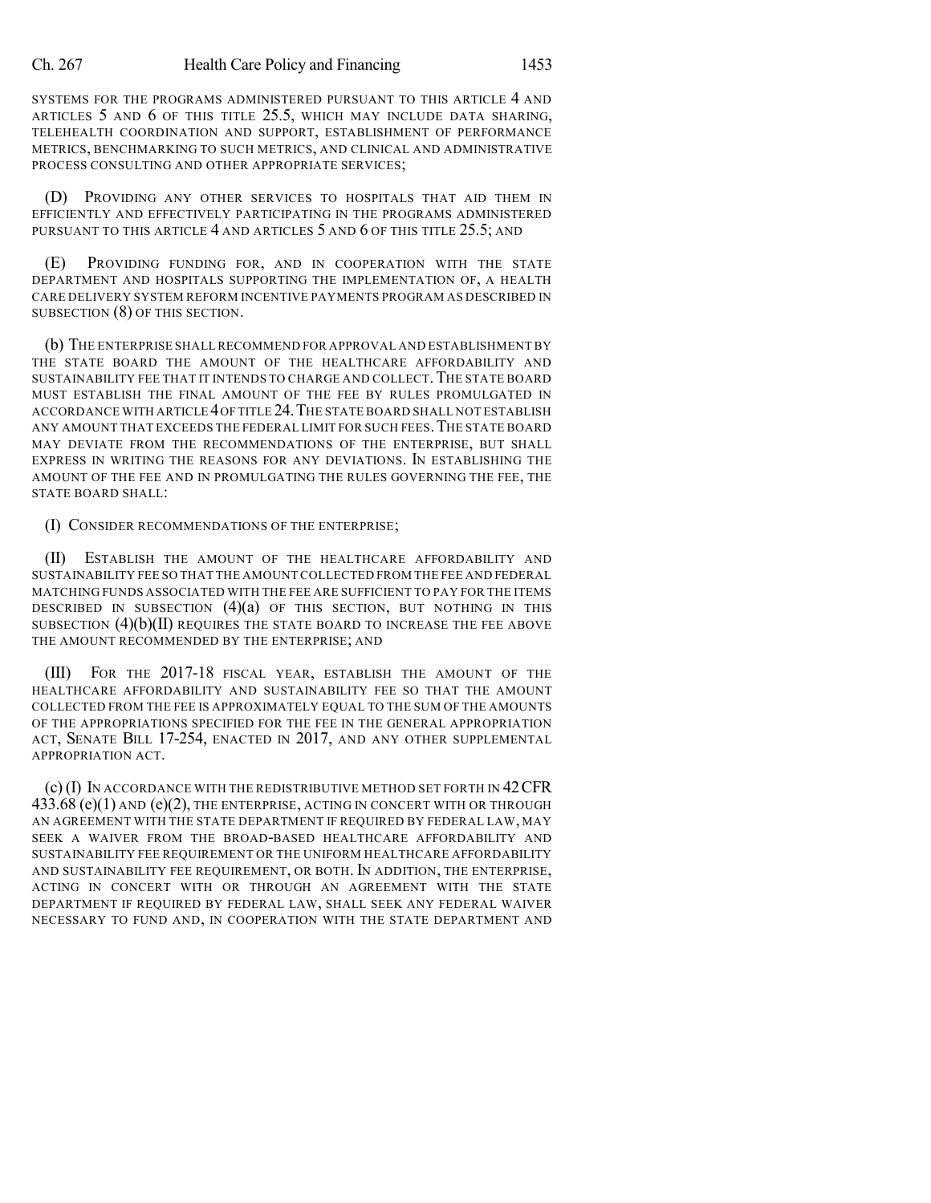SYSTEMS FOR THE PROGRAMS ADMINISTERED PURSUANT TO THIS ARTICLE 4 AND ARTICLES 5 AND 6 OF THIS TITLE 25.5, WHICH MAY INCLUDE DATA SHARING, TELEHEALTH COORDINATION AND SUPPORT, ESTABLISHMENT OF PERFORMANCE METRICS, BENCHMARKING TO SUCH METRICS, AND CLINICAL AND ADMINISTRATIVE PROCESS CONSULTING AND OTHER APPROPRIATE SERVICES;

(D) PROVIDING ANY OTHER SERVICES TO HOSPITALS THAT AID THEM IN EFFICIENTLY AND EFFECTIVELY PARTICIPATING IN THE PROGRAMS ADMINISTERED PURSUANT TO THIS ARTICLE 4 AND ARTICLES 5 AND 6 OF THIS TITLE 25.5; AND

(E) PROVIDING FUNDING FOR, AND IN COOPERATION WITH THE STATE DEPARTMENT AND HOSPITALS SUPPORTING THE IMPLEMENTATION OF, A HEALTH CARE DELIVERY SYSTEM REFORM INCENTIVE PAYMENTS PROGRAM AS DESCRIBED IN SUBSECTION (8) OF THIS SECTION.

(b) THE ENTERPRISE SHALL RECOMMEND FOR APPROVAL AND ESTABLISHMENT BY THE STATE BOARD THE AMOUNT OF THE HEALTHCARE AFFORDABILITY AND SUSTAINABILITY FEE THAT IT INTENDS TO CHARGE AND COLLECT. THE STATE BOARD MUST ESTABLISH THE FINAL AMOUNT OF THE FEE BY RULES PROMULGATED IN ACCORDANCE WITH ARTICLE 4 OF TITLE 24. THE STATE BOARD SHALL NOT ESTABLISH ANY AMOUNT THAT EXCEEDS THE FEDERAL LIMIT FOR SUCH FEES. THE STATE BOARD MAY DEVIATE FROM THE RECOMMENDATIONS OF THE ENTERPRISE, BUT SHALL EXPRESS IN WRITING THE REASONS FOR ANY DEVIATIONS. IN ESTABLISHING THE AMOUNT OF THE FEE AND IN PROMULGATING THE RULES GOVERNING THE FEE, THE STATE BOARD SHALL:

(I) CONSIDER RECOMMENDATIONS OF THE ENTERPRISE;

(II) ESTABLISH THE AMOUNT OF THE HEALTHCARE AFFORDABILITY AND SUSTAINABILITY FEE SO THAT THE AMOUNT COLLECTED FROM THE FEE AND FEDERAL MATCHING FUNDS ASSOCIATED WITH THE FEE ARE SUFFICIENT TO PAY FOR THE ITEMS DESCRIBED IN SUBSECTION (4)(a) OF THIS SECTION, BUT NOTHING IN THIS SUBSECTION (4)(b)(II) REQUIRES THE STATE BOARD TO INCREASE THE FEE ABOVE THE AMOUNT RECOMMENDED BY THE ENTERPRISE; AND

(III) FOR THE 2017-18 FISCAL YEAR, ESTABLISH THE AMOUNT OF THE HEALTHCARE AFFORDABILITY AND SUSTAINABILITY FEE SO THAT THE AMOUNT COLLECTED FROM THE FEE IS APPROXIMATELY EQUAL TO THE SUM OF THE AMOUNTS OF THE APPROPRIATIONS SPECIFIED FOR THE FEE IN THE GENERAL APPROPRIATION ACT, SENATE BILL 17-254, ENACTED IN 2017, AND ANY OTHER SUPPLEMENTAL APPROPRIATION ACT.

(c) (I) IN ACCORDANCE WITH THE REDISTRIBUTIVE METHOD SET FORTH IN 42 CFR 433.68 (e)(1) AND (e)(2), THE ENTERPRISE, ACTING IN CONCERT WITH OR THROUGH AN AGREEMENT WITH THE STATE DEPARTMENT IF REQUIRED BY FEDERAL LAW, MAY SEEK A WAIVER FROM THE BROAD-BASED HEALTHCARE AFFORDABILITY AND SUSTAINABILITY FEE REQUIREMENT OR THE UNIFORM HEALTHCARE AFFORDABILITY AND SUSTAINABILITY FEE REQUIREMENT, OR BOTH. IN ADDITION, THE ENTERPRISE, ACTING IN CONCERT WITH OR THROUGH AN AGREEMENT WITH THE STATE DEPARTMENT IF REQUIRED BY FEDERAL LAW, SHALL SEEK ANY FEDERAL WAIVER NECESSARY TO FUND AND, IN COOPERATION WITH THE STATE DEPARTMENT AND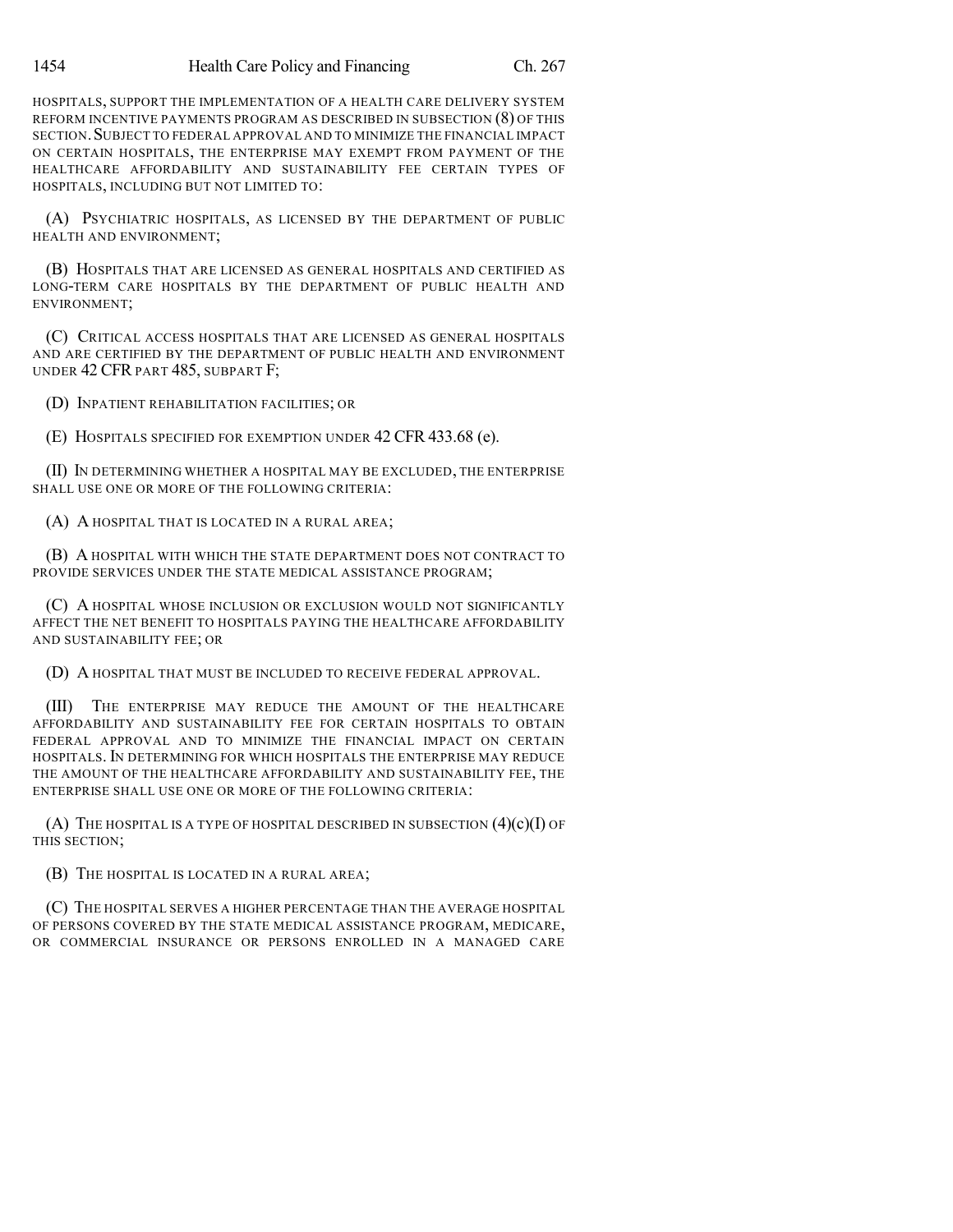HOSPITALS, SUPPORT THE IMPLEMENTATION OF A HEALTH CARE DELIVERY SYSTEM REFORM INCENTIVE PAYMENTS PROGRAM AS DESCRIBED IN SUBSECTION (8) OF THIS SECTION. SUBJECT TO FEDERAL APPROVAL AND TO MINIMIZE THE FINANCIAL IMPACT ON CERTAIN HOSPITALS, THE ENTERPRISE MAY EXEMPT FROM PAYMENT OF THE HEALTHCARE AFFORDABILITY AND SUSTAINABILITY FEE CERTAIN TYPES OF HOSPITALS, INCLUDING BUT NOT LIMITED TO:

(A) PSYCHIATRIC HOSPITALS, AS LICENSED BY THE DEPARTMENT OF PUBLIC HEALTH AND ENVIRONMENT;

(B) HOSPITALS THAT ARE LICENSED AS GENERAL HOSPITALS AND CERTIFIED AS LONG-TERM CARE HOSPITALS BY THE DEPARTMENT OF PUBLIC HEALTH AND ENVIRONMENT;

(C) CRITICAL ACCESS HOSPITALS THAT ARE LICENSED AS GENERAL HOSPITALS AND ARE CERTIFIED BY THE DEPARTMENT OF PUBLIC HEALTH AND ENVIRONMENT UNDER 42 CFR PART 485, SUBPART F;

(D) INPATIENT REHABILITATION FACILITIES; OR

(E) HOSPITALS SPECIFIED FOR EXEMPTION UNDER 42 CFR 433.68 (e).

(II) IN DETERMINING WHETHER A HOSPITAL MAY BE EXCLUDED, THE ENTERPRISE SHALL USE ONE OR MORE OF THE FOLLOWING CRITERIA:

(A) A HOSPITAL THAT IS LOCATED IN A RURAL AREA;

(B) A HOSPITAL WITH WHICH THE STATE DEPARTMENT DOES NOT CONTRACT TO PROVIDE SERVICES UNDER THE STATE MEDICAL ASSISTANCE PROGRAM;

(C) A HOSPITAL WHOSE INCLUSION OR EXCLUSION WOULD NOT SIGNIFICANTLY AFFECT THE NET BENEFIT TO HOSPITALS PAYING THE HEALTHCARE AFFORDABILITY AND SUSTAINABILITY FEE; OR

(D) A HOSPITAL THAT MUST BE INCLUDED TO RECEIVE FEDERAL APPROVAL.

(III) THE ENTERPRISE MAY REDUCE THE AMOUNT OF THE HEALTHCARE AFFORDABILITY AND SUSTAINABILITY FEE FOR CERTAIN HOSPITALS TO OBTAIN FEDERAL APPROVAL AND TO MINIMIZE THE FINANCIAL IMPACT ON CERTAIN HOSPITALS. IN DETERMINING FOR WHICH HOSPITALS THE ENTERPRISE MAY REDUCE THE AMOUNT OF THE HEALTHCARE AFFORDABILITY AND SUSTAINABILITY FEE, THE ENTERPRISE SHALL USE ONE OR MORE OF THE FOLLOWING CRITERIA:

(A) THE HOSPITAL IS A TYPE OF HOSPITAL DESCRIBED IN SUBSECTION (4)(c)(I) OF THIS SECTION;

(B) THE HOSPITAL IS LOCATED IN A RURAL AREA;

(C) THE HOSPITAL SERVES A HIGHER PERCENTAGE THAN THE AVERAGE HOSPITAL OF PERSONS COVERED BY THE STATE MEDICAL ASSISTANCE PROGRAM, MEDICARE, OR COMMERCIAL INSURANCE OR PERSONS ENROLLED IN A MANAGED CARE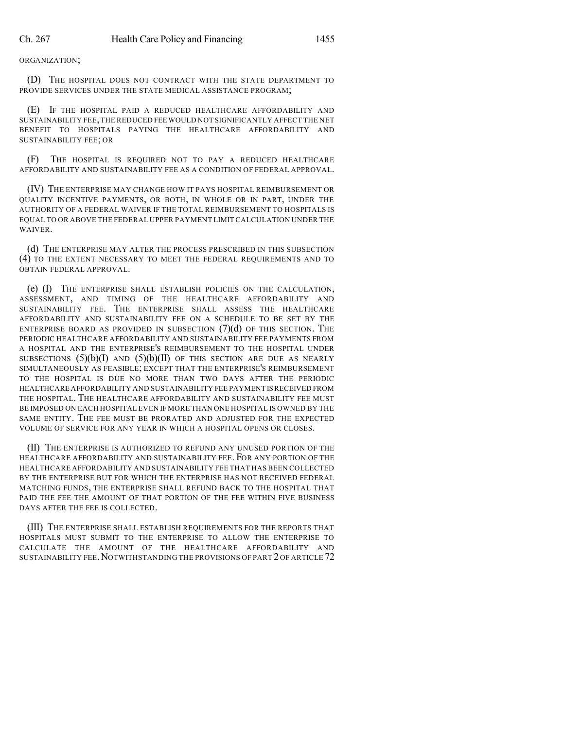ORGANIZATION;

(D) THE HOSPITAL DOES NOT CONTRACT WITH THE STATE DEPARTMENT TO PROVIDE SERVICES UNDER THE STATE MEDICAL ASSISTANCE PROGRAM;

(E) IF THE HOSPITAL PAID A REDUCED HEALTHCARE AFFORDABILITY AND SUSTAINABILITY FEE, THE REDUCED FEE WOULD NOT SIGNIFICANTLY AFFECT THE NET BENEFIT TO HOSPITALS PAYING THE HEALTHCARE AFFORDABILITY AND SUSTAINABILITY FEE; OR

(F) THE HOSPITAL IS REQUIRED NOT TO PAY A REDUCED HEALTHCARE AFFORDABILITY AND SUSTAINABILITY FEE AS A CONDITION OF FEDERAL APPROVAL.

(IV) THE ENTERPRISE MAY CHANGE HOW IT PAYS HOSPITAL REIMBURSEMENT OR QUALITY INCENTIVE PAYMENTS, OR BOTH, IN WHOLE OR IN PART, UNDER THE AUTHORITY OF A FEDERAL WAIVER IF THE TOTAL REIMBURSEMENT TO HOSPITALS IS EQUAL TO OR ABOVE THE FEDERAL UPPER PAYMENT LIMIT CALCULATION UNDER THE WAIVER.

(d) THE ENTERPRISE MAY ALTER THE PROCESS PRESCRIBED IN THIS SUBSECTION (4) TO THE EXTENT NECESSARY TO MEET THE FEDERAL REQUIREMENTS AND TO OBTAIN FEDERAL APPROVAL.

(e) (I) THE ENTERPRISE SHALL ESTABLISH POLICIES ON THE CALCULATION, ASSESSMENT, AND TIMING OF THE HEALTHCARE AFFORDABILITY AND SUSTAINABILITY FEE. THE ENTERPRISE SHALL ASSESS THE HEALTHCARE AFFORDABILITY AND SUSTAINABILITY FEE ON A SCHEDULE TO BE SET BY THE ENTERPRISE BOARD AS PROVIDED IN SUBSECTION (7)(d) OF THIS SECTION. THE PERIODIC HEALTHCARE AFFORDABILITY AND SUSTAINABILITY FEE PAYMENTS FROM A HOSPITAL AND THE ENTERPRISE'S REIMBURSEMENT TO THE HOSPITAL UNDER SUBSECTIONS (5)(b)(I) AND (5)(b)(II) OF THIS SECTION ARE DUE AS NEARLY SIMULTANEOUSLY AS FEASIBLE; EXCEPT THAT THE ENTERPRISE'S REIMBURSEMENT TO THE HOSPITAL IS DUE NO MORE THAN TWO DAYS AFTER THE PERIODIC HEALTHCARE AFFORDABILITY AND SUSTAINABILITY FEE PAYMENT IS RECEIVED FROM THE HOSPITAL. THE HEALTHCARE AFFORDABILITY AND SUSTAINABILITY FEE MUST BE IMPOSED ON EACH HOSPITAL EVEN IF MORE THAN ONE HOSPITAL IS OWNED BY THE SAME ENTITY. THE FEE MUST BE PRORATED AND ADJUSTED FOR THE EXPECTED VOLUME OF SERVICE FOR ANY YEAR IN WHICH A HOSPITAL OPENS OR CLOSES.

(II) THE ENTERPRISE IS AUTHORIZED TO REFUND ANY UNUSED PORTION OF THE HEALTHCARE AFFORDABILITY AND SUSTAINABILITY FEE. FOR ANY PORTION OF THE HEALTHCARE AFFORDABILITY AND SUSTAINABILITY FEE THAT HAS BEEN COLLECTED BY THE ENTERPRISE BUT FOR WHICH THE ENTERPRISE HAS NOT RECEIVED FEDERAL MATCHING FUNDS, THE ENTERPRISE SHALL REFUND BACK TO THE HOSPITAL THAT PAID THE FEE THE AMOUNT OF THAT PORTION OF THE FEE WITHIN FIVE BUSINESS DAYS AFTER THE FEE IS COLLECTED.

(III) THE ENTERPRISE SHALL ESTABLISH REQUIREMENTS FOR THE REPORTS THAT HOSPITALS MUST SUBMIT TO THE ENTERPRISE TO ALLOW THE ENTERPRISE TO CALCULATE THE AMOUNT OF THE HEALTHCARE AFFORDABILITY AND SUSTAINABILITY FEE. NOTWITHSTANDING THE PROVISIONS OF PART 2 OF ARTICLE 72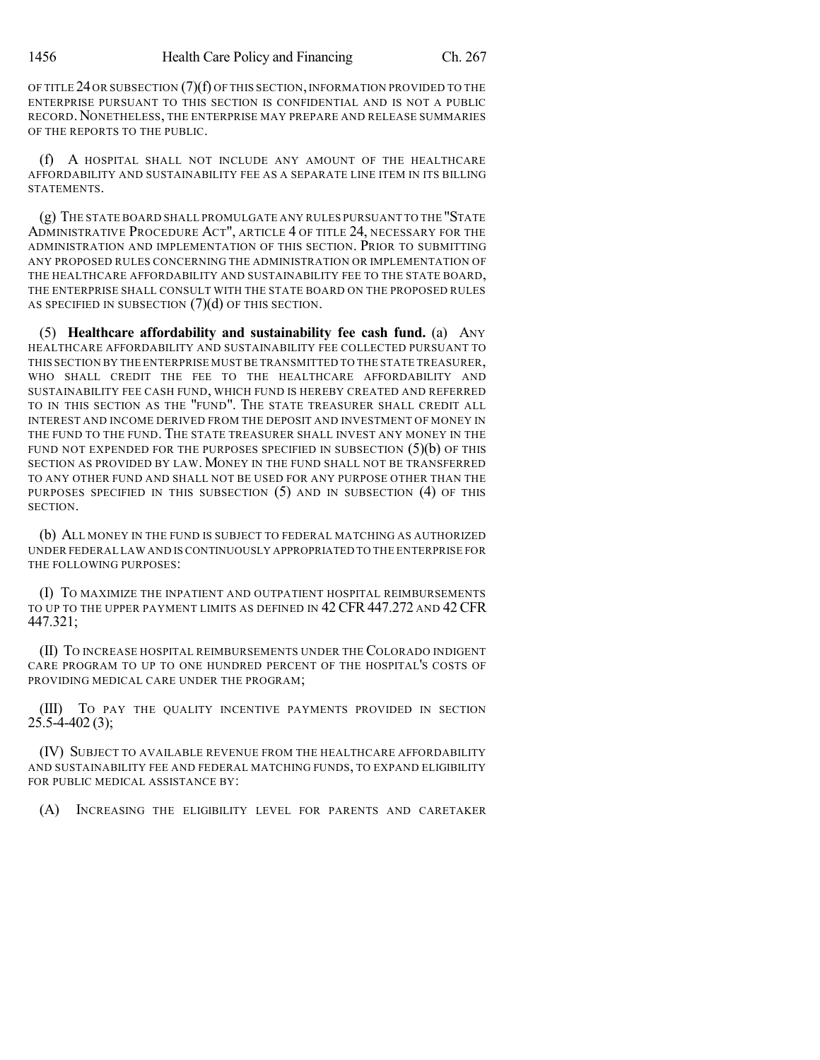OF TITLE 24 OR SUBSECTION (7)(f) OF THIS SECTION, INFORMATION PROVIDED TO THE ENTERPRISE PURSUANT TO THIS SECTION IS CONFIDENTIAL AND IS NOT A PUBLIC RECORD. NONETHELESS, THE ENTERPRISE MAY PREPARE AND RELEASE SUMMARIES OF THE REPORTS TO THE PUBLIC.

(f) A HOSPITAL SHALL NOT INCLUDE ANY AMOUNT OF THE HEALTHCARE AFFORDABILITY AND SUSTAINABILITY FEE AS A SEPARATE LINE ITEM IN ITS BILLING STATEMENTS.

(g) THE STATE BOARD SHALL PROMULGATE ANY RULES PURSUANT TO THE "STATE ADMINISTRATIVE PROCEDURE ACT", ARTICLE 4 OF TITLE 24, NECESSARY FOR THE ADMINISTRATION AND IMPLEMENTATION OF THIS SECTION. PRIOR TO SUBMITTING ANY PROPOSED RULES CONCERNING THE ADMINISTRATION OR IMPLEMENTATION OF THE HEALTHCARE AFFORDABILITY AND SUSTAINABILITY FEE TO THE STATE BOARD, THE ENTERPRISE SHALL CONSULT WITH THE STATE BOARD ON THE PROPOSED RULES AS SPECIFIED IN SUBSECTION (7)(d) OF THIS SECTION.

(5) **Healthcare affordability and sustainability fee cash fund.** (a) ANY HEALTHCARE AFFORDABILITY AND SUSTAINABILITY FEE COLLECTED PURSUANT TO THIS SECTION BY THE ENTERPRISE MUST BE TRANSMITTED TO THE STATE TREASURER, WHO SHALL CREDIT THE FEE TO THE HEALTHCARE AFFORDABILITY AND SUSTAINABILITY FEE CASH FUND, WHICH FUND IS HEREBY CREATED AND REFERRED TO IN THIS SECTION AS THE "FUND". THE STATE TREASURER SHALL CREDIT ALL INTEREST AND INCOME DERIVED FROM THE DEPOSIT AND INVESTMENT OF MONEY IN THE FUND TO THE FUND. THE STATE TREASURER SHALL INVEST ANY MONEY IN THE FUND NOT EXPENDED FOR THE PURPOSES SPECIFIED IN SUBSECTION (5)(b) OF THIS SECTION AS PROVIDED BY LAW. MONEY IN THE FUND SHALL NOT BE TRANSFERRED TO ANY OTHER FUND AND SHALL NOT BE USED FOR ANY PURPOSE OTHER THAN THE PURPOSES SPECIFIED IN THIS SUBSECTION (5) AND IN SUBSECTION (4) OF THIS SECTION.

(b) ALL MONEY IN THE FUND IS SUBJECT TO FEDERAL MATCHING AS AUTHORIZED UNDER FEDERAL LAW AND IS CONTINUOUSLY APPROPRIATED TO THE ENTERPRISE FOR THE FOLLOWING PURPOSES:

(I) TO MAXIMIZE THE INPATIENT AND OUTPATIENT HOSPITAL REIMBURSEMENTS TO UP TO THE UPPER PAYMENT LIMITS AS DEFINED IN 42 CFR 447.272 AND 42 CFR 447.321;

(II) TO INCREASE HOSPITAL REIMBURSEMENTS UNDER THE COLORADO INDIGENT CARE PROGRAM TO UP TO ONE HUNDRED PERCENT OF THE HOSPITAL'S COSTS OF PROVIDING MEDICAL CARE UNDER THE PROGRAM;

(III) TO PAY THE QUALITY INCENTIVE PAYMENTS PROVIDED IN SECTION 25.5-4-402 (3);

(IV) SUBJECT TO AVAILABLE REVENUE FROM THE HEALTHCARE AFFORDABILITY AND SUSTAINABILITY FEE AND FEDERAL MATCHING FUNDS, TO EXPAND ELIGIBILITY FOR PUBLIC MEDICAL ASSISTANCE BY:

(A) INCREASING THE ELIGIBILITY LEVEL FOR PARENTS AND CARETAKER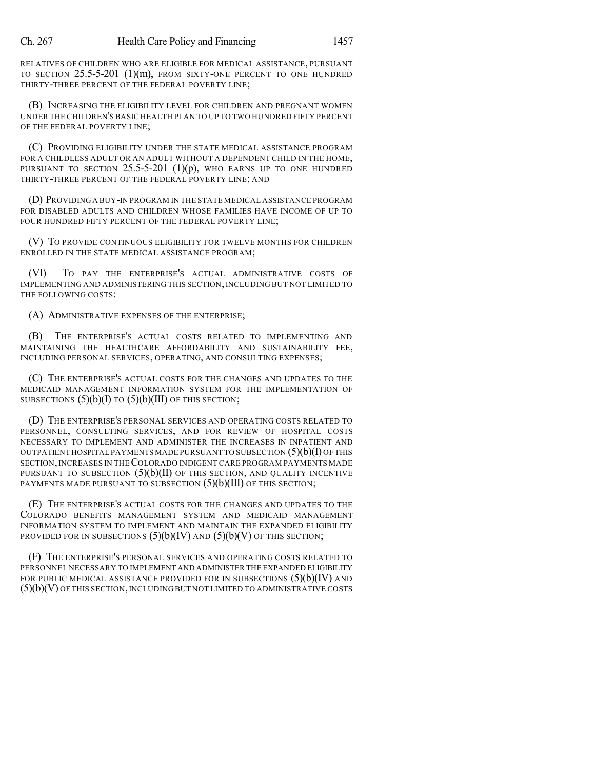RELATIVES OF CHILDREN WHO ARE ELIGIBLE FOR MEDICAL ASSISTANCE, PURSUANT TO SECTION 25.5-5-201 (1)(m), FROM SIXTY-ONE PERCENT TO ONE HUNDRED THIRTY-THREE PERCENT OF THE FEDERAL POVERTY LINE;

(B) INCREASING THE ELIGIBILITY LEVEL FOR CHILDREN AND PREGNANT WOMEN UNDER THE CHILDREN'S BASIC HEALTH PLAN TO UP TO TWO HUNDRED FIFTY PERCENT OF THE FEDERAL POVERTY LINE;

(C) PROVIDING ELIGIBILITY UNDER THE STATE MEDICAL ASSISTANCE PROGRAM FOR A CHILDLESS ADULT OR AN ADULT WITHOUT A DEPENDENT CHILD IN THE HOME, PURSUANT TO SECTION 25.5-5-201 (1)(p), WHO EARNS UP TO ONE HUNDRED THIRTY-THREE PERCENT OF THE FEDERAL POVERTY LINE; AND

(D) PROVIDING A BUY-IN PROGRAM IN THE STATE MEDICAL ASSISTANCE PROGRAM FOR DISABLED ADULTS AND CHILDREN WHOSE FAMILIES HAVE INCOME OF UP TO FOUR HUNDRED FIFTY PERCENT OF THE FEDERAL POVERTY LINE;

(V) TO PROVIDE CONTINUOUS ELIGIBILITY FOR TWELVE MONTHS FOR CHILDREN ENROLLED IN THE STATE MEDICAL ASSISTANCE PROGRAM;

(VI) TO PAY THE ENTERPRISE'S ACTUAL ADMINISTRATIVE COSTS OF IMPLEMENTING AND ADMINISTERING THIS SECTION, INCLUDING BUT NOT LIMITED TO THE FOLLOWING COSTS:

(A) ADMINISTRATIVE EXPENSES OF THE ENTERPRISE;

(B) THE ENTERPRISE'S ACTUAL COSTS RELATED TO IMPLEMENTING AND MAINTAINING THE HEALTHCARE AFFORDABILITY AND SUSTAINABILITY FEE, INCLUDING PERSONAL SERVICES, OPERATING, AND CONSULTING EXPENSES;

(C) THE ENTERPRISE'S ACTUAL COSTS FOR THE CHANGES AND UPDATES TO THE MEDICAID MANAGEMENT INFORMATION SYSTEM FOR THE IMPLEMENTATION OF SUBSECTIONS (5)(b)(I) TO (5)(b)(III) OF THIS SECTION;

(D) THE ENTERPRISE'S PERSONAL SERVICES AND OPERATING COSTS RELATED TO PERSONNEL, CONSULTING SERVICES, AND FOR REVIEW OF HOSPITAL COSTS NECESSARY TO IMPLEMENT AND ADMINISTER THE INCREASES IN INPATIENT AND OUTPATIENT HOSPITAL PAYMENTS MADE PURSUANT TO SUBSECTION (5)(b)(I) OF THIS SECTION, INCREASES IN THE COLORADO INDIGENT CARE PROGRAM PAYMENTS MADE PURSUANT TO SUBSECTION (5)(b)(II) OF THIS SECTION, AND QUALITY INCENTIVE PAYMENTS MADE PURSUANT TO SUBSECTION (5)(b)(III) OF THIS SECTION;

(E) THE ENTERPRISE'S ACTUAL COSTS FOR THE CHANGES AND UPDATES TO THE COLORADO BENEFITS MANAGEMENT SYSTEM AND MEDICAID MANAGEMENT INFORMATION SYSTEM TO IMPLEMENT AND MAINTAIN THE EXPANDED ELIGIBILITY PROVIDED FOR IN SUBSECTIONS (5)(b)(IV) AND (5)(b)(V) OF THIS SECTION;

(F) THE ENTERPRISE'S PERSONAL SERVICES AND OPERATING COSTS RELATED TO PERSONNEL NECESSARY TO IMPLEMENT AND ADMINISTER THE EXPANDED ELIGIBILITY FOR PUBLIC MEDICAL ASSISTANCE PROVIDED FOR IN SUBSECTIONS (5)(b)(IV) AND (5)(b)(V) OF THIS SECTION, INCLUDING BUT NOT LIMITED TO ADMINISTRATIVE COSTS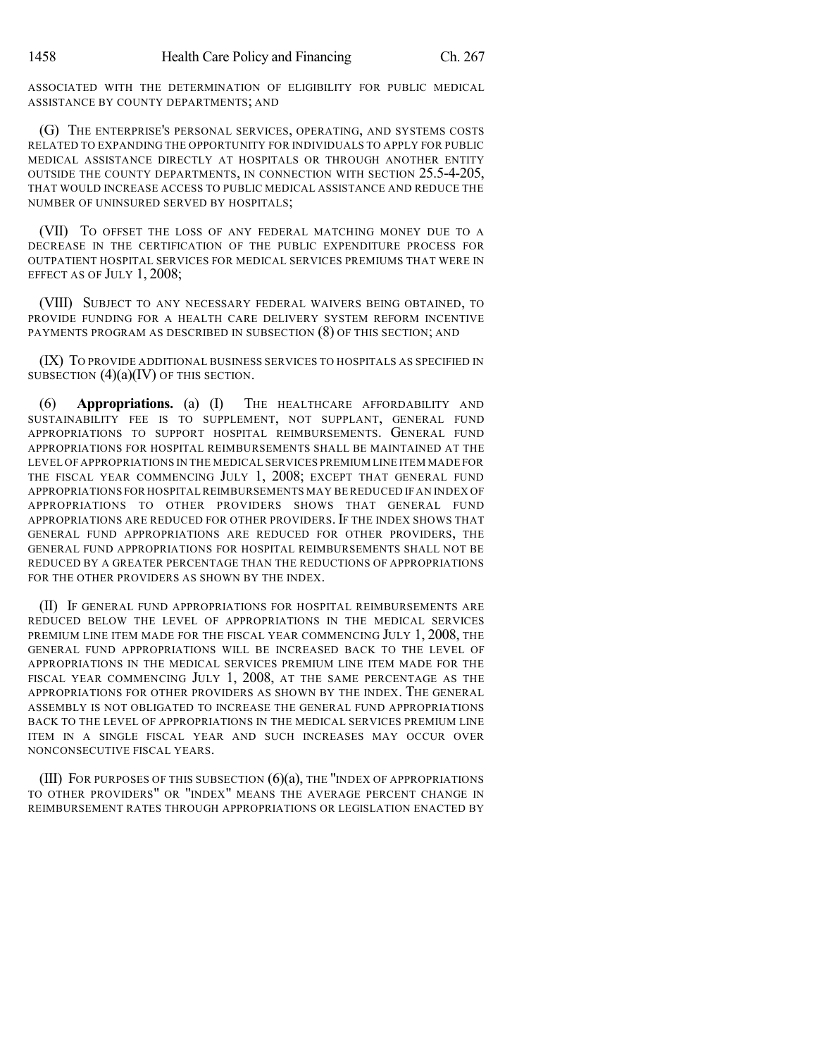ASSOCIATED WITH THE DETERMINATION OF ELIGIBILITY FOR PUBLIC MEDICAL ASSISTANCE BY COUNTY DEPARTMENTS; AND

(G) THE ENTERPRISE'S PERSONAL SERVICES, OPERATING, AND SYSTEMS COSTS RELATED TO EXPANDING THE OPPORTUNITY FOR INDIVIDUALS TO APPLY FOR PUBLIC MEDICAL ASSISTANCE DIRECTLY AT HOSPITALS OR THROUGH ANOTHER ENTITY OUTSIDE THE COUNTY DEPARTMENTS, IN CONNECTION WITH SECTION 25.5-4-205, THAT WOULD INCREASE ACCESS TO PUBLIC MEDICAL ASSISTANCE AND REDUCE THE NUMBER OF UNINSURED SERVED BY HOSPITALS;

(VII) TO OFFSET THE LOSS OF ANY FEDERAL MATCHING MONEY DUE TO A DECREASE IN THE CERTIFICATION OF THE PUBLIC EXPENDITURE PROCESS FOR OUTPATIENT HOSPITAL SERVICES FOR MEDICAL SERVICES PREMIUMS THAT WERE IN EFFECT AS OF JULY 1, 2008;

(VIII) SUBJECT TO ANY NECESSARY FEDERAL WAIVERS BEING OBTAINED, TO PROVIDE FUNDING FOR A HEALTH CARE DELIVERY SYSTEM REFORM INCENTIVE PAYMENTS PROGRAM AS DESCRIBED IN SUBSECTION (8) OF THIS SECTION; AND

(IX) TO PROVIDE ADDITIONAL BUSINESS SERVICES TO HOSPITALS AS SPECIFIED IN SUBSECTION (4)(a)(IV) OF THIS SECTION.

(6) **Appropriations.** (a) (I) THE HEALTHCARE AFFORDABILITY AND SUSTAINABILITY FEE IS TO SUPPLEMENT, NOT SUPPLANT, GENERAL FUND APPROPRIATIONS TO SUPPORT HOSPITAL REIMBURSEMENTS. GENERAL FUND APPROPRIATIONS FOR HOSPITAL REIMBURSEMENTS SHALL BE MAINTAINED AT THE LEVEL OF APPROPRIATIONS IN THE MEDICAL SERVICES PREMIUM LINE ITEM MADE FOR THE FISCAL YEAR COMMENCING JULY 1, 2008; EXCEPT THAT GENERAL FUND APPROPRIATIONS FOR HOSPITAL REIMBURSEMENTS MAY BE REDUCED IF AN INDEX OF APPROPRIATIONS TO OTHER PROVIDERS SHOWS THAT GENERAL FUND APPROPRIATIONS ARE REDUCED FOR OTHER PROVIDERS. IF THE INDEX SHOWS THAT GENERAL FUND APPROPRIATIONS ARE REDUCED FOR OTHER PROVIDERS, THE GENERAL FUND APPROPRIATIONS FOR HOSPITAL REIMBURSEMENTS SHALL NOT BE REDUCED BY A GREATER PERCENTAGE THAN THE REDUCTIONS OF APPROPRIATIONS FOR THE OTHER PROVIDERS AS SHOWN BY THE INDEX.

(II) IF GENERAL FUND APPROPRIATIONS FOR HOSPITAL REIMBURSEMENTS ARE REDUCED BELOW THE LEVEL OF APPROPRIATIONS IN THE MEDICAL SERVICES PREMIUM LINE ITEM MADE FOR THE FISCAL YEAR COMMENCING JULY 1, 2008, THE GENERAL FUND APPROPRIATIONS WILL BE INCREASED BACK TO THE LEVEL OF APPROPRIATIONS IN THE MEDICAL SERVICES PREMIUM LINE ITEM MADE FOR THE FISCAL YEAR COMMENCING JULY 1, 2008, AT THE SAME PERCENTAGE AS THE APPROPRIATIONS FOR OTHER PROVIDERS AS SHOWN BY THE INDEX. THE GENERAL ASSEMBLY IS NOT OBLIGATED TO INCREASE THE GENERAL FUND APPROPRIATIONS BACK TO THE LEVEL OF APPROPRIATIONS IN THE MEDICAL SERVICES PREMIUM LINE ITEM IN A SINGLE FISCAL YEAR AND SUCH INCREASES MAY OCCUR OVER NONCONSECUTIVE FISCAL YEARS.

(III) FOR PURPOSES OF THIS SUBSECTION (6)(a), THE "INDEX OF APPROPRIATIONS TO OTHER PROVIDERS" OR "INDEX" MEANS THE AVERAGE PERCENT CHANGE IN REIMBURSEMENT RATES THROUGH APPROPRIATIONS OR LEGISLATION ENACTED BY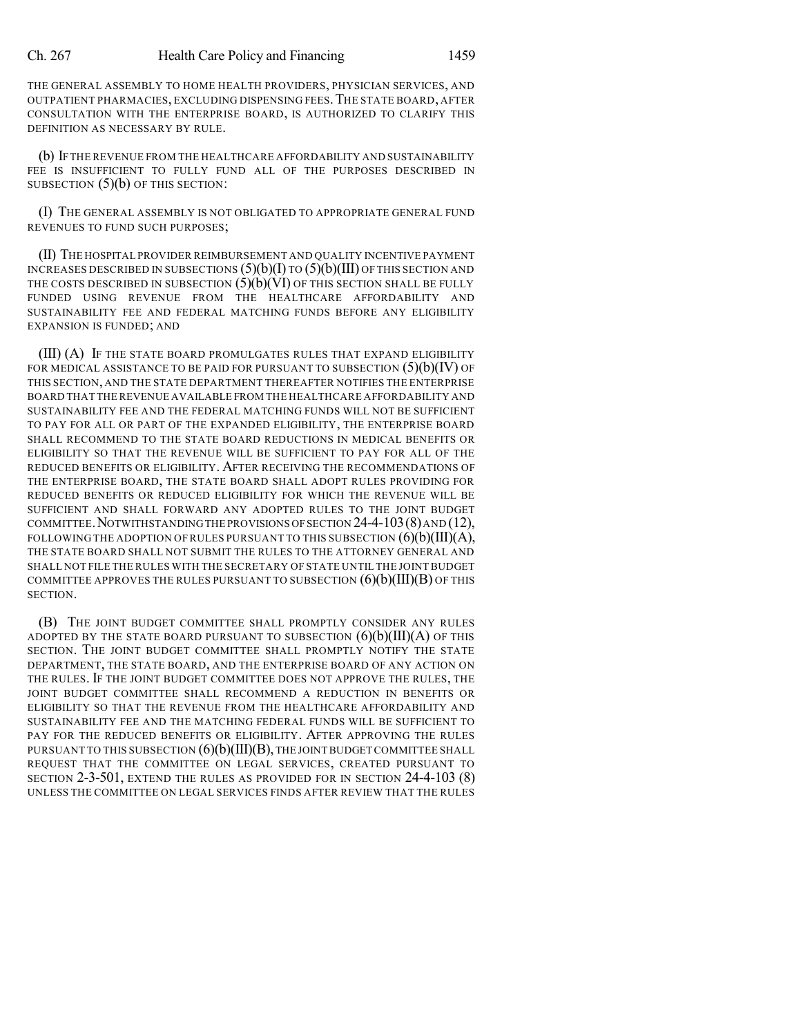THE GENERAL ASSEMBLY TO HOME HEALTH PROVIDERS, PHYSICIAN SERVICES, AND OUTPATIENT PHARMACIES, EXCLUDING DISPENSING FEES. THE STATE BOARD, AFTER CONSULTATION WITH THE ENTERPRISE BOARD, IS AUTHORIZED TO CLARIFY THIS DEFINITION AS NECESSARY BY RULE.

(b) IF THE REVENUE FROM THE HEALTHCARE AFFORDABILITY AND SUSTAINABILITY FEE IS INSUFFICIENT TO FULLY FUND ALL OF THE PURPOSES DESCRIBED IN SUBSECTION (5)(b) OF THIS SECTION:

(I) THE GENERAL ASSEMBLY IS NOT OBLIGATED TO APPROPRIATE GENERAL FUND REVENUES TO FUND SUCH PURPOSES;

(II) THE HOSPITAL PROVIDER REIMBURSEMENT AND QUALITY INCENTIVE PAYMENT INCREASES DESCRIBED IN SUBSECTIONS (5)(b)(I) TO (5)(b)(III) OF THIS SECTION AND THE COSTS DESCRIBED IN SUBSECTION (5)(b)(VI) OF THIS SECTION SHALL BE FULLY FUNDED USING REVENUE FROM THE HEALTHCARE AFFORDABILITY AND SUSTAINABILITY FEE AND FEDERAL MATCHING FUNDS BEFORE ANY ELIGIBILITY EXPANSION IS FUNDED; AND

(III) (A) IF THE STATE BOARD PROMULGATES RULES THAT EXPAND ELIGIBILITY FOR MEDICAL ASSISTANCE TO BE PAID FOR PURSUANT TO SUBSECTION (5)(b)(IV) OF THIS SECTION, AND THE STATE DEPARTMENT THEREAFTER NOTIFIES THE ENTERPRISE BOARD THAT THE REVENUE AVAILABLE FROM THE HEALTHCARE AFFORDABILITY AND SUSTAINABILITY FEE AND THE FEDERAL MATCHING FUNDS WILL NOT BE SUFFICIENT TO PAY FOR ALL OR PART OF THE EXPANDED ELIGIBILITY, THE ENTERPRISE BOARD SHALL RECOMMEND TO THE STATE BOARD REDUCTIONS IN MEDICAL BENEFITS OR ELIGIBILITY SO THAT THE REVENUE WILL BE SUFFICIENT TO PAY FOR ALL OF THE REDUCED BENEFITS OR ELIGIBILITY. AFTER RECEIVING THE RECOMMENDATIONS OF THE ENTERPRISE BOARD, THE STATE BOARD SHALL ADOPT RULES PROVIDING FOR REDUCED BENEFITS OR REDUCED ELIGIBILITY FOR WHICH THE REVENUE WILL BE SUFFICIENT AND SHALL FORWARD ANY ADOPTED RULES TO THE JOINT BUDGET COMMITTEE. NOTWITHSTANDING THE PROVISIONS OF SECTION 24-4-103 (8) AND (12), FOLLOWING THE ADOPTION OF RULES PURSUANT TO THIS SUBSECTION (6)(b)(III)(A), THE STATE BOARD SHALL NOT SUBMIT THE RULES TO THE ATTORNEY GENERAL AND SHALL NOT FILE THE RULES WITH THE SECRETARY OF STATE UNTIL THE JOINT BUDGET COMMITTEE APPROVES THE RULES PURSUANT TO SUBSECTION (6)(b)(III)(B) OF THIS SECTION.

(B) THE JOINT BUDGET COMMITTEE SHALL PROMPTLY CONSIDER ANY RULES ADOPTED BY THE STATE BOARD PURSUANT TO SUBSECTION (6)(b)(III)(A) OF THIS SECTION. THE JOINT BUDGET COMMITTEE SHALL PROMPTLY NOTIFY THE STATE DEPARTMENT, THE STATE BOARD, AND THE ENTERPRISE BOARD OF ANY ACTION ON THE RULES. IF THE JOINT BUDGET COMMITTEE DOES NOT APPROVE THE RULES, THE JOINT BUDGET COMMITTEE SHALL RECOMMEND A REDUCTION IN BENEFITS OR ELIGIBILITY SO THAT THE REVENUE FROM THE HEALTHCARE AFFORDABILITY AND SUSTAINABILITY FEE AND THE MATCHING FEDERAL FUNDS WILL BE SUFFICIENT TO PAY FOR THE REDUCED BENEFITS OR ELIGIBILITY. AFTER APPROVING THE RULES PURSUANT TO THIS SUBSECTION (6)(b)(III)(B), THE JOINT BUDGET COMMITTEE SHALL REQUEST THAT THE COMMITTEE ON LEGAL SERVICES, CREATED PURSUANT TO SECTION 2-3-501, EXTEND THE RULES AS PROVIDED FOR IN SECTION 24-4-103 (8) UNLESS THE COMMITTEE ON LEGAL SERVICES FINDS AFTER REVIEW THAT THE RULES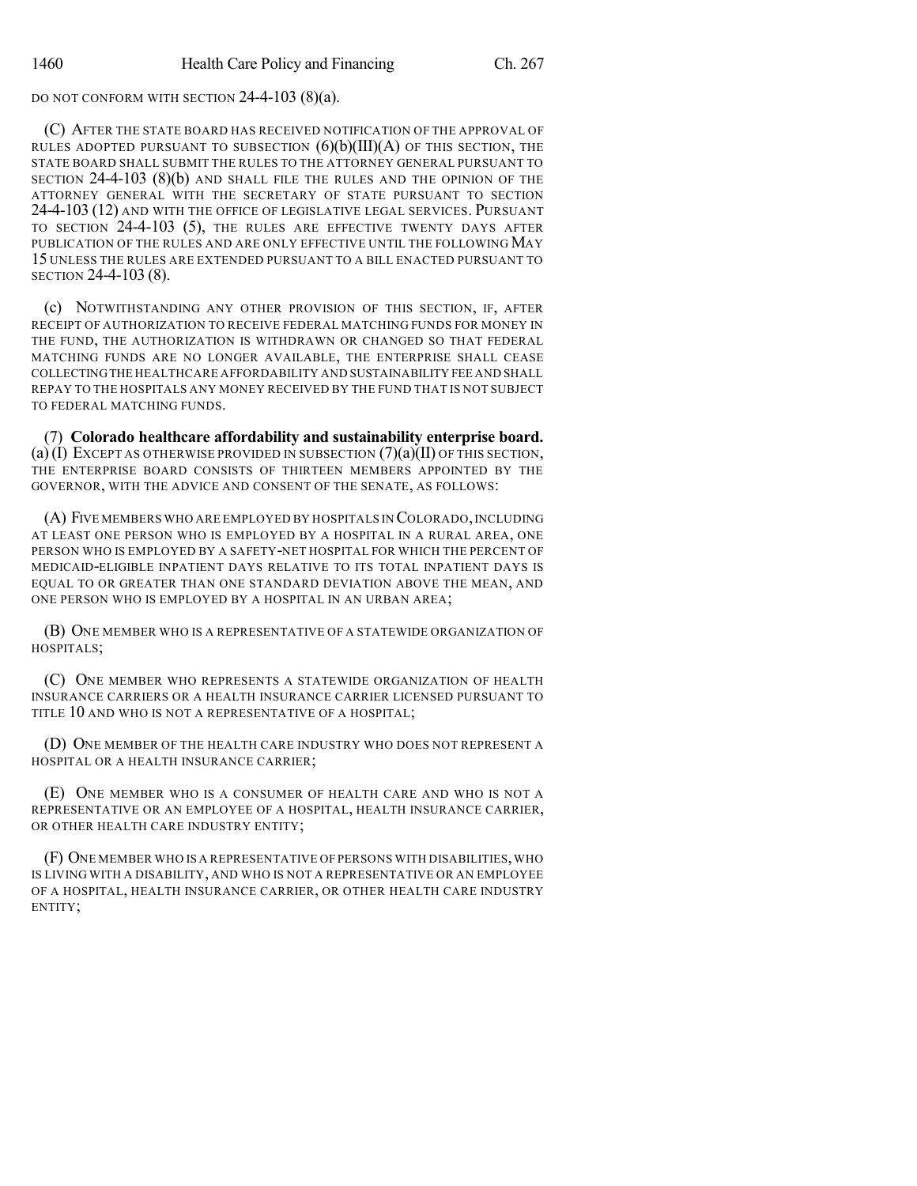DO NOT CONFORM WITH SECTION 24-4-103 (8)(a).

(C) AFTER THE STATE BOARD HAS RECEIVED NOTIFICATION OF THE APPROVAL OF RULES ADOPTED PURSUANT TO SUBSECTION (6)(b)(III)(A) OF THIS SECTION, THE STATE BOARD SHALL SUBMIT THE RULES TO THE ATTORNEY GENERAL PURSUANT TO SECTION 24-4-103 (8)(b) AND SHALL FILE THE RULES AND THE OPINION OF THE ATTORNEY GENERAL WITH THE SECRETARY OF STATE PURSUANT TO SECTION 24-4-103 (12) AND WITH THE OFFICE OF LEGISLATIVE LEGAL SERVICES. PURSUANT TO SECTION 24-4-103 (5), THE RULES ARE EFFECTIVE TWENTY DAYS AFTER PUBLICATION OF THE RULES AND ARE ONLY EFFECTIVE UNTIL THE FOLLOWING MAY 15 UNLESS THE RULES ARE EXTENDED PURSUANT TO A BILL ENACTED PURSUANT TO SECTION 24-4-103 (8).

(c) NOTWITHSTANDING ANY OTHER PROVISION OF THIS SECTION, IF, AFTER RECEIPT OF AUTHORIZATION TO RECEIVE FEDERAL MATCHING FUNDS FOR MONEY IN THE FUND, THE AUTHORIZATION IS WITHDRAWN OR CHANGED SO THAT FEDERAL MATCHING FUNDS ARE NO LONGER AVAILABLE, THE ENTERPRISE SHALL CEASE COLLECTING THE HEALTHCARE AFFORDABILITY AND SUSTAINABILITY FEE AND SHALL REPAY TO THE HOSPITALS ANY MONEY RECEIVED BY THE FUND THAT IS NOT SUBJECT TO FEDERAL MATCHING FUNDS.

(7) **Colorado healthcare affordability and sustainability enterprise board.** (a) (I) EXCEPT AS OTHERWISE PROVIDED IN SUBSECTION (7)(a)(II) OF THIS SECTION, THE ENTERPRISE BOARD CONSISTS OF THIRTEEN MEMBERS APPOINTED BY THE GOVERNOR, WITH THE ADVICE AND CONSENT OF THE SENATE, AS FOLLOWS:

(A) FIVE MEMBERS WHO ARE EMPLOYED BY HOSPITALS IN COLORADO, INCLUDING AT LEAST ONE PERSON WHO IS EMPLOYED BY A HOSPITAL IN A RURAL AREA, ONE PERSON WHO IS EMPLOYED BY A SAFETY-NET HOSPITAL FOR WHICH THE PERCENT OF MEDICAID-ELIGIBLE INPATIENT DAYS RELATIVE TO ITS TOTAL INPATIENT DAYS IS EQUAL TO OR GREATER THAN ONE STANDARD DEVIATION ABOVE THE MEAN, AND ONE PERSON WHO IS EMPLOYED BY A HOSPITAL IN AN URBAN AREA;

(B) ONE MEMBER WHO IS A REPRESENTATIVE OF A STATEWIDE ORGANIZATION OF HOSPITALS;

(C) ONE MEMBER WHO REPRESENTS A STATEWIDE ORGANIZATION OF HEALTH INSURANCE CARRIERS OR A HEALTH INSURANCE CARRIER LICENSED PURSUANT TO TITLE 10 AND WHO IS NOT A REPRESENTATIVE OF A HOSPITAL;

(D) ONE MEMBER OF THE HEALTH CARE INDUSTRY WHO DOES NOT REPRESENT A HOSPITAL OR A HEALTH INSURANCE CARRIER;

(E) ONE MEMBER WHO IS A CONSUMER OF HEALTH CARE AND WHO IS NOT A REPRESENTATIVE OR AN EMPLOYEE OF A HOSPITAL, HEALTH INSURANCE CARRIER, OR OTHER HEALTH CARE INDUSTRY ENTITY;

(F) ONE MEMBER WHO IS A REPRESENTATIVE OF PERSONS WITH DISABILITIES, WHO IS LIVING WITH A DISABILITY, AND WHO IS NOT A REPRESENTATIVE OR AN EMPLOYEE OF A HOSPITAL, HEALTH INSURANCE CARRIER, OR OTHER HEALTH CARE INDUSTRY ENTITY;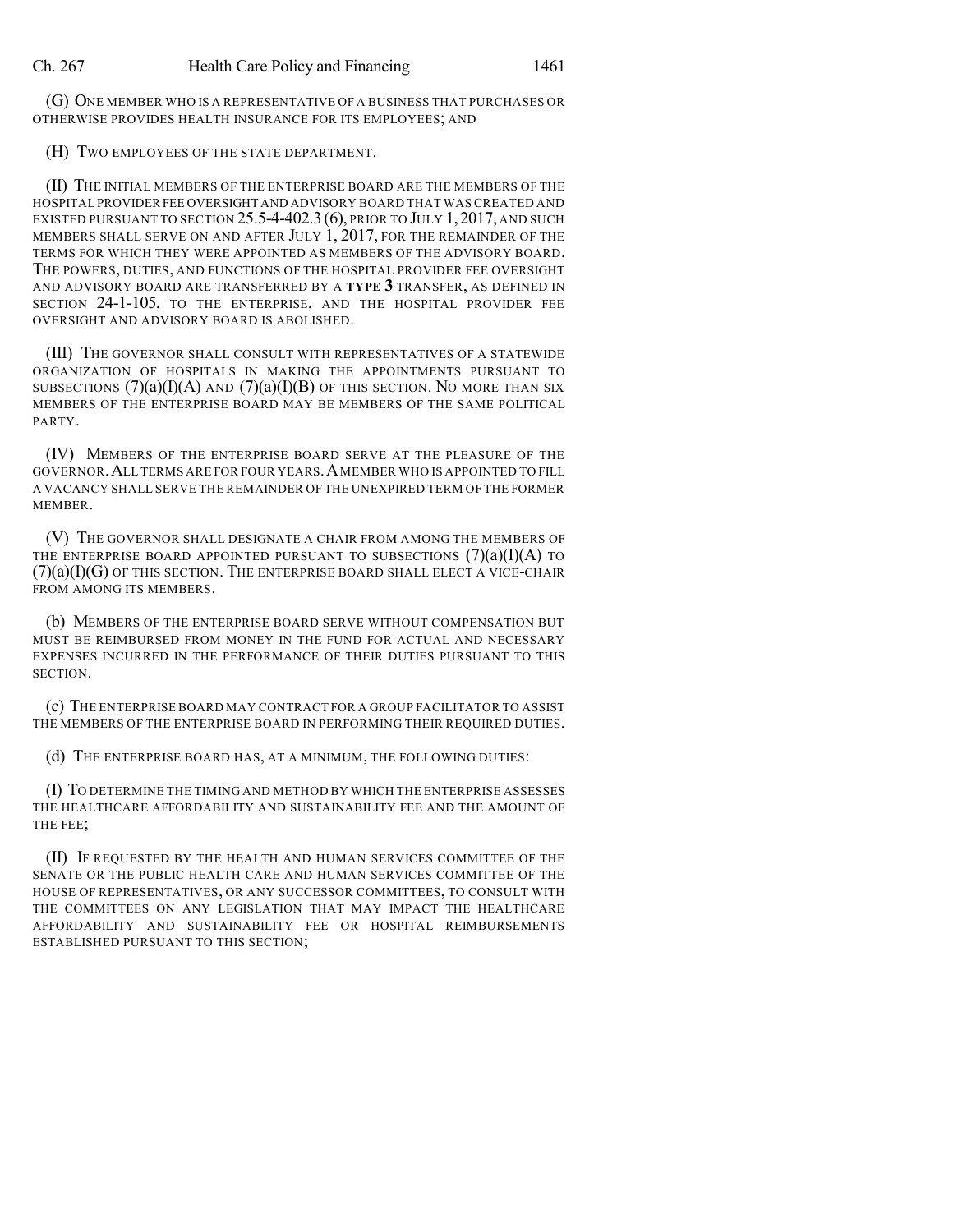(G) ONE MEMBER WHO IS A REPRESENTATIVE OF A BUSINESS THAT PURCHASES OR OTHERWISE PROVIDES HEALTH INSURANCE FOR ITS EMPLOYEES; AND

(H) TWO EMPLOYEES OF THE STATE DEPARTMENT.

(II) THE INITIAL MEMBERS OF THE ENTERPRISE BOARD ARE THE MEMBERS OF THE HOSPITAL PROVIDER FEE OVERSIGHT AND ADVISORY BOARD THAT WAS CREATED AND EXISTED PURSUANT TO SECTION 25.5-4-402.3 (6), PRIOR TO JULY 1, 2017, AND SUCH MEMBERS SHALL SERVE ON AND AFTER JULY 1, 2017, FOR THE REMAINDER OF THE TERMS FOR WHICH THEY WERE APPOINTED AS MEMBERS OF THE ADVISORY BOARD. THE POWERS, DUTIES, AND FUNCTIONS OF THE HOSPITAL PROVIDER FEE OVERSIGHT AND ADVISORY BOARD ARE TRANSFERRED BY A **TYPE 3** TRANSFER, AS DEFINED IN SECTION 24-1-105, TO THE ENTERPRISE, AND THE HOSPITAL PROVIDER FEE OVERSIGHT AND ADVISORY BOARD IS ABOLISHED.

(III) THE GOVERNOR SHALL CONSULT WITH REPRESENTATIVES OF A STATEWIDE ORGANIZATION OF HOSPITALS IN MAKING THE APPOINTMENTS PURSUANT TO SUBSECTIONS (7)(a)(I)(A) AND (7)(a)(I)(B) OF THIS SECTION. NO MORE THAN SIX MEMBERS OF THE ENTERPRISE BOARD MAY BE MEMBERS OF THE SAME POLITICAL PARTY.

(IV) MEMBERS OF THE ENTERPRISE BOARD SERVE AT THE PLEASURE OF THE GOVERNOR. ALL TERMS ARE FOR FOUR YEARS. A MEMBER WHO IS APPOINTED TO FILL A VACANCY SHALL SERVE THE REMAINDER OF THE UNEXPIRED TERM OF THE FORMER MEMBER.

(V) THE GOVERNOR SHALL DESIGNATE A CHAIR FROM AMONG THE MEMBERS OF THE ENTERPRISE BOARD APPOINTED PURSUANT TO SUBSECTIONS (7)(a)(I)(A) TO (7)(a)(I)(G) OF THIS SECTION. THE ENTERPRISE BOARD SHALL ELECT A VICE-CHAIR FROM AMONG ITS MEMBERS.

(b) MEMBERS OF THE ENTERPRISE BOARD SERVE WITHOUT COMPENSATION BUT MUST BE REIMBURSED FROM MONEY IN THE FUND FOR ACTUAL AND NECESSARY EXPENSES INCURRED IN THE PERFORMANCE OF THEIR DUTIES PURSUANT TO THIS SECTION.

(c) THE ENTERPRISE BOARD MAY CONTRACT FOR A GROUP FACILITATOR TO ASSIST THE MEMBERS OF THE ENTERPRISE BOARD IN PERFORMING THEIR REQUIRED DUTIES.

(d) THE ENTERPRISE BOARD HAS, AT A MINIMUM, THE FOLLOWING DUTIES:

(I) TO DETERMINE THE TIMING AND METHOD BY WHICH THE ENTERPRISE ASSESSES THE HEALTHCARE AFFORDABILITY AND SUSTAINABILITY FEE AND THE AMOUNT OF THE FEE;

(II) IF REQUESTED BY THE HEALTH AND HUMAN SERVICES COMMITTEE OF THE SENATE OR THE PUBLIC HEALTH CARE AND HUMAN SERVICES COMMITTEE OF THE HOUSE OF REPRESENTATIVES, OR ANY SUCCESSOR COMMITTEES, TO CONSULT WITH THE COMMITTEES ON ANY LEGISLATION THAT MAY IMPACT THE HEALTHCARE AFFORDABILITY AND SUSTAINABILITY FEE OR HOSPITAL REIMBURSEMENTS ESTABLISHED PURSUANT TO THIS SECTION;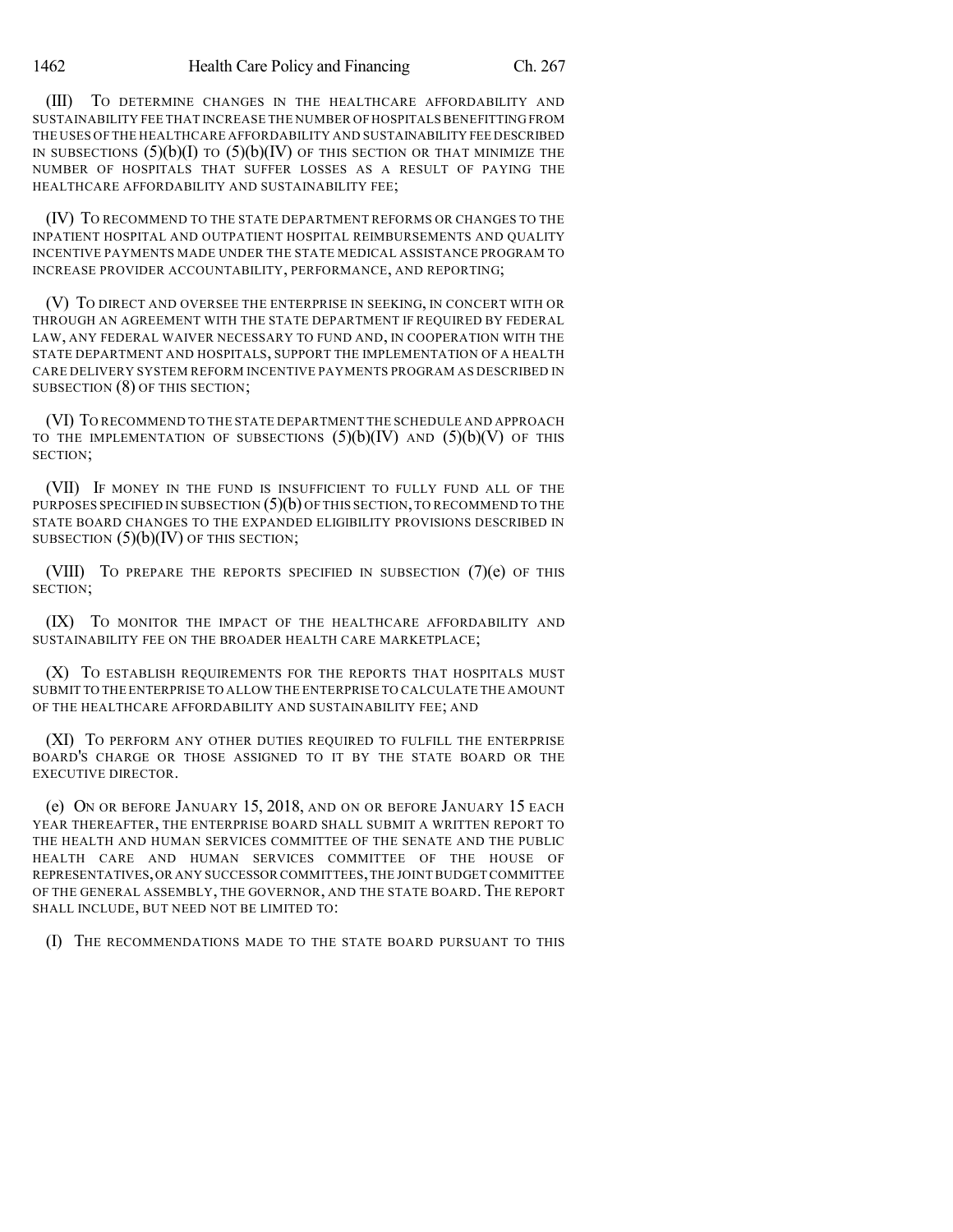(III) TO DETERMINE CHANGES IN THE HEALTHCARE AFFORDABILITY AND SUSTAINABILITY FEE THAT INCREASE THE NUMBER OF HOSPITALS BENEFITTING FROM THE USES OF THE HEALTHCARE AFFORDABILITY AND SUSTAINABILITY FEE DESCRIBED IN SUBSECTIONS (5)(b)(I) TO (5)(b)(IV) OF THIS SECTION OR THAT MINIMIZE THE NUMBER OF HOSPITALS THAT SUFFER LOSSES AS A RESULT OF PAYING THE HEALTHCARE AFFORDABILITY AND SUSTAINABILITY FEE;

(IV) TO RECOMMEND TO THE STATE DEPARTMENT REFORMS OR CHANGES TO THE INPATIENT HOSPITAL AND OUTPATIENT HOSPITAL REIMBURSEMENTS AND QUALITY INCENTIVE PAYMENTS MADE UNDER THE STATE MEDICAL ASSISTANCE PROGRAM TO INCREASE PROVIDER ACCOUNTABILITY, PERFORMANCE, AND REPORTING;

(V) TO DIRECT AND OVERSEE THE ENTERPRISE IN SEEKING, IN CONCERT WITH OR THROUGH AN AGREEMENT WITH THE STATE DEPARTMENT IF REQUIRED BY FEDERAL LAW, ANY FEDERAL WAIVER NECESSARY TO FUND AND, IN COOPERATION WITH THE STATE DEPARTMENT AND HOSPITALS, SUPPORT THE IMPLEMENTATION OF A HEALTH CARE DELIVERY SYSTEM REFORM INCENTIVE PAYMENTS PROGRAM AS DESCRIBED IN SUBSECTION (8) OF THIS SECTION;

(VI) TO RECOMMEND TO THE STATE DEPARTMENT THE SCHEDULE AND APPROACH TO THE IMPLEMENTATION OF SUBSECTIONS (5)(b)(IV) AND (5)(b)(V) OF THIS SECTION;

(VII) IF MONEY IN THE FUND IS INSUFFICIENT TO FULLY FUND ALL OF THE PURPOSES SPECIFIED IN SUBSECTION (5)(b) OF THIS SECTION, TO RECOMMEND TO THE STATE BOARD CHANGES TO THE EXPANDED ELIGIBILITY PROVISIONS DESCRIBED IN SUBSECTION (5)(b)(IV) OF THIS SECTION;

(VIII) TO PREPARE THE REPORTS SPECIFIED IN SUBSECTION (7)(e) OF THIS SECTION;

(IX) TO MONITOR THE IMPACT OF THE HEALTHCARE AFFORDABILITY AND SUSTAINABILITY FEE ON THE BROADER HEALTH CARE MARKETPLACE;

(X) TO ESTABLISH REQUIREMENTS FOR THE REPORTS THAT HOSPITALS MUST SUBMIT TO THE ENTERPRISE TO ALLOW THE ENTERPRISE TO CALCULATE THE AMOUNT OF THE HEALTHCARE AFFORDABILITY AND SUSTAINABILITY FEE; AND

(XI) TO PERFORM ANY OTHER DUTIES REQUIRED TO FULFILL THE ENTERPRISE BOARD'S CHARGE OR THOSE ASSIGNED TO IT BY THE STATE BOARD OR THE EXECUTIVE DIRECTOR.

(e) ON OR BEFORE JANUARY 15, 2018, AND ON OR BEFORE JANUARY 15 EACH YEAR THEREAFTER, THE ENTERPRISE BOARD SHALL SUBMIT A WRITTEN REPORT TO THE HEALTH AND HUMAN SERVICES COMMITTEE OF THE SENATE AND THE PUBLIC HEALTH CARE AND HUMAN SERVICES COMMITTEE OF THE HOUSE OF REPRESENTATIVES, OR ANY SUCCESSOR COMMITTEES, THE JOINT BUDGET COMMITTEE OF THE GENERAL ASSEMBLY, THE GOVERNOR, AND THE STATE BOARD. THE REPORT SHALL INCLUDE, BUT NEED NOT BE LIMITED TO:

(I) THE RECOMMENDATIONS MADE TO THE STATE BOARD PURSUANT TO THIS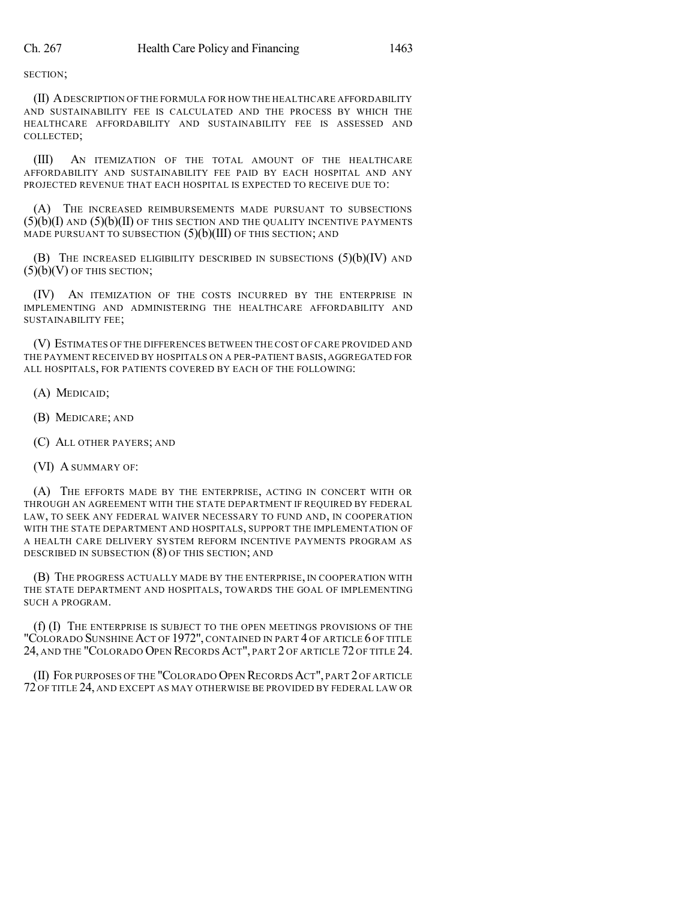SECTION;

(II) A DESCRIPTION OF THE FORMULA FOR HOW THE HEALTHCARE AFFORDABILITY AND SUSTAINABILITY FEE IS CALCULATED AND THE PROCESS BY WHICH THE HEALTHCARE AFFORDABILITY AND SUSTAINABILITY FEE IS ASSESSED AND COLLECTED;

(III) AN ITEMIZATION OF THE TOTAL AMOUNT OF THE HEALTHCARE AFFORDABILITY AND SUSTAINABILITY FEE PAID BY EACH HOSPITAL AND ANY PROJECTED REVENUE THAT EACH HOSPITAL IS EXPECTED TO RECEIVE DUE TO:

(A) THE INCREASED REIMBURSEMENTS MADE PURSUANT TO SUBSECTIONS (5)(b)(I) AND (5)(b)(II) OF THIS SECTION AND THE QUALITY INCENTIVE PAYMENTS MADE PURSUANT TO SUBSECTION (5)(b)(III) OF THIS SECTION; AND

(B) THE INCREASED ELIGIBILITY DESCRIBED IN SUBSECTIONS (5)(b)(IV) AND (5)(b)(V) OF THIS SECTION;

(IV) AN ITEMIZATION OF THE COSTS INCURRED BY THE ENTERPRISE IN IMPLEMENTING AND ADMINISTERING THE HEALTHCARE AFFORDABILITY AND SUSTAINABILITY FEE;

(V) ESTIMATES OF THE DIFFERENCES BETWEEN THE COST OF CARE PROVIDED AND THE PAYMENT RECEIVED BY HOSPITALS ON A PER-PATIENT BASIS, AGGREGATED FOR ALL HOSPITALS, FOR PATIENTS COVERED BY EACH OF THE FOLLOWING:

(A) MEDICAID;

(B) MEDICARE; AND

(C) ALL OTHER PAYERS; AND

(VI) A SUMMARY OF:

(A) THE EFFORTS MADE BY THE ENTERPRISE, ACTING IN CONCERT WITH OR THROUGH AN AGREEMENT WITH THE STATE DEPARTMENT IF REQUIRED BY FEDERAL LAW, TO SEEK ANY FEDERAL WAIVER NECESSARY TO FUND AND, IN COOPERATION WITH THE STATE DEPARTMENT AND HOSPITALS, SUPPORT THE IMPLEMENTATION OF A HEALTH CARE DELIVERY SYSTEM REFORM INCENTIVE PAYMENTS PROGRAM AS DESCRIBED IN SUBSECTION (8) OF THIS SECTION; AND

(B) THE PROGRESS ACTUALLY MADE BY THE ENTERPRISE, IN COOPERATION WITH THE STATE DEPARTMENT AND HOSPITALS, TOWARDS THE GOAL OF IMPLEMENTING SUCH A PROGRAM.

(f) (I) THE ENTERPRISE IS SUBJECT TO THE OPEN MEETINGS PROVISIONS OF THE "COLORADO SUNSHINE ACT OF 1972", CONTAINED IN PART 4 OF ARTICLE 6 OF TITLE 24, AND THE "COLORADO OPEN RECORDS ACT", PART 2 OF ARTICLE 72 OF TITLE 24.

(II) FOR PURPOSES OF THE "COLORADO OPEN RECORDS ACT", PART 2 OF ARTICLE 72 OF TITLE 24, AND EXCEPT AS MAY OTHERWISE BE PROVIDED BY FEDERAL LAW OR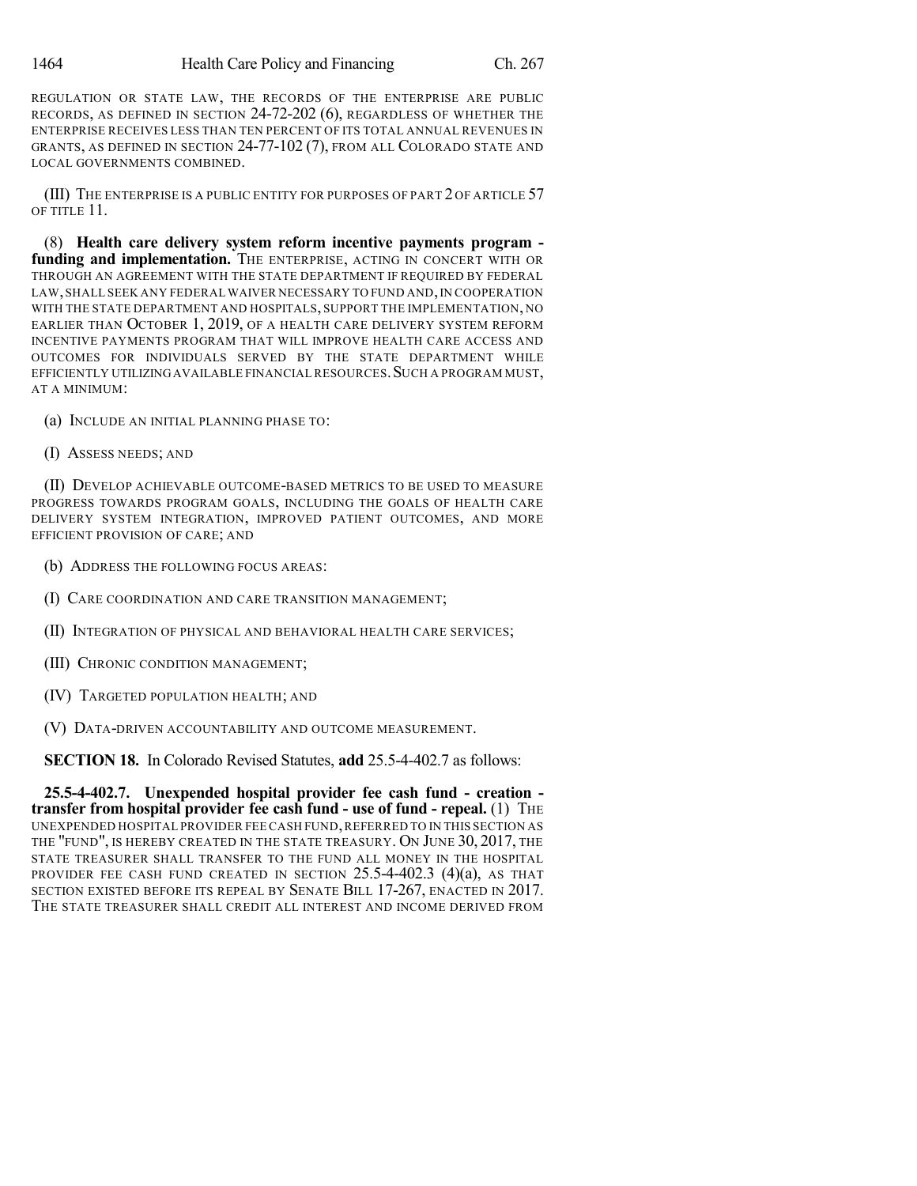REGULATION OR STATE LAW, THE RECORDS OF THE ENTERPRISE ARE PUBLIC RECORDS, AS DEFINED IN SECTION 24-72-202 (6), REGARDLESS OF WHETHER THE ENTERPRISE RECEIVES LESS THAN TEN PERCENT OF ITS TOTAL ANNUAL REVENUES IN GRANTS, AS DEFINED IN SECTION 24-77-102 (7), FROM ALL COLORADO STATE AND LOCAL GOVERNMENTS COMBINED.

(III) THE ENTERPRISE IS A PUBLIC ENTITY FOR PURPOSES OF PART 2 OF ARTICLE 57 OF TITLE 11.

(8) **Health care delivery system reform incentive payments program - funding and implementation.** THE ENTERPRISE, ACTING IN CONCERT WITH OR THROUGH AN AGREEMENT WITH THE STATE DEPARTMENT IF REQUIRED BY FEDERAL LAW, SHALL SEEK ANY FEDERAL WAIVER NECESSARY TO FUND AND, IN COOPERATION WITH THE STATE DEPARTMENT AND HOSPITALS, SUPPORT THE IMPLEMENTATION, NO EARLIER THAN OCTOBER 1, 2019, OF A HEALTH CARE DELIVERY SYSTEM REFORM INCENTIVE PAYMENTS PROGRAM THAT WILL IMPROVE HEALTH CARE ACCESS AND OUTCOMES FOR INDIVIDUALS SERVED BY THE STATE DEPARTMENT WHILE EFFICIENTLY UTILIZING AVAILABLE FINANCIAL RESOURCES. SUCH A PROGRAM MUST, AT A MINIMUM:

(a) INCLUDE AN INITIAL PLANNING PHASE TO:

(I) ASSESS NEEDS; AND

(II) DEVELOP ACHIEVABLE OUTCOME-BASED METRICS TO BE USED TO MEASURE PROGRESS TOWARDS PROGRAM GOALS, INCLUDING THE GOALS OF HEALTH CARE DELIVERY SYSTEM INTEGRATION, IMPROVED PATIENT OUTCOMES, AND MORE EFFICIENT PROVISION OF CARE; AND

(b) ADDRESS THE FOLLOWING FOCUS AREAS:

(I) CARE COORDINATION AND CARE TRANSITION MANAGEMENT;

(II) INTEGRATION OF PHYSICAL AND BEHAVIORAL HEALTH CARE SERVICES;

(III) CHRONIC CONDITION MANAGEMENT;

(IV) TARGETED POPULATION HEALTH; AND

(V) DATA-DRIVEN ACCOUNTABILITY AND OUTCOME MEASUREMENT.

**SECTION 18.** In Colorado Revised Statutes, **add** 25.5-4-402.7 as follows:

**25.5-4-402.7. Unexpended hospital provider fee cash fund - creation - transfer from hospital provider fee cash fund - use of fund - repeal.** (1) THE UNEXPENDED HOSPITAL PROVIDER FEE CASH FUND, REFERRED TO IN THIS SECTION AS THE "FUND", IS HEREBY CREATED IN THE STATE TREASURY. ON JUNE 30, 2017, THE STATE TREASURER SHALL TRANSFER TO THE FUND ALL MONEY IN THE HOSPITAL PROVIDER FEE CASH FUND CREATED IN SECTION 25.5-4-402.3 (4)(a), AS THAT SECTION EXISTED BEFORE ITS REPEAL BY SENATE BILL 17-267, ENACTED IN 2017. THE STATE TREASURER SHALL CREDIT ALL INTEREST AND INCOME DERIVED FROM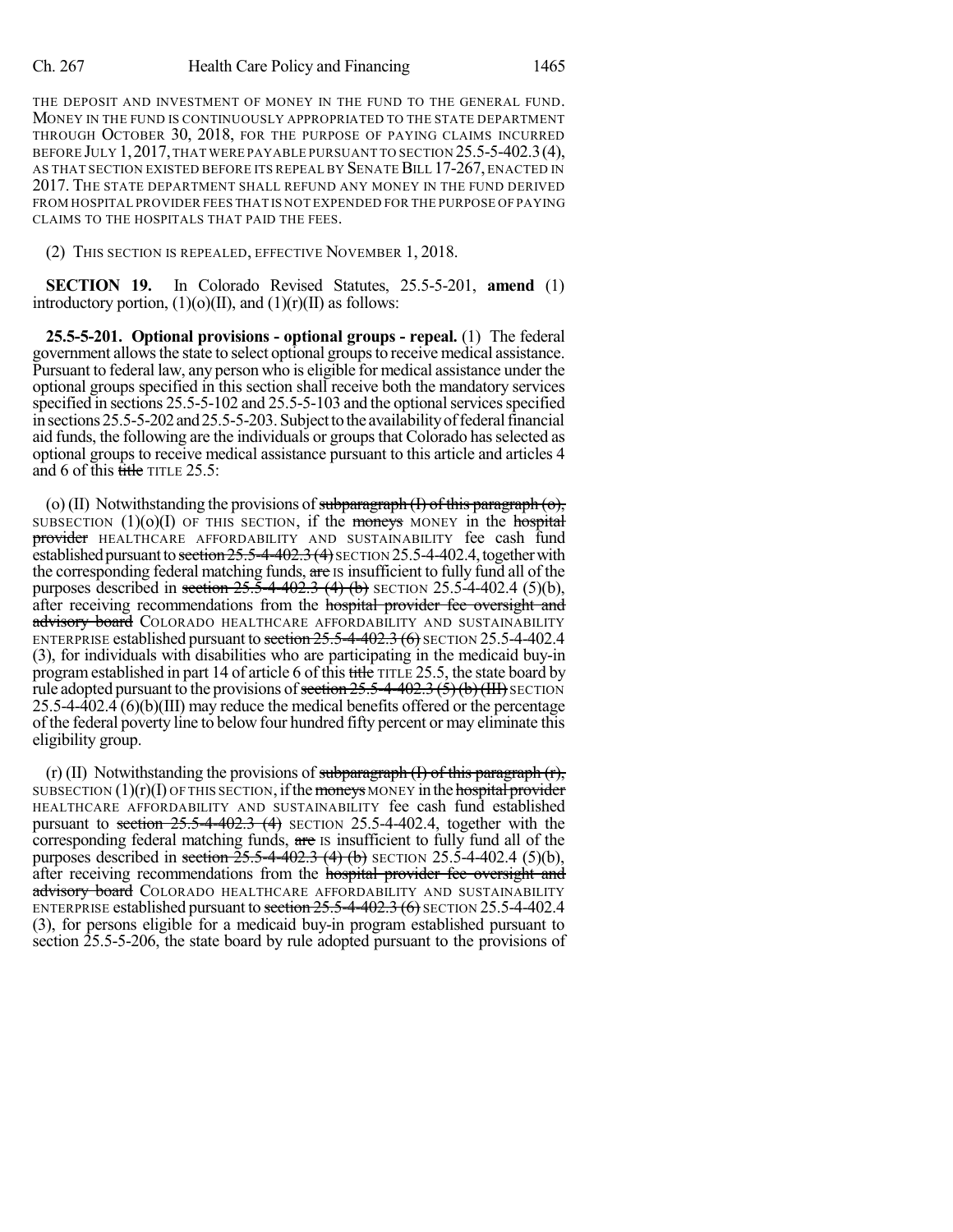THE DEPOSIT AND INVESTMENT OF MONEY IN THE FUND TO THE GENERAL FUND. MONEY IN THE FUND IS CONTINUOUSLY APPROPRIATED TO THE STATE DEPARTMENT THROUGH OCTOBER 30, 2018, FOR THE PURPOSE OF PAYING CLAIMS INCURRED BEFORE JULY 1, 2017, THAT WERE PAYABLE PURSUANT TO SECTION 25.5-5-402.3 (4), AS THAT SECTION EXISTED BEFORE ITS REPEAL BY SENATE BILL 17-267, ENACTED IN 2017. THE STATE DEPARTMENT SHALL REFUND ANY MONEY IN THE FUND DERIVED FROM HOSPITAL PROVIDER FEES THAT IS NOT EXPENDED FOR THE PURPOSE OF PAYING CLAIMS TO THE HOSPITALS THAT PAID THE FEES.

(2) THIS SECTION IS REPEALED, EFFECTIVE NOVEMBER 1, 2018.

**SECTION 19.** In Colorado Revised Statutes, 25.5-5-201, **amend** (1) introductory portion, (1)(o)(II), and (1)(r)(II) as follows:

**25.5-5-201. Optional provisions - optional groups - repeal.** (1) The federal government allows the state to select optional groups to receive medical assistance. Pursuant to federal law, any person who is eligible for medical assistance under the optional groups specified in this section shall receive both the mandatory services specified in sections 25.5-5-102 and 25.5-5-103 and the optional services specified in sections 25.5-5-202 and 25.5-5-203. Subject to the availability of federal financial aid funds, the following are the individuals or groups that Colorado has selected as optional groups to receive medical assistance pursuant to this article and articles 4 and 6 of this ~~title~~ TITLE 25.5:

(o) (II) Notwithstanding the provisions of ~~subparagraph (I) of this paragraph (o),~~ SUBSECTION (1)(o)(I) OF THIS SECTION, if the ~~moneys~~ MONEY in the ~~hospital provider~~ HEALTHCARE AFFORDABILITY AND SUSTAINABILITY fee cash fund established pursuant to ~~section 25.5-4-402.3 (4)~~ SECTION 25.5-4-402.4, together with the corresponding federal matching funds, ~~are~~ IS insufficient to fully fund all of the purposes described in ~~section 25.5-4-402.3 (4) (b)~~ SECTION 25.5-4-402.4 (5)(b), after receiving recommendations from the ~~hospital provider fee oversight and advisory board~~ COLORADO HEALTHCARE AFFORDABILITY AND SUSTAINABILITY ENTERPRISE established pursuant to ~~section 25.5-4-402.3 (6)~~ SECTION 25.5-4-402.4 (3), for individuals with disabilities who are participating in the medicaid buy-in program established in part 14 of article 6 of this ~~title~~ TITLE 25.5, the state board by rule adopted pursuant to the provisions of ~~section 25.5-4-402.3 (5) (b) (III)~~ SECTION 25.5-4-402.4 (6)(b)(III) may reduce the medical benefits offered or the percentage of the federal poverty line to below four hundred fifty percent or may eliminate this eligibility group.

(r) (II) Notwithstanding the provisions of ~~subparagraph (I) of this paragraph (r),~~ SUBSECTION (1)(r)(I) OF THIS SECTION, if the ~~moneys~~ MONEY in the ~~hospital provider~~ HEALTHCARE AFFORDABILITY AND SUSTAINABILITY fee cash fund established pursuant to ~~section 25.5-4-402.3 (4)~~ SECTION 25.5-4-402.4, together with the corresponding federal matching funds, ~~are~~ IS insufficient to fully fund all of the purposes described in ~~section 25.5-4-402.3 (4) (b)~~ SECTION 25.5-4-402.4 (5)(b), after receiving recommendations from the ~~hospital provider fee oversight and advisory board~~ COLORADO HEALTHCARE AFFORDABILITY AND SUSTAINABILITY ENTERPRISE established pursuant to ~~section 25.5-4-402.3 (6)~~ SECTION 25.5-4-402.4 (3), for persons eligible for a medicaid buy-in program established pursuant to section 25.5-5-206, the state board by rule adopted pursuant to the provisions of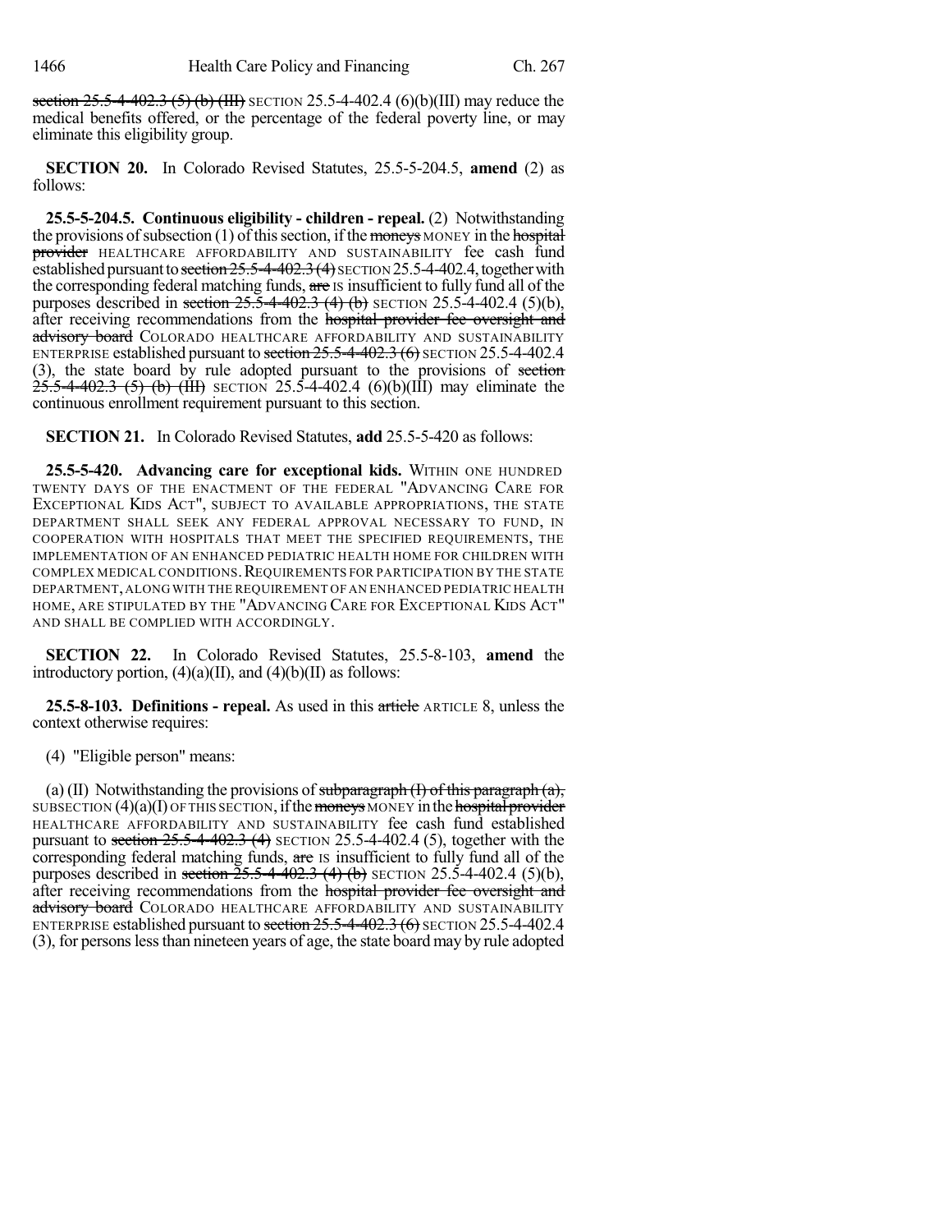~~section 25.5-4-402.3 (5) (b) (III)~~ SECTION 25.5-4-402.4 (6)(b)(III) may reduce the medical benefits offered, or the percentage of the federal poverty line, or may eliminate this eligibility group.

**SECTION 20.** In Colorado Revised Statutes, 25.5-5-204.5, **amend** (2) as follows:

**25.5-5-204.5. Continuous eligibility - children - repeal.** (2) Notwithstanding the provisions of subsection (1) of this section, if the ~~moneys~~ MONEY in the ~~hospital provider~~ HEALTHCARE AFFORDABILITY AND SUSTAINABILITY fee cash fund established pursuant to ~~section 25.5-4-402.3 (4)~~ SECTION 25.5-4-402.4, together with the corresponding federal matching funds, ~~are~~ IS insufficient to fully fund all of the purposes described in ~~section 25.5-4-402.3 (4) (b)~~ SECTION 25.5-4-402.4 (5)(b), after receiving recommendations from the ~~hospital provider fee oversight and advisory board~~ COLORADO HEALTHCARE AFFORDABILITY AND SUSTAINABILITY ENTERPRISE established pursuant to ~~section 25.5-4-402.3 (6)~~ SECTION 25.5-4-402.4 (3), the state board by rule adopted pursuant to the provisions of ~~section 25.5-4-402.3 (5) (b) (III)~~ SECTION 25.5-4-402.4 (6)(b)(III) may eliminate the continuous enrollment requirement pursuant to this section.

**SECTION 21.** In Colorado Revised Statutes, **add** 25.5-5-420 as follows:

**25.5-5-420. Advancing care for exceptional kids.** WITHIN ONE HUNDRED TWENTY DAYS OF THE ENACTMENT OF THE FEDERAL "ADVANCING CARE FOR EXCEPTIONAL KIDS ACT", SUBJECT TO AVAILABLE APPROPRIATIONS, THE STATE DEPARTMENT SHALL SEEK ANY FEDERAL APPROVAL NECESSARY TO FUND, IN COOPERATION WITH HOSPITALS THAT MEET THE SPECIFIED REQUIREMENTS, THE IMPLEMENTATION OF AN ENHANCED PEDIATRIC HEALTH HOME FOR CHILDREN WITH COMPLEX MEDICAL CONDITIONS. REQUIREMENTS FOR PARTICIPATION BY THE STATE DEPARTMENT, ALONG WITH THE REQUIREMENT OF AN ENHANCED PEDIATRIC HEALTH HOME, ARE STIPULATED BY THE "ADVANCING CARE FOR EXCEPTIONAL KIDS ACT" AND SHALL BE COMPLIED WITH ACCORDINGLY.

**SECTION 22.** In Colorado Revised Statutes, 25.5-8-103, **amend** the introductory portion, (4)(a)(II), and (4)(b)(II) as follows:

**25.5-8-103. Definitions - repeal.** As used in this ~~article~~ ARTICLE 8, unless the context otherwise requires:

(4) "Eligible person" means:

(a) (II) Notwithstanding the provisions of ~~subparagraph (I) of this paragraph (a),~~ SUBSECTION (4)(a)(I) OF THIS SECTION, if the ~~moneys~~ MONEY in the ~~hospital provider~~ HEALTHCARE AFFORDABILITY AND SUSTAINABILITY fee cash fund established pursuant to ~~section 25.5-4-402.3 (4)~~ SECTION 25.5-4-402.4 (5), together with the corresponding federal matching funds, ~~are~~ IS insufficient to fully fund all of the purposes described in ~~section 25.5-4-402.3 (4) (b)~~ SECTION 25.5-4-402.4 (5)(b), after receiving recommendations from the ~~hospital provider fee oversight and advisory board~~ COLORADO HEALTHCARE AFFORDABILITY AND SUSTAINABILITY ENTERPRISE established pursuant to ~~section 25.5-4-402.3 (6)~~ SECTION 25.5-4-402.4 (3), for persons less than nineteen years of age, the state board may by rule adopted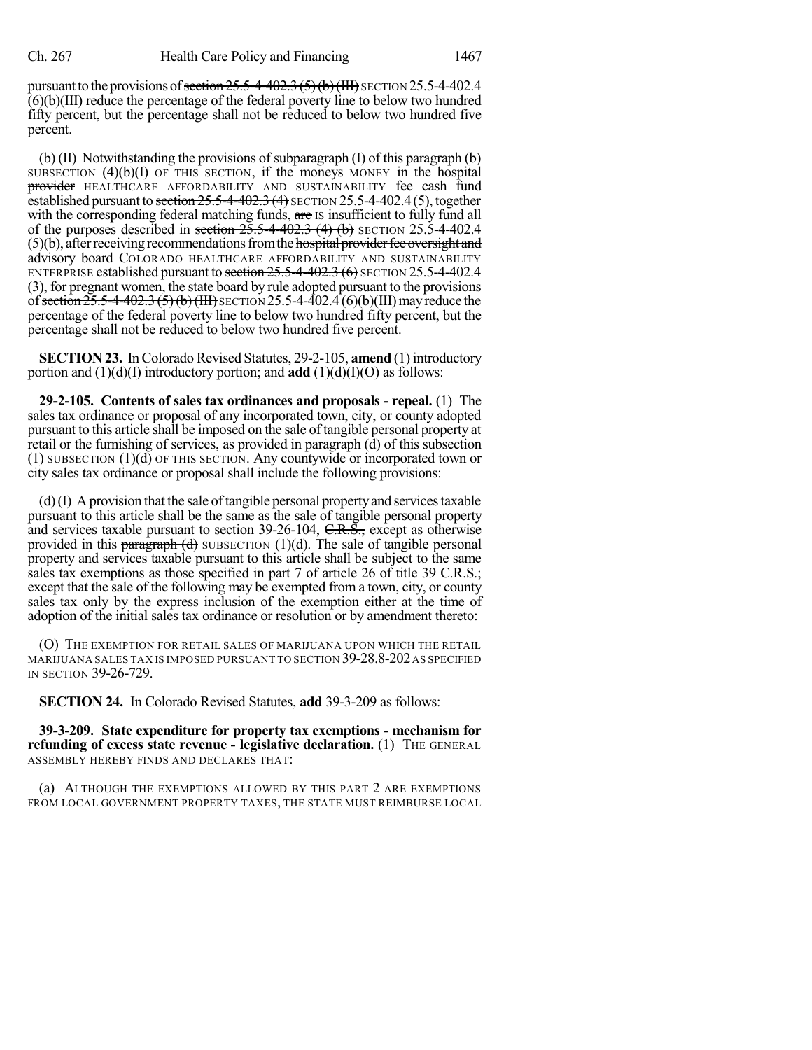pursuant to the provisions of ~~section 25.5-4-402.3 (5)(b)(III)~~ SECTION 25.5-4-402.4 (6)(b)(III) reduce the percentage of the federal poverty line to below two hundred fifty percent, but the percentage shall not be reduced to below two hundred five percent.

(b) (II) Notwithstanding the provisions of ~~subparagraph (I) of this paragraph (b)~~ SUBSECTION (4)(b)(I) OF THIS SECTION, if the ~~moneys~~ MONEY in the ~~hospital provider~~ HEALTHCARE AFFORDABILITY AND SUSTAINABILITY fee cash fund established pursuant to ~~section 25.5-4-402.3 (4)~~ SECTION 25.5-4-402.4 (5), together with the corresponding federal matching funds, ~~are~~ IS insufficient to fully fund all of the purposes described in ~~section 25.5-4-402.3 (4)(b)~~ SECTION 25.5-4-402.4 (5)(b), after receiving recommendations from the ~~hospital provider fee oversight and advisory board~~ COLORADO HEALTHCARE AFFORDABILITY AND SUSTAINABILITY ENTERPRISE established pursuant to ~~section 25.5-4-402.3 (6)~~ SECTION 25.5-4-402.4 (3), for pregnant women, the state board by rule adopted pursuant to the provisions of ~~section 25.5-4-402.3 (5)(b)(III)~~ SECTION 25.5-4-402.4 (6)(b)(III) may reduce the percentage of the federal poverty line to below two hundred fifty percent, but the percentage shall not be reduced to below two hundred five percent.

**SECTION 23.** In Colorado Revised Statutes, 29-2-105, **amend** (1) introductory portion and (1)(d)(I) introductory portion; and **add** (1)(d)(I)(O) as follows:

**29-2-105. Contents of sales tax ordinances and proposals - repeal.** (1) The sales tax ordinance or proposal of any incorporated town, city, or county adopted pursuant to this article shall be imposed on the sale of tangible personal property at retail or the furnishing of services, as provided in ~~paragraph (d) of this subsection (1)~~ SUBSECTION (1)(d) OF THIS SECTION. Any countywide or incorporated town or city sales tax ordinance or proposal shall include the following provisions:

(d) (I) A provision that the sale of tangible personal property and services taxable pursuant to this article shall be the same as the sale of tangible personal property and services taxable pursuant to section 39-26-104, ~~C.R.S.,~~ except as otherwise provided in this ~~paragraph (d)~~ SUBSECTION (1)(d). The sale of tangible personal property and services taxable pursuant to this article shall be subject to the same sales tax exemptions as those specified in part 7 of article 26 of title 39 ~~C.R.S.;~~ except that the sale of the following may be exempted from a town, city, or county sales tax only by the express inclusion of the exemption either at the time of adoption of the initial sales tax ordinance or resolution or by amendment thereto:

(O) THE EXEMPTION FOR RETAIL SALES OF MARIJUANA UPON WHICH THE RETAIL MARIJUANA SALES TAX IS IMPOSED PURSUANT TO SECTION 39-28.8-202 AS SPECIFIED IN SECTION 39-26-729.

**SECTION 24.** In Colorado Revised Statutes, **add** 39-3-209 as follows:

**39-3-209. State expenditure for property tax exemptions - mechanism for refunding of excess state revenue - legislative declaration.** (1) THE GENERAL ASSEMBLY HEREBY FINDS AND DECLARES THAT:

(a) ALTHOUGH THE EXEMPTIONS ALLOWED BY THIS PART 2 ARE EXEMPTIONS FROM LOCAL GOVERNMENT PROPERTY TAXES, THE STATE MUST REIMBURSE LOCAL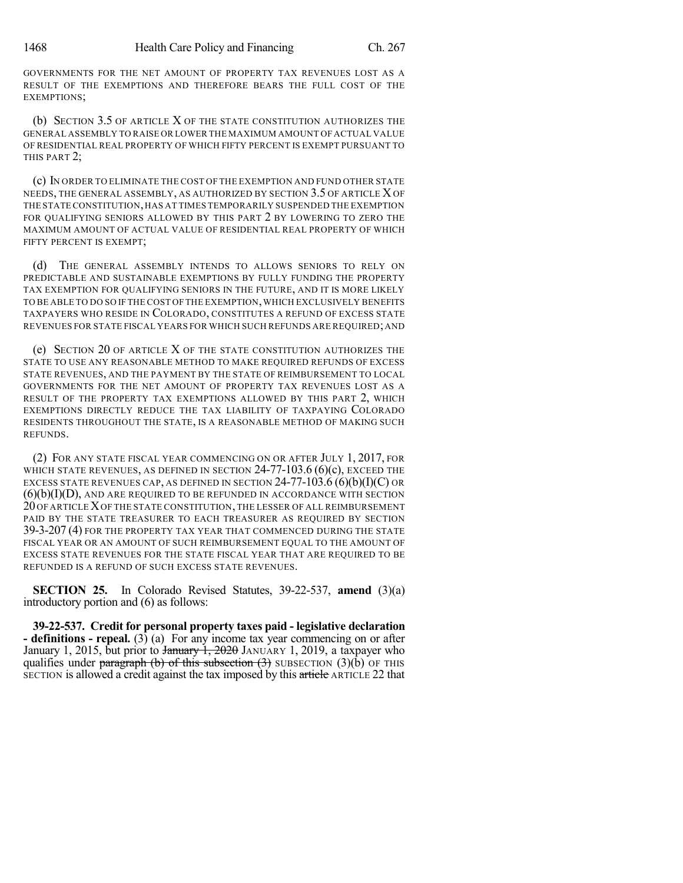GOVERNMENTS FOR THE NET AMOUNT OF PROPERTY TAX REVENUES LOST AS A RESULT OF THE EXEMPTIONS AND THEREFORE BEARS THE FULL COST OF THE EXEMPTIONS;

(b) SECTION 3.5 OF ARTICLE X OF THE STATE CONSTITUTION AUTHORIZES THE GENERAL ASSEMBLY TO RAISE OR LOWER THE MAXIMUM AMOUNT OF ACTUAL VALUE OF RESIDENTIAL REAL PROPERTY OF WHICH FIFTY PERCENT IS EXEMPT PURSUANT TO THIS PART 2;

(c) IN ORDER TO ELIMINATE THE COST OF THE EXEMPTION AND FUND OTHER STATE NEEDS, THE GENERAL ASSEMBLY, AS AUTHORIZED BY SECTION 3.5 OF ARTICLE X OF THE STATE CONSTITUTION, HAS AT TIMES TEMPORARILY SUSPENDED THE EXEMPTION FOR QUALIFYING SENIORS ALLOWED BY THIS PART 2 BY LOWERING TO ZERO THE MAXIMUM AMOUNT OF ACTUAL VALUE OF RESIDENTIAL REAL PROPERTY OF WHICH FIFTY PERCENT IS EXEMPT;

(d) THE GENERAL ASSEMBLY INTENDS TO ALLOWS SENIORS TO RELY ON PREDICTABLE AND SUSTAINABLE EXEMPTIONS BY FULLY FUNDING THE PROPERTY TAX EXEMPTION FOR QUALIFYING SENIORS IN THE FUTURE, AND IT IS MORE LIKELY TO BE ABLE TO DO SO IF THE COST OF THE EXEMPTION, WHICH EXCLUSIVELY BENEFITS TAXPAYERS WHO RESIDE IN COLORADO, CONSTITUTES A REFUND OF EXCESS STATE REVENUES FOR STATE FISCAL YEARS FOR WHICH SUCH REFUNDS ARE REQUIRED; AND

(e) SECTION 20 OF ARTICLE X OF THE STATE CONSTITUTION AUTHORIZES THE STATE TO USE ANY REASONABLE METHOD TO MAKE REQUIRED REFUNDS OF EXCESS STATE REVENUES, AND THE PAYMENT BY THE STATE OF REIMBURSEMENT TO LOCAL GOVERNMENTS FOR THE NET AMOUNT OF PROPERTY TAX REVENUES LOST AS A RESULT OF THE PROPERTY TAX EXEMPTIONS ALLOWED BY THIS PART 2, WHICH EXEMPTIONS DIRECTLY REDUCE THE TAX LIABILITY OF TAXPAYING COLORADO RESIDENTS THROUGHOUT THE STATE, IS A REASONABLE METHOD OF MAKING SUCH REFUNDS.

(2) FOR ANY STATE FISCAL YEAR COMMENCING ON OR AFTER JULY 1, 2017, FOR WHICH STATE REVENUES, AS DEFINED IN SECTION 24-77-103.6 (6)(c), EXCEED THE EXCESS STATE REVENUES CAP, AS DEFINED IN SECTION 24-77-103.6 (6)(b)(I)(C) OR (6)(b)(I)(D), AND ARE REQUIRED TO BE REFUNDED IN ACCORDANCE WITH SECTION 20 OF ARTICLE X OF THE STATE CONSTITUTION, THE LESSER OF ALL REIMBURSEMENT PAID BY THE STATE TREASURER TO EACH TREASURER AS REQUIRED BY SECTION 39-3-207 (4) FOR THE PROPERTY TAX YEAR THAT COMMENCED DURING THE STATE FISCAL YEAR OR AN AMOUNT OF SUCH REIMBURSEMENT EQUAL TO THE AMOUNT OF EXCESS STATE REVENUES FOR THE STATE FISCAL YEAR THAT ARE REQUIRED TO BE REFUNDED IS A REFUND OF SUCH EXCESS STATE REVENUES.

**SECTION 25.** In Colorado Revised Statutes, 39-22-537, **amend** (3)(a) introductory portion and (6) as follows:

**39-22-537. Credit for personal property taxes paid - legislative declaration - definitions - repeal.** (3) (a) For any income tax year commencing on or after January 1, 2015, but prior to ~~January 1, 2020~~ JANUARY 1, 2019, a taxpayer who qualifies under ~~paragraph (b) of this subsection (3)~~ SUBSECTION (3)(b) OF THIS SECTION is allowed a credit against the tax imposed by this ~~article~~ ARTICLE 22 that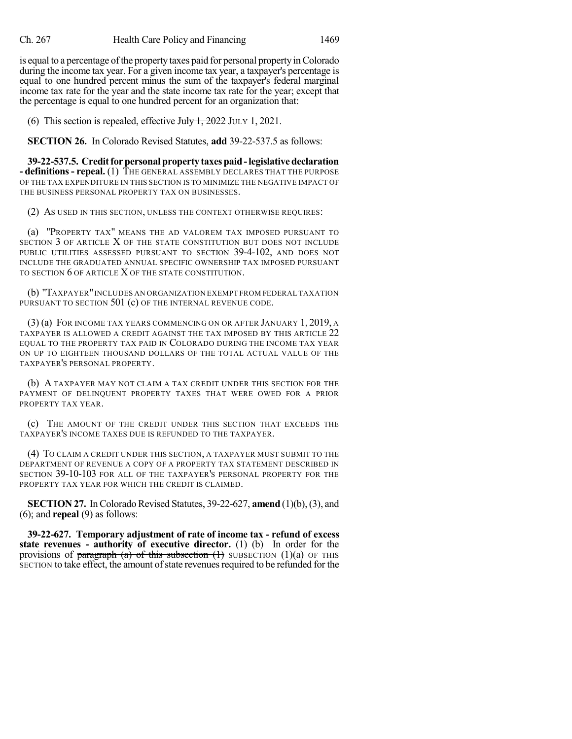is equal to a percentage of the property taxes paid for personal property in Colorado during the income tax year. For a given income tax year, a taxpayer's percentage is equal to one hundred percent minus the sum of the taxpayer's federal marginal income tax rate for the year and the state income tax rate for the year; except that the percentage is equal to one hundred percent for an organization that:

(6) This section is repealed, effective ~~July 1, 2022~~ JULY 1, 2021.

**SECTION 26.** In Colorado Revised Statutes, **add** 39-22-537.5 as follows:

**39-22-537.5. Credit for personal property taxes paid - legislative declaration - definitions - repeal.** (1) THE GENERAL ASSEMBLY DECLARES THAT THE PURPOSE OF THE TAX EXPENDITURE IN THIS SECTION IS TO MINIMIZE THE NEGATIVE IMPACT OF THE BUSINESS PERSONAL PROPERTY TAX ON BUSINESSES.

(2) AS USED IN THIS SECTION, UNLESS THE CONTEXT OTHERWISE REQUIRES:

(a) "PROPERTY TAX" MEANS THE AD VALOREM TAX IMPOSED PURSUANT TO SECTION 3 OF ARTICLE X OF THE STATE CONSTITUTION BUT DOES NOT INCLUDE PUBLIC UTILITIES ASSESSED PURSUANT TO SECTION 39-4-102, AND DOES NOT INCLUDE THE GRADUATED ANNUAL SPECIFIC OWNERSHIP TAX IMPOSED PURSUANT TO SECTION 6 OF ARTICLE X OF THE STATE CONSTITUTION.

(b) "TAXPAYER" INCLUDES AN ORGANIZATION EXEMPT FROM FEDERAL TAXATION PURSUANT TO SECTION 501 (c) OF THE INTERNAL REVENUE CODE.

(3) (a) FOR INCOME TAX YEARS COMMENCING ON OR AFTER JANUARY 1, 2019, A TAXPAYER IS ALLOWED A CREDIT AGAINST THE TAX IMPOSED BY THIS ARTICLE 22 EQUAL TO THE PROPERTY TAX PAID IN COLORADO DURING THE INCOME TAX YEAR ON UP TO EIGHTEEN THOUSAND DOLLARS OF THE TOTAL ACTUAL VALUE OF THE TAXPAYER'S PERSONAL PROPERTY.

(b) A TAXPAYER MAY NOT CLAIM A TAX CREDIT UNDER THIS SECTION FOR THE PAYMENT OF DELINQUENT PROPERTY TAXES THAT WERE OWED FOR A PRIOR PROPERTY TAX YEAR.

(c) THE AMOUNT OF THE CREDIT UNDER THIS SECTION THAT EXCEEDS THE TAXPAYER'S INCOME TAXES DUE IS REFUNDED TO THE TAXPAYER.

(4) TO CLAIM A CREDIT UNDER THIS SECTION, A TAXPAYER MUST SUBMIT TO THE DEPARTMENT OF REVENUE A COPY OF A PROPERTY TAX STATEMENT DESCRIBED IN SECTION 39-10-103 FOR ALL OF THE TAXPAYER'S PERSONAL PROPERTY FOR THE PROPERTY TAX YEAR FOR WHICH THE CREDIT IS CLAIMED.

**SECTION 27.** In Colorado Revised Statutes, 39-22-627, **amend** (1)(b), (3), and (6); and **repeal** (9) as follows:

**39-22-627. Temporary adjustment of rate of income tax - refund of excess state revenues - authority of executive director.** (1) (b) In order for the provisions of ~~paragraph (a) of this subsection (1)~~ SUBSECTION (1)(a) OF THIS SECTION to take effect, the amount of state revenues required to be refunded for the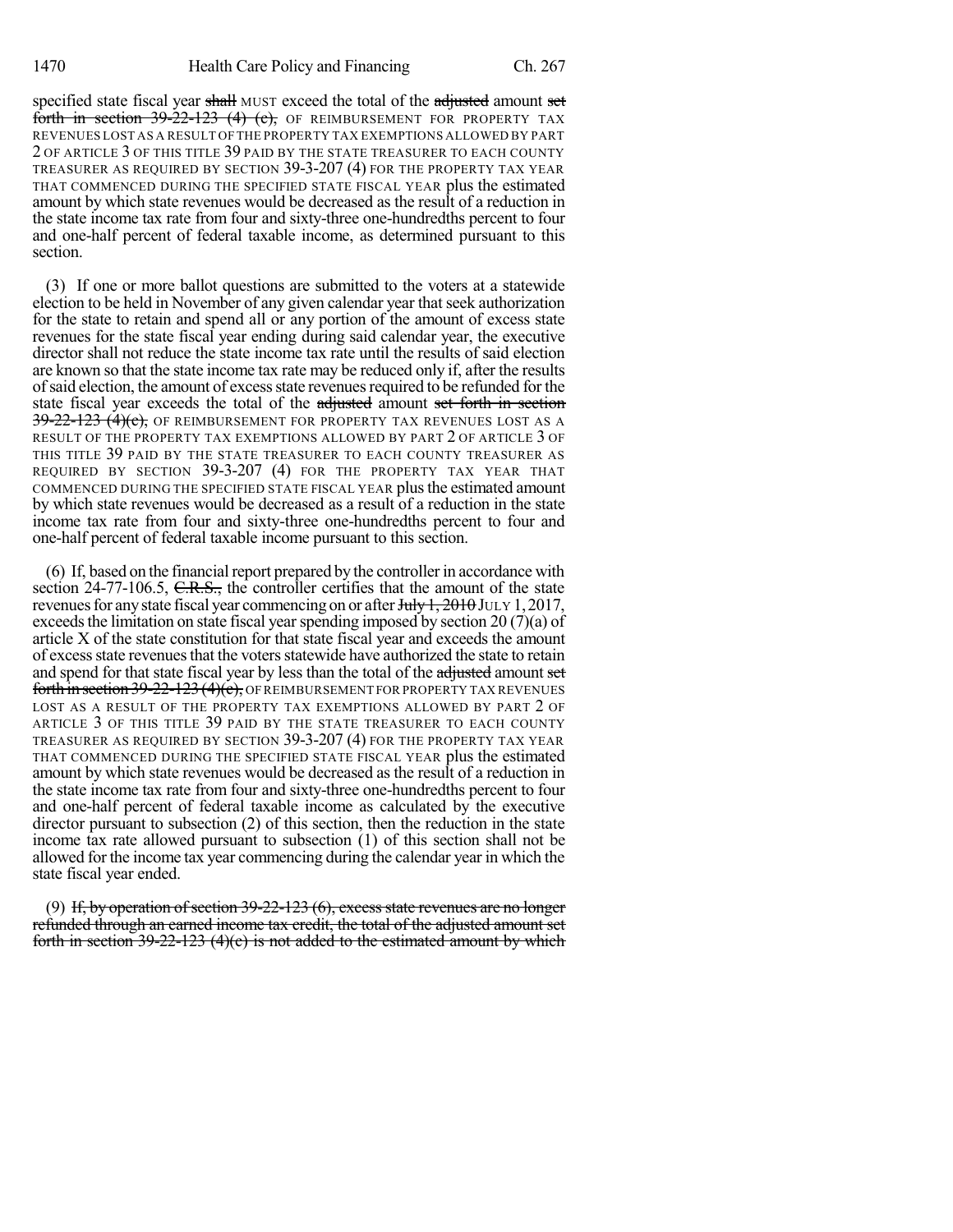specified state fiscal year ~~shall~~ MUST exceed the total of the ~~adjusted~~ amount ~~set forth in section 39-22-123 (4) (c),~~ OF REIMBURSEMENT FOR PROPERTY TAX REVENUES LOST AS A RESULT OF THE PROPERTY TAX EXEMPTIONS ALLOWED BY PART 2 OF ARTICLE 3 OF THIS TITLE 39 PAID BY THE STATE TREASURER TO EACH COUNTY TREASURER AS REQUIRED BY SECTION 39-3-207 (4) FOR THE PROPERTY TAX YEAR THAT COMMENCED DURING THE SPECIFIED STATE FISCAL YEAR plus the estimated amount by which state revenues would be decreased as the result of a reduction in the state income tax rate from four and sixty-three one-hundredths percent to four and one-half percent of federal taxable income, as determined pursuant to this section.

(3) If one or more ballot questions are submitted to the voters at a statewide election to be held in November of any given calendar year that seek authorization for the state to retain and spend all or any portion of the amount of excess state revenues for the state fiscal year ending during said calendar year, the executive director shall not reduce the state income tax rate until the results of said election are known so that the state income tax rate may be reduced only if, after the results of said election, the amount of excess state revenues required to be refunded for the state fiscal year exceeds the total of the ~~adjusted~~ amount ~~set forth in section 39-22-123 (4)(c),~~ OF REIMBURSEMENT FOR PROPERTY TAX REVENUES LOST AS A RESULT OF THE PROPERTY TAX EXEMPTIONS ALLOWED BY PART 2 OF ARTICLE 3 OF THIS TITLE 39 PAID BY THE STATE TREASURER TO EACH COUNTY TREASURER AS REQUIRED BY SECTION 39-3-207 (4) FOR THE PROPERTY TAX YEAR THAT COMMENCED DURING THE SPECIFIED STATE FISCAL YEAR plus the estimated amount by which state revenues would be decreased as a result of a reduction in the state income tax rate from four and sixty-three one-hundredths percent to four and one-half percent of federal taxable income pursuant to this section.

(6) If, based on the financial report prepared by the controller in accordance with section 24-77-106.5, ~~C.R.S.,~~ the controller certifies that the amount of the state revenues for any state fiscal year commencing on or after ~~July 1, 2010~~ JULY 1, 2017, exceeds the limitation on state fiscal year spending imposed by section 20 (7)(a) of article X of the state constitution for that state fiscal year and exceeds the amount of excess state revenues that the voters statewide have authorized the state to retain and spend for that state fiscal year by less than the total of the ~~adjusted~~ amount ~~set forth in section 39-22-123 (4)(c),~~ OF REIMBURSEMENT FOR PROPERTY TAX REVENUES LOST AS A RESULT OF THE PROPERTY TAX EXEMPTIONS ALLOWED BY PART 2 OF ARTICLE 3 OF THIS TITLE 39 PAID BY THE STATE TREASURER TO EACH COUNTY TREASURER AS REQUIRED BY SECTION 39-3-207 (4) FOR THE PROPERTY TAX YEAR THAT COMMENCED DURING THE SPECIFIED STATE FISCAL YEAR plus the estimated amount by which state revenues would be decreased as the result of a reduction in the state income tax rate from four and sixty-three one-hundredths percent to four and one-half percent of federal taxable income as calculated by the executive director pursuant to subsection (2) of this section, then the reduction in the state income tax rate allowed pursuant to subsection (1) of this section shall not be allowed for the income tax year commencing during the calendar year in which the state fiscal year ended.

(9) ~~If, by operation of section 39-22-123 (6), excess state revenues are no longer refunded through an earned income tax credit, the total of the adjusted amount set forth in section 39-22-123 (4)(c) is not added to the estimated amount by which~~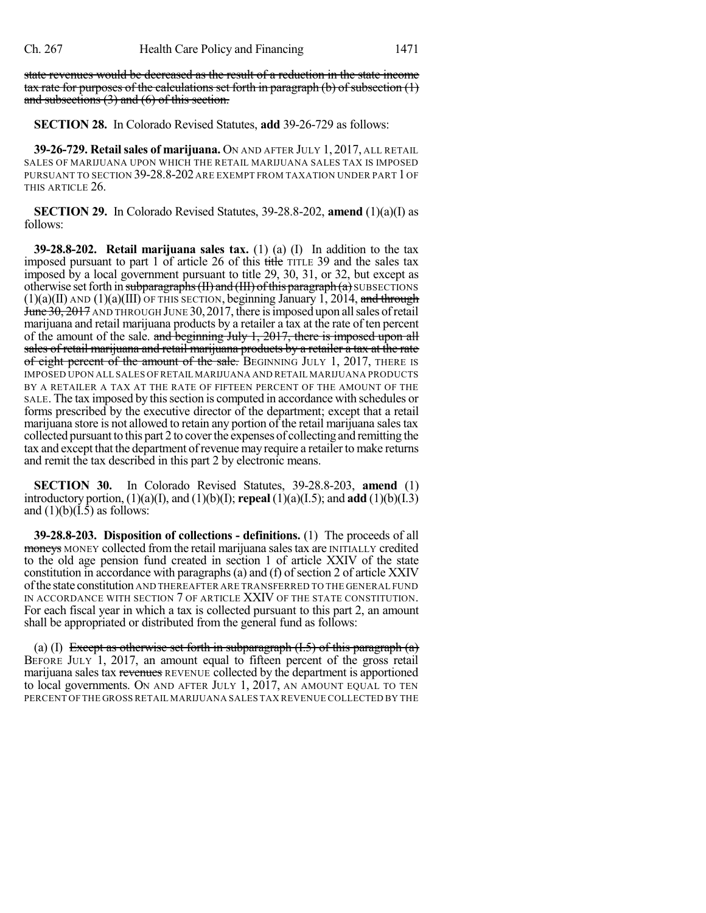~~state revenues would be decreased as the result of a reduction in the state income tax rate for purposes of the calculations set forth in paragraph (b) of subsection (1) and subsections (3) and (6) of this section.~~

**SECTION 28.** In Colorado Revised Statutes, **add** 39-26-729 as follows:

**39-26-729. Retail sales of marijuana.** ON AND AFTER JULY 1, 2017, ALL RETAIL SALES OF MARIJUANA UPON WHICH THE RETAIL MARIJUANA SALES TAX IS IMPOSED PURSUANT TO SECTION 39-28.8-202 ARE EXEMPT FROM TAXATION UNDER PART 1 OF THIS ARTICLE 26.

**SECTION 29.** In Colorado Revised Statutes, 39-28.8-202, **amend** (1)(a)(I) as follows:

**39-28.8-202. Retail marijuana sales tax.** (1) (a) (I) In addition to the tax imposed pursuant to part 1 of article 26 of this ~~title~~ TITLE 39 and the sales tax imposed by a local government pursuant to title 29, 30, 31, or 32, but except as otherwise set forth in ~~subparagraphs (II) and (III) of this paragraph (a)~~ SUBSECTIONS (1)(a)(II) AND (1)(a)(III) OF THIS SECTION, beginning January 1, 2014, ~~and through June 30, 2017~~ AND THROUGH JUNE 30, 2017, there is imposed upon all sales of retail marijuana and retail marijuana products by a retailer a tax at the rate of ten percent of the amount of the sale. ~~and beginning July 1, 2017, there is imposed upon all sales of retail marijuana and retail marijuana products by a retailer a tax at the rate of eight percent of the amount of the sale.~~ BEGINNING JULY 1, 2017, THERE IS IMPOSED UPON ALL SALES OF RETAIL MARIJUANA AND RETAIL MARIJUANA PRODUCTS BY A RETAILER A TAX AT THE RATE OF FIFTEEN PERCENT OF THE AMOUNT OF THE SALE. The tax imposed by this section is computed in accordance with schedules or forms prescribed by the executive director of the department; except that a retail marijuana store is not allowed to retain any portion of the retail marijuana sales tax collected pursuant to this part 2 to cover the expenses of collecting and remitting the tax and except that the department of revenue may require a retailer to make returns and remit the tax described in this part 2 by electronic means.

**SECTION 30.** In Colorado Revised Statutes, 39-28.8-203, **amend** (1) introductory portion, (1)(a)(I), and (1)(b)(I); **repeal** (1)(a)(I.5); and **add** (1)(b)(I.3) and (1)(b)(I.5) as follows:

**39-28.8-203. Disposition of collections - definitions.** (1) The proceeds of all ~~moneys~~ MONEY collected from the retail marijuana sales tax are INITIALLY credited to the old age pension fund created in section 1 of article XXIV of the state constitution in accordance with paragraphs (a) and (f) of section 2 of article XXIV of the state constitution AND THEREAFTER ARE TRANSFERRED TO THE GENERAL FUND IN ACCORDANCE WITH SECTION 7 OF ARTICLE XXIV OF THE STATE CONSTITUTION. For each fiscal year in which a tax is collected pursuant to this part 2, an amount shall be appropriated or distributed from the general fund as follows:

(a) (I) ~~Except as otherwise set forth in subparagraph (I.5) of this paragraph (a)~~ BEFORE JULY 1, 2017, an amount equal to fifteen percent of the gross retail marijuana sales tax ~~revenues~~ REVENUE collected by the department is apportioned to local governments. ON AND AFTER JULY 1, 2017, AN AMOUNT EQUAL TO TEN PERCENT OF THE GROSS RETAIL MARIJUANA SALES TAX REVENUE COLLECTED BY THE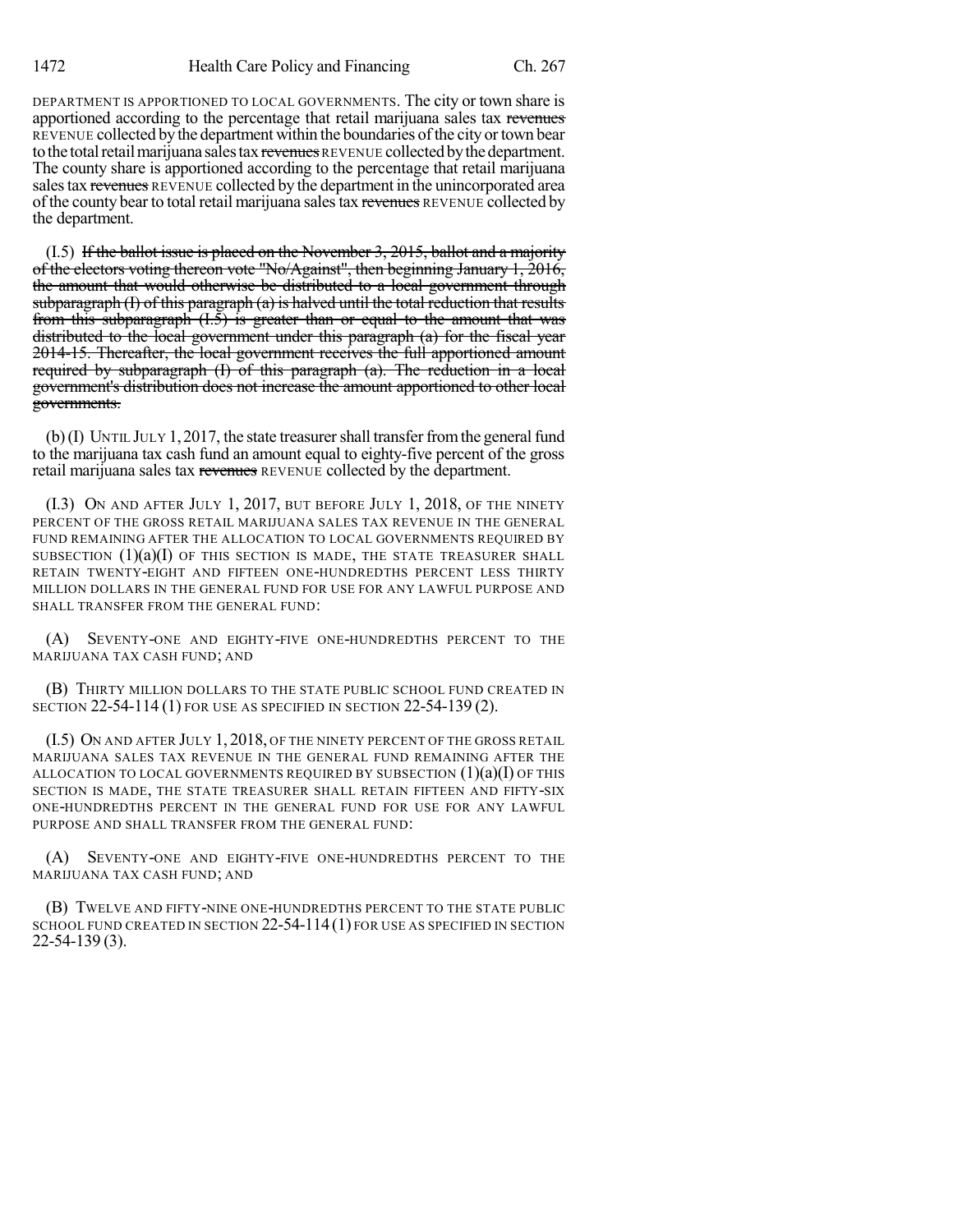DEPARTMENT IS APPORTIONED TO LOCAL GOVERNMENTS. The city or town share is apportioned according to the percentage that retail marijuana sales tax ~~revenues~~ REVENUE collected by the department within the boundaries of the city or town bear to the total retail marijuana sales tax ~~revenues~~ REVENUE collected by the department. The county share is apportioned according to the percentage that retail marijuana sales tax ~~revenues~~ REVENUE collected by the department in the unincorporated area of the county bear to total retail marijuana sales tax ~~revenues~~ REVENUE collected by the department.

(I.5) ~~If the ballot issue is placed on the November 3, 2015, ballot and a majority of the electors voting thereon vote "No/Against", then beginning January 1, 2016, the amount that would otherwise be distributed to a local government through subparagraph (I) of this paragraph (a) is halved until the total reduction that results from this subparagraph (I.5) is greater than or equal to the amount that was distributed to the local government under this paragraph (a) for the fiscal year 2014-15. Thereafter, the local government receives the full apportioned amount required by subparagraph (I) of this paragraph (a). The reduction in a local government's distribution does not increase the amount apportioned to other local governments.~~

(b) (I) UNTIL JULY 1, 2017, the state treasurer shall transfer from the general fund to the marijuana tax cash fund an amount equal to eighty-five percent of the gross retail marijuana sales tax ~~revenues~~ REVENUE collected by the department.

(I.3) ON AND AFTER JULY 1, 2017, BUT BEFORE JULY 1, 2018, OF THE NINETY PERCENT OF THE GROSS RETAIL MARIJUANA SALES TAX REVENUE IN THE GENERAL FUND REMAINING AFTER THE ALLOCATION TO LOCAL GOVERNMENTS REQUIRED BY SUBSECTION (1)(a)(I) OF THIS SECTION IS MADE, THE STATE TREASURER SHALL RETAIN TWENTY-EIGHT AND FIFTEEN ONE-HUNDREDTHS PERCENT LESS THIRTY MILLION DOLLARS IN THE GENERAL FUND FOR USE FOR ANY LAWFUL PURPOSE AND SHALL TRANSFER FROM THE GENERAL FUND:

(A) SEVENTY-ONE AND EIGHTY-FIVE ONE-HUNDREDTHS PERCENT TO THE MARIJUANA TAX CASH FUND; AND

(B) THIRTY MILLION DOLLARS TO THE STATE PUBLIC SCHOOL FUND CREATED IN SECTION 22-54-114 (1) FOR USE AS SPECIFIED IN SECTION 22-54-139 (2).

(I.5) ON AND AFTER JULY 1, 2018, OF THE NINETY PERCENT OF THE GROSS RETAIL MARIJUANA SALES TAX REVENUE IN THE GENERAL FUND REMAINING AFTER THE ALLOCATION TO LOCAL GOVERNMENTS REQUIRED BY SUBSECTION (1)(a)(I) OF THIS SECTION IS MADE, THE STATE TREASURER SHALL RETAIN FIFTEEN AND FIFTY-SIX ONE-HUNDREDTHS PERCENT IN THE GENERAL FUND FOR USE FOR ANY LAWFUL PURPOSE AND SHALL TRANSFER FROM THE GENERAL FUND:

(A) SEVENTY-ONE AND EIGHTY-FIVE ONE-HUNDREDTHS PERCENT TO THE MARIJUANA TAX CASH FUND; AND

(B) TWELVE AND FIFTY-NINE ONE-HUNDREDTHS PERCENT TO THE STATE PUBLIC SCHOOL FUND CREATED IN SECTION 22-54-114 (1) FOR USE AS SPECIFIED IN SECTION 22-54-139 (3).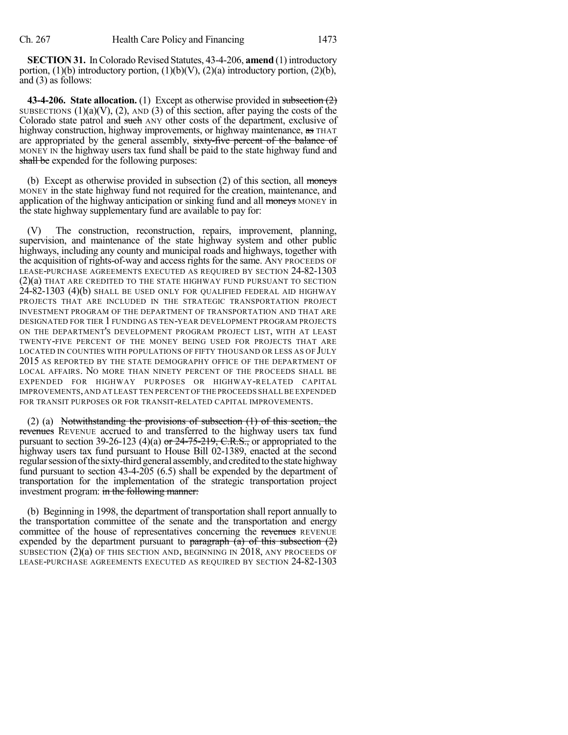**SECTION 31.** In Colorado Revised Statutes, 43-4-206, **amend** (1) introductory portion, (1)(b) introductory portion, (1)(b)(V), (2)(a) introductory portion, (2)(b), and (3) as follows:

**43-4-206. State allocation.** (1) Except as otherwise provided in ~~subsection (2)~~ SUBSECTIONS (1)(a)(V), (2), AND (3) of this section, after paying the costs of the Colorado state patrol and ~~such~~ ANY other costs of the department, exclusive of highway construction, highway improvements, or highway maintenance, ~~as~~ THAT are appropriated by the general assembly, ~~sixty-five percent of the balance of~~ MONEY IN the highway users tax fund shall be paid to the state highway fund and ~~shall be~~ expended for the following purposes:

(b) Except as otherwise provided in subsection (2) of this section, all ~~moneys~~ MONEY in the state highway fund not required for the creation, maintenance, and application of the highway anticipation or sinking fund and all ~~moneys~~ MONEY in the state highway supplementary fund are available to pay for:

(V) The construction, reconstruction, repairs, improvement, planning, supervision, and maintenance of the state highway system and other public highways, including any county and municipal roads and highways, together with the acquisition of rights-of-way and access rights for the same. ANY PROCEEDS OF LEASE-PURCHASE AGREEMENTS EXECUTED AS REQUIRED BY SECTION 24-82-1303 (2)(a) THAT ARE CREDITED TO THE STATE HIGHWAY FUND PURSUANT TO SECTION 24-82-1303 (4)(b) SHALL BE USED ONLY FOR QUALIFIED FEDERAL AID HIGHWAY PROJECTS THAT ARE INCLUDED IN THE STRATEGIC TRANSPORTATION PROJECT INVESTMENT PROGRAM OF THE DEPARTMENT OF TRANSPORTATION AND THAT ARE DESIGNATED FOR TIER 1 FUNDING AS TEN-YEAR DEVELOPMENT PROGRAM PROJECTS ON THE DEPARTMENT'S DEVELOPMENT PROGRAM PROJECT LIST, WITH AT LEAST TWENTY-FIVE PERCENT OF THE MONEY BEING USED FOR PROJECTS THAT ARE LOCATED IN COUNTIES WITH POPULATIONS OF FIFTY THOUSAND OR LESS AS OF JULY 2015 AS REPORTED BY THE STATE DEMOGRAPHY OFFICE OF THE DEPARTMENT OF LOCAL AFFAIRS. NO MORE THAN NINETY PERCENT OF THE PROCEEDS SHALL BE EXPENDED FOR HIGHWAY PURPOSES OR HIGHWAY-RELATED CAPITAL IMPROVEMENTS, AND AT LEAST TEN PERCENT OF THE PROCEEDS SHALL BE EXPENDED FOR TRANSIT PURPOSES OR FOR TRANSIT-RELATED CAPITAL IMPROVEMENTS.

(2) (a) ~~Notwithstanding the provisions of subsection (1) of this section, the revenues~~ REVENUE accrued to and transferred to the highway users tax fund pursuant to section 39-26-123 (4)(a) ~~or 24-75-219, C.R.S.,~~ or appropriated to the highway users tax fund pursuant to House Bill 02-1389, enacted at the second regular session of the sixty-third general assembly, and credited to the state highway fund pursuant to section 43-4-205 (6.5) shall be expended by the department of transportation for the implementation of the strategic transportation project investment program: ~~in the following manner:~~

(b) Beginning in 1998, the department of transportation shall report annually to the transportation committee of the senate and the transportation and energy committee of the house of representatives concerning the ~~revenues~~ REVENUE expended by the department pursuant to ~~paragraph (a) of this subsection (2)~~ SUBSECTION (2)(a) OF THIS SECTION AND, BEGINNING IN 2018, ANY PROCEEDS OF LEASE-PURCHASE AGREEMENTS EXECUTED AS REQUIRED BY SECTION 24-82-1303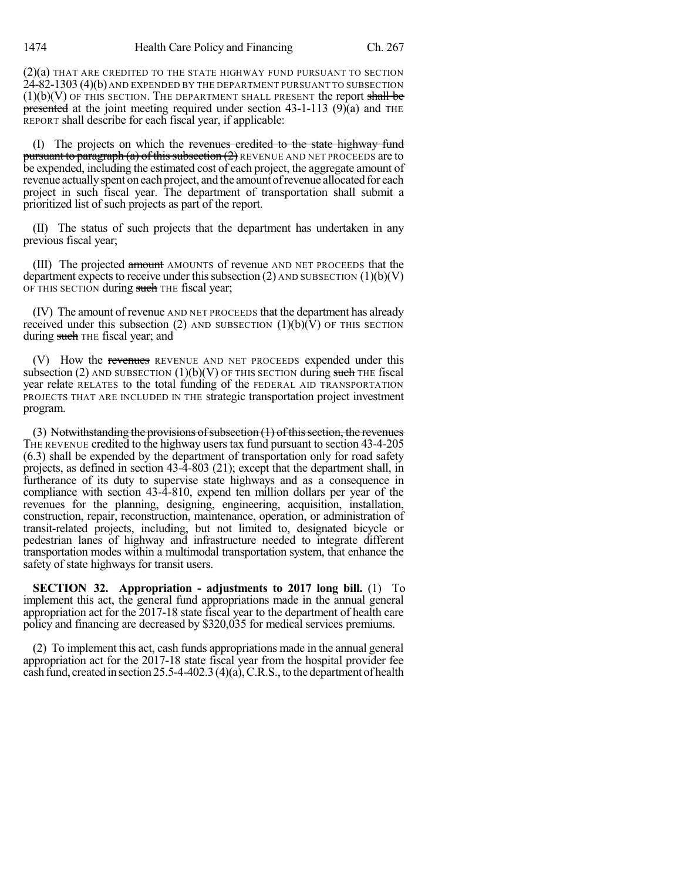(2)(a) THAT ARE CREDITED TO THE STATE HIGHWAY FUND PURSUANT TO SECTION 24-82-1303 (4)(b) AND EXPENDED BY THE DEPARTMENT PURSUANT TO SUBSECTION (1)(b)(V) OF THIS SECTION. THE DEPARTMENT SHALL PRESENT the report ~~shall be presented~~ at the joint meeting required under section 43-1-113 (9)(a) and THE REPORT shall describe for each fiscal year, if applicable:

(I) The projects on which the ~~revenues credited to the state highway fund pursuant to paragraph (a) of this subsection (2)~~ REVENUE AND NET PROCEEDS are to be expended, including the estimated cost of each project, the aggregate amount of revenue actually spent on each project, and the amount of revenue allocated for each project in such fiscal year. The department of transportation shall submit a prioritized list of such projects as part of the report.

(II) The status of such projects that the department has undertaken in any previous fiscal year;

(III) The projected ~~amount~~ AMOUNTS of revenue AND NET PROCEEDS that the department expects to receive under this subsection (2) AND SUBSECTION (1)(b)(V) OF THIS SECTION during ~~such~~ THE fiscal year;

(IV) The amount of revenue AND NET PROCEEDS that the department has already received under this subsection (2) AND SUBSECTION (1)(b)(V) OF THIS SECTION during ~~such~~ THE fiscal year; and

(V) How the ~~revenues~~ REVENUE AND NET PROCEEDS expended under this subsection (2) AND SUBSECTION (1)(b)(V) OF THIS SECTION during ~~such~~ THE fiscal year ~~relate~~ RELATES to the total funding of the FEDERAL AID TRANSPORTATION PROJECTS THAT ARE INCLUDED IN THE strategic transportation project investment program.

(3) ~~Notwithstanding the provisions of subsection (1) of this section, the revenues~~ THE REVENUE credited to the highway users tax fund pursuant to section 43-4-205 (6.3) shall be expended by the department of transportation only for road safety projects, as defined in section 43-4-803 (21); except that the department shall, in furtherance of its duty to supervise state highways and as a consequence in compliance with section 43-4-810, expend ten million dollars per year of the revenues for the planning, designing, engineering, acquisition, installation, construction, repair, reconstruction, maintenance, operation, or administration of transit-related projects, including, but not limited to, designated bicycle or pedestrian lanes of highway and infrastructure needed to integrate different transportation modes within a multimodal transportation system, that enhance the safety of state highways for transit users.

**SECTION 32. Appropriation - adjustments to 2017 long bill.** (1) To implement this act, the general fund appropriations made in the annual general appropriation act for the 2017-18 state fiscal year to the department of health care policy and financing are decreased by $320,035 for medical services premiums.

(2) To implement this act, cash funds appropriations made in the annual general appropriation act for the 2017-18 state fiscal year from the hospital provider fee cash fund, created in section 25.5-4-402.3 (4)(a), C.R.S., to the department of health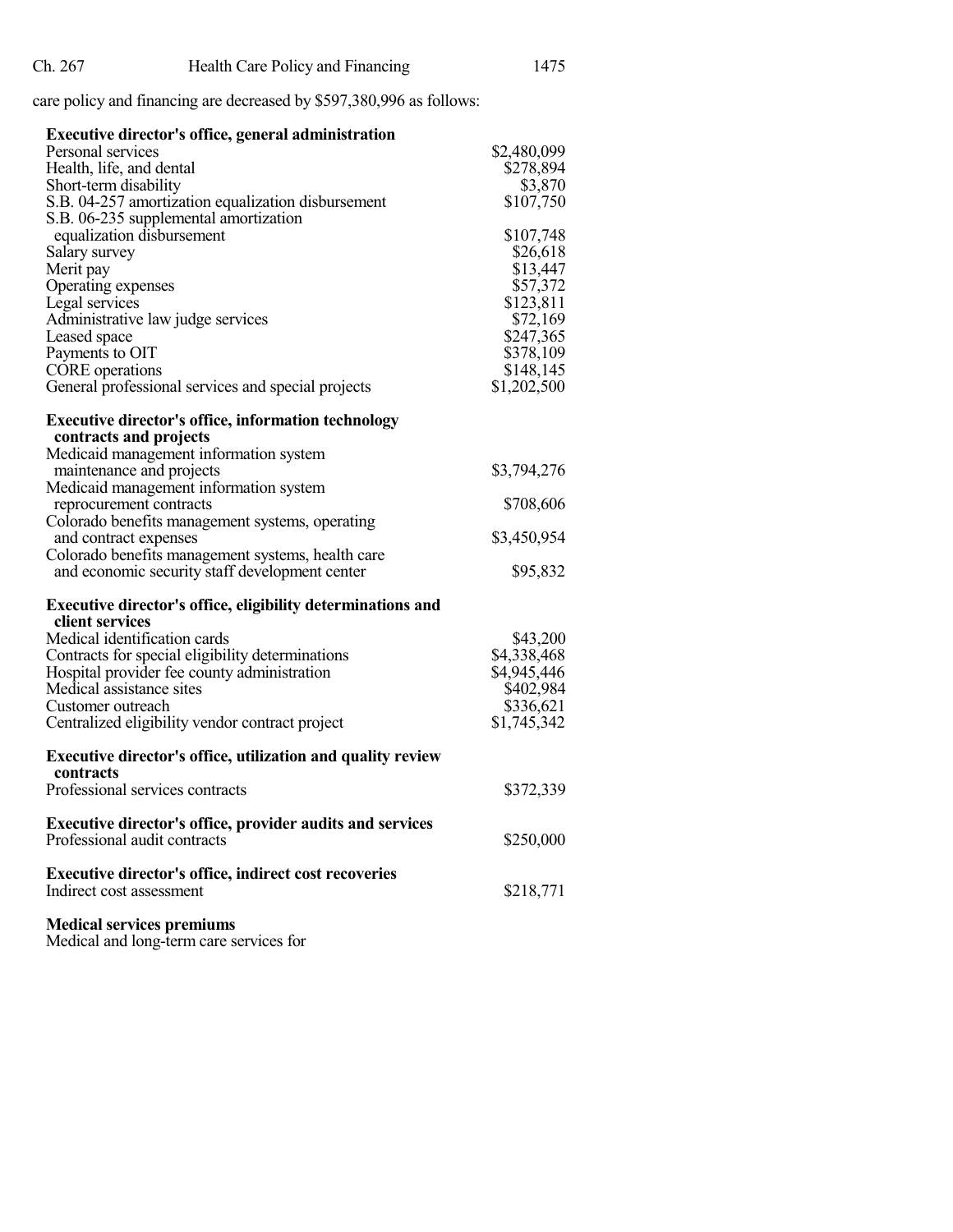care policy and financing are decreased by $597,380,996 as follows:

**Executive director's office, general administration**

| | |
|---|---|
| Personal services | $2,480,099 |
| Health, life, and dental | $278,894 |
| Short-term disability | $3,870 |
| S.B. 04-257 amortization equalization disbursement | $107,750 |
| S.B. 06-235 supplemental amortization equalization disbursement | $107,748 |
| Salary survey | $26,618 |
| Merit pay | $13,447 |
| Operating expenses | $57,372 |
| Legal services | $123,811 |
| Administrative law judge services | $72,169 |
| Leased space | $247,365 |
| Payments to OIT | $378,109 |
| CORE operations | $148,145 |
| General professional services and special projects | $1,202,500 |

**Executive director's office, information technology contracts and projects**

| | |
|---|---|
| Medicaid management information system maintenance and projects | $3,794,276 |
| Medicaid management information system reprocurement contracts | $708,606 |
| Colorado benefits management systems, operating and contract expenses | $3,450,954 |
| Colorado benefits management systems, health care and economic security staff development center | $95,832 |

**Executive director's office, eligibility determinations and client services**

| | |
|---|---|
| Medical identification cards | $43,200 |
| Contracts for special eligibility determinations | $4,338,468 |
| Hospital provider fee county administration | $4,945,446 |
| Medical assistance sites | $402,984 |
| Customer outreach | $336,621 |
| Centralized eligibility vendor contract project | $1,745,342 |

**Executive director's office, utilization and quality review contracts**

| | |
|---|---|
| Professional services contracts | $372,339 |

**Executive director's office, provider audits and services**

| | |
|---|---|
| Professional audit contracts | $250,000 |

**Executive director's office, indirect cost recoveries**

| | |
|---|---|
| Indirect cost assessment | $218,771 |

**Medical services premiums**

Medical and long-term care services for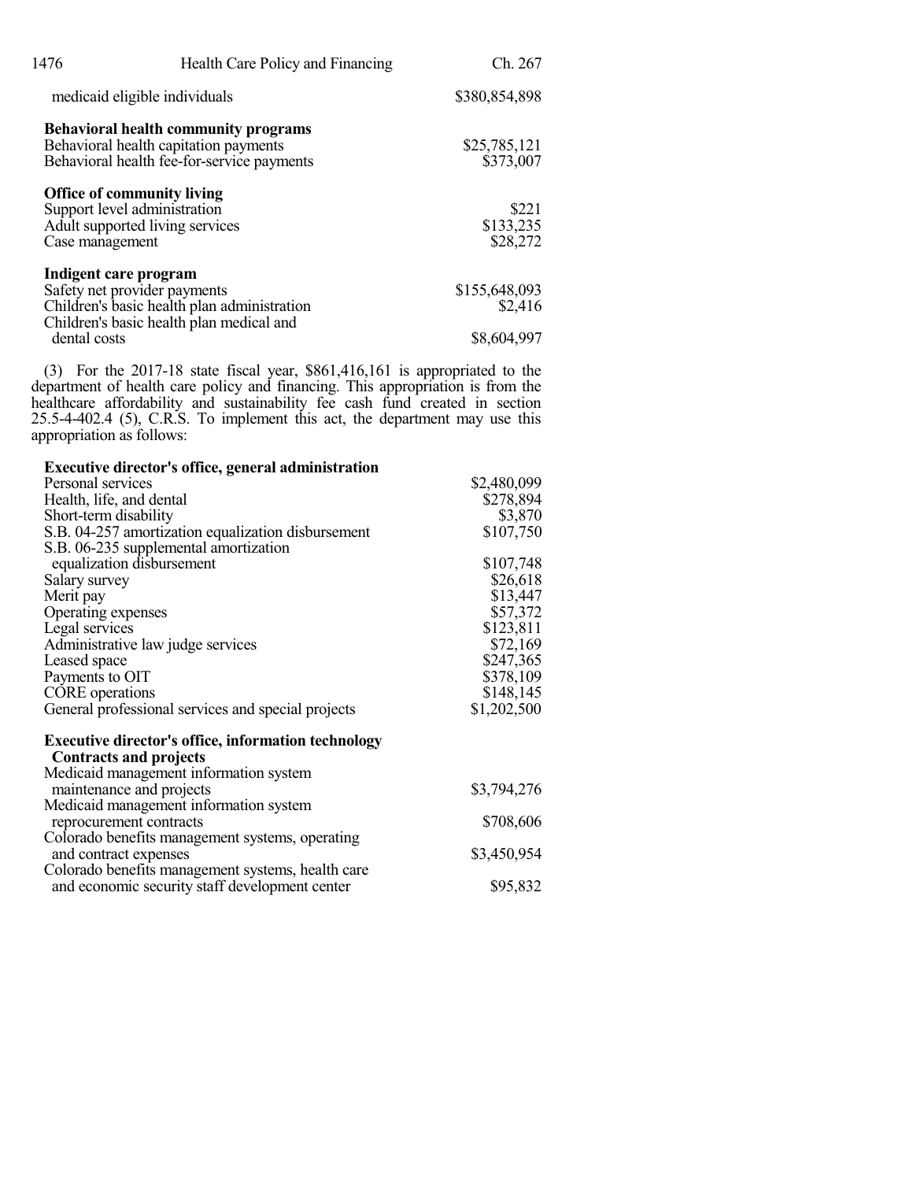| | |
|---|---|
| medicaid eligible individuals | $380,854,898 |
| **Behavioral health community programs** | |
| Behavioral health capitation payments | $25,785,121 |
| Behavioral health fee-for-service payments | $373,007 |
| **Office of community living** | |
| Support level administration | $221 |
| Adult supported living services | $133,235 |
| Case management | $28,272 |
| **Indigent care program** | |
| Safety net provider payments | $155,648,093 |
| Children's basic health plan administration | $2,416 |
| Children's basic health plan medical and dental costs | $8,604,997 |

(3) For the 2017-18 state fiscal year, $861,416,161 is appropriated to the department of health care policy and financing. This appropriation is from the healthcare affordability and sustainability fee cash fund created in section 25.5-4-402.4 (5), C.R.S. To implement this act, the department may use this appropriation as follows:

| | |
|---|---|
| **Executive director's office, general administration** | |
| Personal services | $2,480,099 |
| Health, life, and dental | $278,894 |
| Short-term disability | $3,870 |
| S.B. 04-257 amortization equalization disbursement | $107,750 |
| S.B. 06-235 supplemental amortization equalization disbursement | $107,748 |
| Salary survey | $26,618 |
| Merit pay | $13,447 |
| Operating expenses | $57,372 |
| Legal services | $123,811 |
| Administrative law judge services | $72,169 |
| Leased space | $247,365 |
| Payments to OIT | $378,109 |
| CORE operations | $148,145 |
| General professional services and special projects | $1,202,500 |
| **Executive director's office, information technology Contracts and projects** | |
| Medicaid management information system maintenance and projects | $3,794,276 |
| Medicaid management information system reprocurement contracts | $708,606 |
| Colorado benefits management systems, operating and contract expenses | $3,450,954 |
| Colorado benefits management systems, health care and economic security staff development center | $95,832 |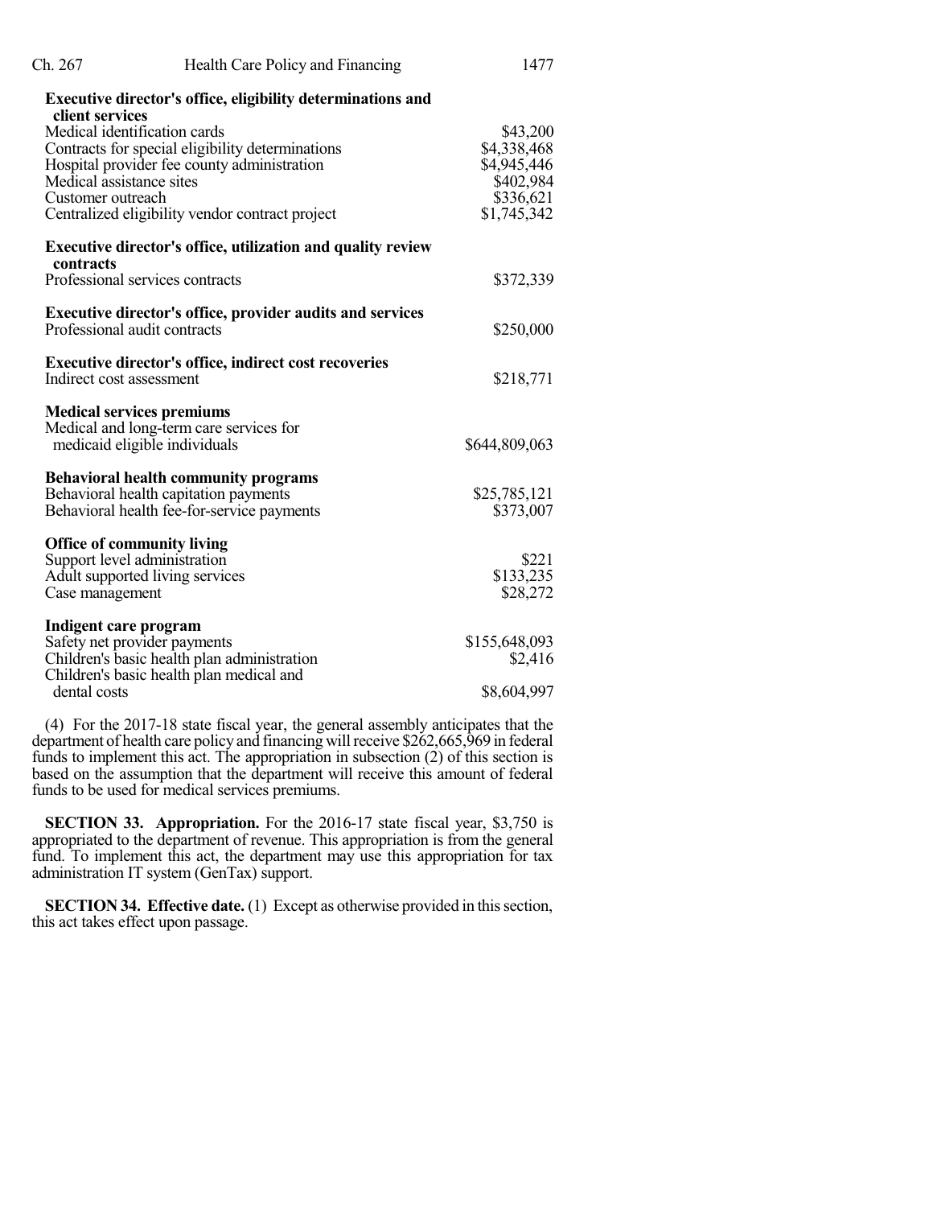**Executive director's office, eligibility determinations and client services**

| | |
|---|---|
| Medical identification cards | $43,200 |
| Contracts for special eligibility determinations | $4,338,468 |
| Hospital provider fee county administration | $4,945,446 |
| Medical assistance sites | $402,984 |
| Customer outreach | $336,621 |
| Centralized eligibility vendor contract project | $1,745,342 |

**Executive director's office, utilization and quality review contracts**

| | |
|---|---|
| Professional services contracts | $372,339 |

**Executive director's office, provider audits and services**

| | |
|---|---|
| Professional audit contracts | $250,000 |

**Executive director's office, indirect cost recoveries**

| | |
|---|---|
| Indirect cost assessment | $218,771 |

**Medical services premiums**

| | |
|---|---|
| Medical and long-term care services for medicaid eligible individuals | $644,809,063 |

**Behavioral health community programs**

| | |
|---|---|
| Behavioral health capitation payments | $25,785,121 |
| Behavioral health fee-for-service payments | $373,007 |

**Office of community living**

| | |
|---|---|
| Support level administration | $221 |
| Adult supported living services | $133,235 |
| Case management | $28,272 |

**Indigent care program**

| | |
|---|---|
| Safety net provider payments | $155,648,093 |
| Children's basic health plan administration | $2,416 |
| Children's basic health plan medical and dental costs | $8,604,997 |

(4) For the 2017-18 state fiscal year, the general assembly anticipates that the department of health care policy and financing will receive $262,665,969 in federal funds to implement this act. The appropriation in subsection (2) of this section is based on the assumption that the department will receive this amount of federal funds to be used for medical services premiums.

**SECTION 33. Appropriation.** For the 2016-17 state fiscal year, $3,750 is appropriated to the department of revenue. This appropriation is from the general fund. To implement this act, the department may use this appropriation for tax administration IT system (GenTax) support.

**SECTION 34. Effective date.** (1) Except as otherwise provided in this section, this act takes effect upon passage.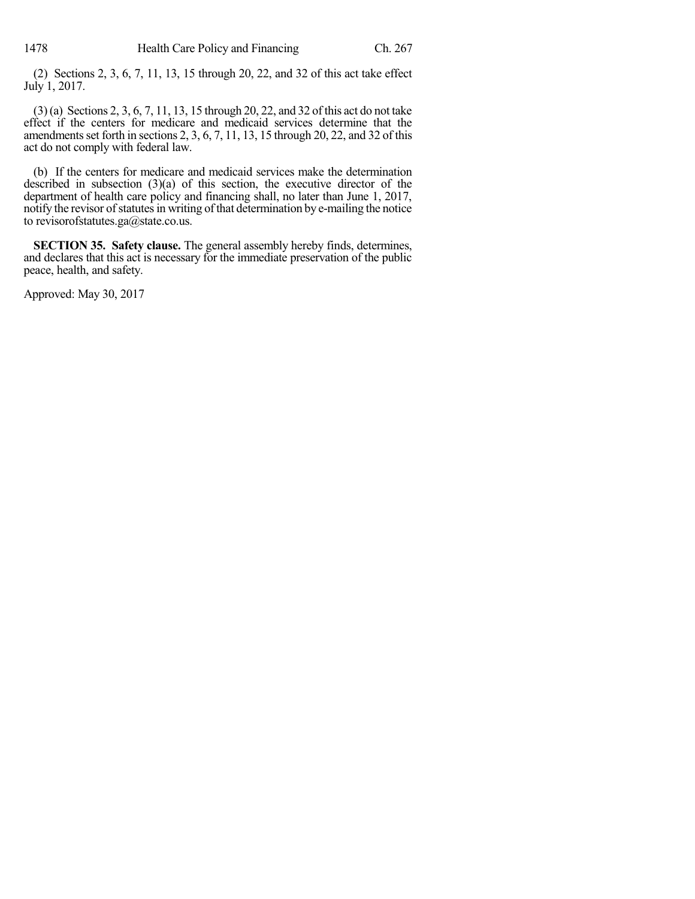(2) Sections 2, 3, 6, 7, 11, 13, 15 through 20, 22, and 32 of this act take effect July 1, 2017.

(3) (a) Sections 2, 3, 6, 7, 11, 13, 15 through 20, 22, and 32 of this act do not take effect if the centers for medicare and medicaid services determine that the amendments set forth in sections 2, 3, 6, 7, 11, 13, 15 through 20, 22, and 32 of this act do not comply with federal law.

(b) If the centers for medicare and medicaid services make the determination described in subsection (3)(a) of this section, the executive director of the department of health care policy and financing shall, no later than June 1, 2017, notify the revisor of statutes in writing of that determination by e-mailing the notice to revisorofstatutes.ga@state.co.us.

**SECTION 35. Safety clause.** The general assembly hereby finds, determines, and declares that this act is necessary for the immediate preservation of the public peace, health, and safety.

Approved: May 30, 2017